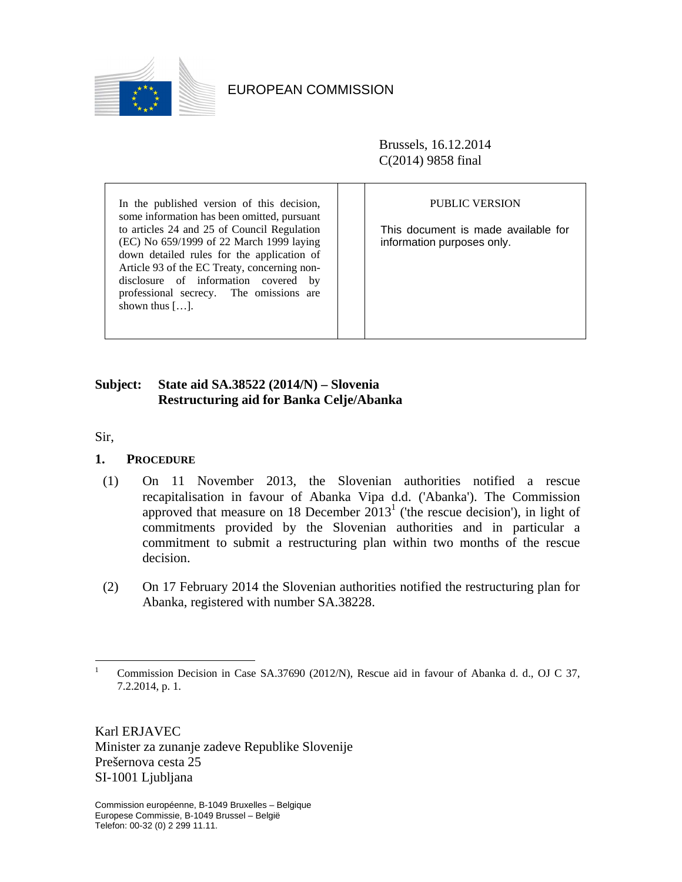EUROPEAN COMMISSION

Brussels, 16.12.2014
C(2014) 9858 final

In the published version of this decision, some information has been omitted, pursuant to articles 24 and 25 of Council Regulation (EC) No 659/1999 of 22 March 1999 laying down detailed rules for the application of Article 93 of the EC Treaty, concerning non-disclosure of information covered by professional secrecy. The omissions are shown thus […].

PUBLIC VERSION

This document is made available for information purposes only.

**Subject: State aid SA.38522 (2014/N) – Slovenia
Restructuring aid for Banka Celje/Abanka**

Sir,

## 1. PROCEDURE

(1) On 11 November 2013, the Slovenian authorities notified a rescue recapitalisation in favour of Abanka Vipa d.d. ('Abanka'). The Commission approved that measure on 18 December 2013[1] ('the rescue decision'), in light of commitments provided by the Slovenian authorities and in particular a commitment to submit a restructuring plan within two months of the rescue decision.

(2) On 17 February 2014 the Slovenian authorities notified the restructuring plan for Abanka, registered with number SA.38228.

[1] Commission Decision in Case SA.37690 (2012/N), Rescue aid in favour of Abanka d. d., OJ C 37, 7.2.2014, p. 1.

Karl ERJAVEC
Minister za zunanje zadeve Republike Slovenije
Prešernova cesta 25
SI-1001 Ljubljana

Commission européenne, B-1049 Bruxelles – Belgique
Europese Commissie, B-1049 Brussel – België
Telefon: 00-32 (0) 2 299 11.11.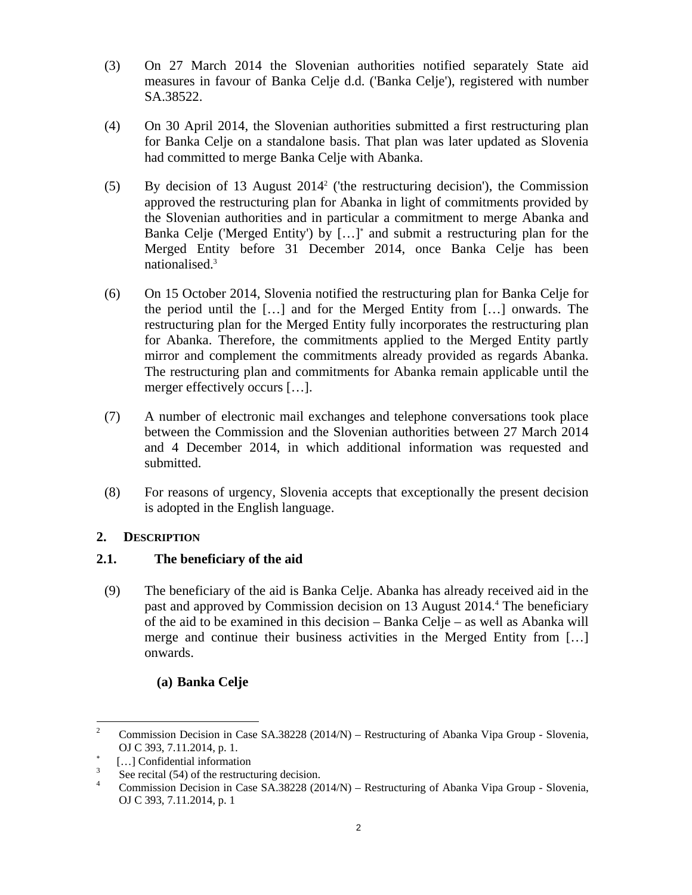(3) On 27 March 2014 the Slovenian authorities notified separately State aid measures in favour of Banka Celje d.d. ('Banka Celje'), registered with number SA.38522.

(4) On 30 April 2014, the Slovenian authorities submitted a first restructuring plan for Banka Celje on a standalone basis. That plan was later updated as Slovenia had committed to merge Banka Celje with Abanka.

(5) By decision of 13 August 2014[2] ('the restructuring decision'), the Commission approved the restructuring plan for Abanka in light of commitments provided by the Slovenian authorities and in particular a commitment to merge Abanka and Banka Celje ('Merged Entity') by […][*] and submit a restructuring plan for the Merged Entity before 31 December 2014, once Banka Celje has been nationalised.[3]

(6) On 15 October 2014, Slovenia notified the restructuring plan for Banka Celje for the period until the […] and for the Merged Entity from […] onwards. The restructuring plan for the Merged Entity fully incorporates the restructuring plan for Abanka. Therefore, the commitments applied to the Merged Entity partly mirror and complement the commitments already provided as regards Abanka. The restructuring plan and commitments for Abanka remain applicable until the merger effectively occurs […].

(7) A number of electronic mail exchanges and telephone conversations took place between the Commission and the Slovenian authorities between 27 March 2014 and 4 December 2014, in which additional information was requested and submitted.

(8) For reasons of urgency, Slovenia accepts that exceptionally the present decision is adopted in the English language.

## 2. DESCRIPTION

### 2.1. The beneficiary of the aid

(9) The beneficiary of the aid is Banka Celje. Abanka has already received aid in the past and approved by Commission decision on 13 August 2014.[4] The beneficiary of the aid to be examined in this decision – Banka Celje – as well as Abanka will merge and continue their business activities in the Merged Entity from […] onwards.

**(a) Banka Celje**

---

[2] Commission Decision in Case SA.38228 (2014/N) – Restructuring of Abanka Vipa Group - Slovenia, OJ C 393, 7.11.2014, p. 1.

[*] […] Confidential information

[3] See recital (54) of the restructuring decision.

[4] Commission Decision in Case SA.38228 (2014/N) – Restructuring of Abanka Vipa Group - Slovenia, OJ C 393, 7.11.2014, p. 1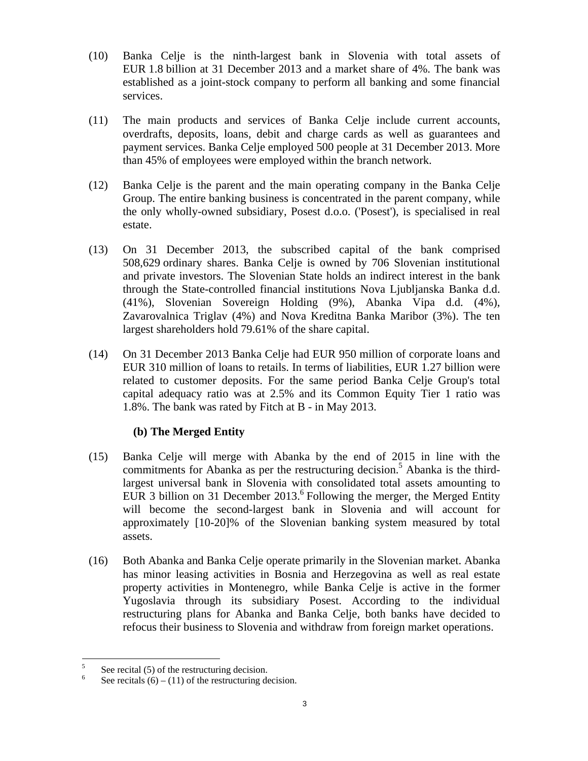(10) Banka Celje is the ninth-largest bank in Slovenia with total assets of EUR 1.8 billion at 31 December 2013 and a market share of 4%. The bank was established as a joint-stock company to perform all banking and some financial services.

(11) The main products and services of Banka Celje include current accounts, overdrafts, deposits, loans, debit and charge cards as well as guarantees and payment services. Banka Celje employed 500 people at 31 December 2013. More than 45% of employees were employed within the branch network.

(12) Banka Celje is the parent and the main operating company in the Banka Celje Group. The entire banking business is concentrated in the parent company, while the only wholly-owned subsidiary, Posest d.o.o. ('Posest'), is specialised in real estate.

(13) On 31 December 2013, the subscribed capital of the bank comprised 508,629 ordinary shares. Banka Celje is owned by 706 Slovenian institutional and private investors. The Slovenian State holds an indirect interest in the bank through the State-controlled financial institutions Nova Ljubljanska Banka d.d. (41%), Slovenian Sovereign Holding (9%), Abanka Vipa d.d. (4%), Zavarovalnica Triglav (4%) and Nova Kreditna Banka Maribor (3%). The ten largest shareholders hold 79.61% of the share capital.

(14) On 31 December 2013 Banka Celje had EUR 950 million of corporate loans and EUR 310 million of loans to retails. In terms of liabilities, EUR 1.27 billion were related to customer deposits. For the same period Banka Celje Group's total capital adequacy ratio was at 2.5% and its Common Equity Tier 1 ratio was 1.8%. The bank was rated by Fitch at B - in May 2013.

### (b) The Merged Entity

(15) Banka Celje will merge with Abanka by the end of 2015 in line with the commitments for Abanka as per the restructuring decision.[5] Abanka is the third-largest universal bank in Slovenia with consolidated total assets amounting to EUR 3 billion on 31 December 2013.[6] Following the merger, the Merged Entity will become the second-largest bank in Slovenia and will account for approximately [10-20]% of the Slovenian banking system measured by total assets.

(16) Both Abanka and Banka Celje operate primarily in the Slovenian market. Abanka has minor leasing activities in Bosnia and Herzegovina as well as real estate property activities in Montenegro, while Banka Celje is active in the former Yugoslavia through its subsidiary Posest. According to the individual restructuring plans for Abanka and Banka Celje, both banks have decided to refocus their business to Slovenia and withdraw from foreign market operations.

---

[5] See recital (5) of the restructuring decision.

[6] See recitals (6) – (11) of the restructuring decision.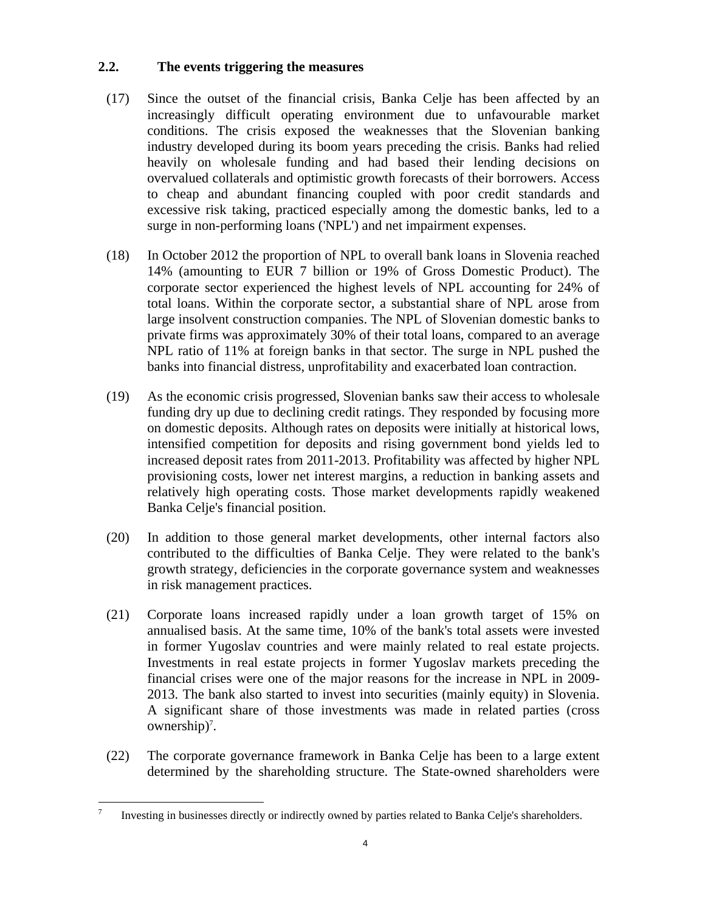### 2.2. The events triggering the measures

(17) Since the outset of the financial crisis, Banka Celje has been affected by an increasingly difficult operating environment due to unfavourable market conditions. The crisis exposed the weaknesses that the Slovenian banking industry developed during its boom years preceding the crisis. Banks had relied heavily on wholesale funding and had based their lending decisions on overvalued collaterals and optimistic growth forecasts of their borrowers. Access to cheap and abundant financing coupled with poor credit standards and excessive risk taking, practiced especially among the domestic banks, led to a surge in non-performing loans ('NPL') and net impairment expenses.

(18) In October 2012 the proportion of NPL to overall bank loans in Slovenia reached 14% (amounting to EUR 7 billion or 19% of Gross Domestic Product). The corporate sector experienced the highest levels of NPL accounting for 24% of total loans. Within the corporate sector, a substantial share of NPL arose from large insolvent construction companies. The NPL of Slovenian domestic banks to private firms was approximately 30% of their total loans, compared to an average NPL ratio of 11% at foreign banks in that sector. The surge in NPL pushed the banks into financial distress, unprofitability and exacerbated loan contraction.

(19) As the economic crisis progressed, Slovenian banks saw their access to wholesale funding dry up due to declining credit ratings. They responded by focusing more on domestic deposits. Although rates on deposits were initially at historical lows, intensified competition for deposits and rising government bond yields led to increased deposit rates from 2011-2013. Profitability was affected by higher NPL provisioning costs, lower net interest margins, a reduction in banking assets and relatively high operating costs. Those market developments rapidly weakened Banka Celje's financial position.

(20) In addition to those general market developments, other internal factors also contributed to the difficulties of Banka Celje. They were related to the bank's growth strategy, deficiencies in the corporate governance system and weaknesses in risk management practices.

(21) Corporate loans increased rapidly under a loan growth target of 15% on annualised basis. At the same time, 10% of the bank's total assets were invested in former Yugoslav countries and were mainly related to real estate projects. Investments in real estate projects in former Yugoslav markets preceding the financial crises were one of the major reasons for the increase in NPL in 2009-2013. The bank also started to invest into securities (mainly equity) in Slovenia. A significant share of those investments was made in related parties (cross ownership)[7].

(22) The corporate governance framework in Banka Celje has been to a large extent determined by the shareholding structure. The State-owned shareholders were

[7] Investing in businesses directly or indirectly owned by parties related to Banka Celje's shareholders.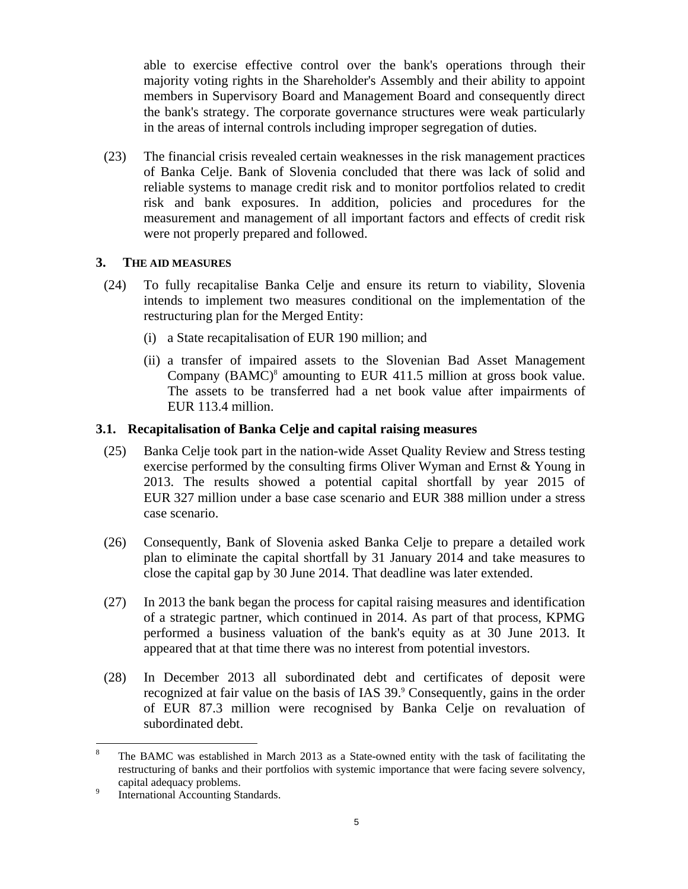able to exercise effective control over the bank's operations through their majority voting rights in the Shareholder's Assembly and their ability to appoint members in Supervisory Board and Management Board and consequently direct the bank's strategy. The corporate governance structures were weak particularly in the areas of internal controls including improper segregation of duties.

(23) The financial crisis revealed certain weaknesses in the risk management practices of Banka Celje. Bank of Slovenia concluded that there was lack of solid and reliable systems to manage credit risk and to monitor portfolios related to credit risk and bank exposures. In addition, policies and procedures for the measurement and management of all important factors and effects of credit risk were not properly prepared and followed.

## 3. THE AID MEASURES

(24) To fully recapitalise Banka Celje and ensure its return to viability, Slovenia intends to implement two measures conditional on the implementation of the restructuring plan for the Merged Entity:

(i) a State recapitalisation of EUR 190 million; and

(ii) a transfer of impaired assets to the Slovenian Bad Asset Management Company (BAMC)[8] amounting to EUR 411.5 million at gross book value. The assets to be transferred had a net book value after impairments of EUR 113.4 million.

### 3.1. Recapitalisation of Banka Celje and capital raising measures

(25) Banka Celje took part in the nation-wide Asset Quality Review and Stress testing exercise performed by the consulting firms Oliver Wyman and Ernst & Young in 2013. The results showed a potential capital shortfall by year 2015 of EUR 327 million under a base case scenario and EUR 388 million under a stress case scenario.

(26) Consequently, Bank of Slovenia asked Banka Celje to prepare a detailed work plan to eliminate the capital shortfall by 31 January 2014 and take measures to close the capital gap by 30 June 2014. That deadline was later extended.

(27) In 2013 the bank began the process for capital raising measures and identification of a strategic partner, which continued in 2014. As part of that process, KPMG performed a business valuation of the bank's equity as at 30 June 2013. It appeared that at that time there was no interest from potential investors.

(28) In December 2013 all subordinated debt and certificates of deposit were recognized at fair value on the basis of IAS 39.[9] Consequently, gains in the order of EUR 87.3 million were recognised by Banka Celje on revaluation of subordinated debt.

---

[8] The BAMC was established in March 2013 as a State-owned entity with the task of facilitating the restructuring of banks and their portfolios with systemic importance that were facing severe solvency, capital adequacy problems.

[9] International Accounting Standards.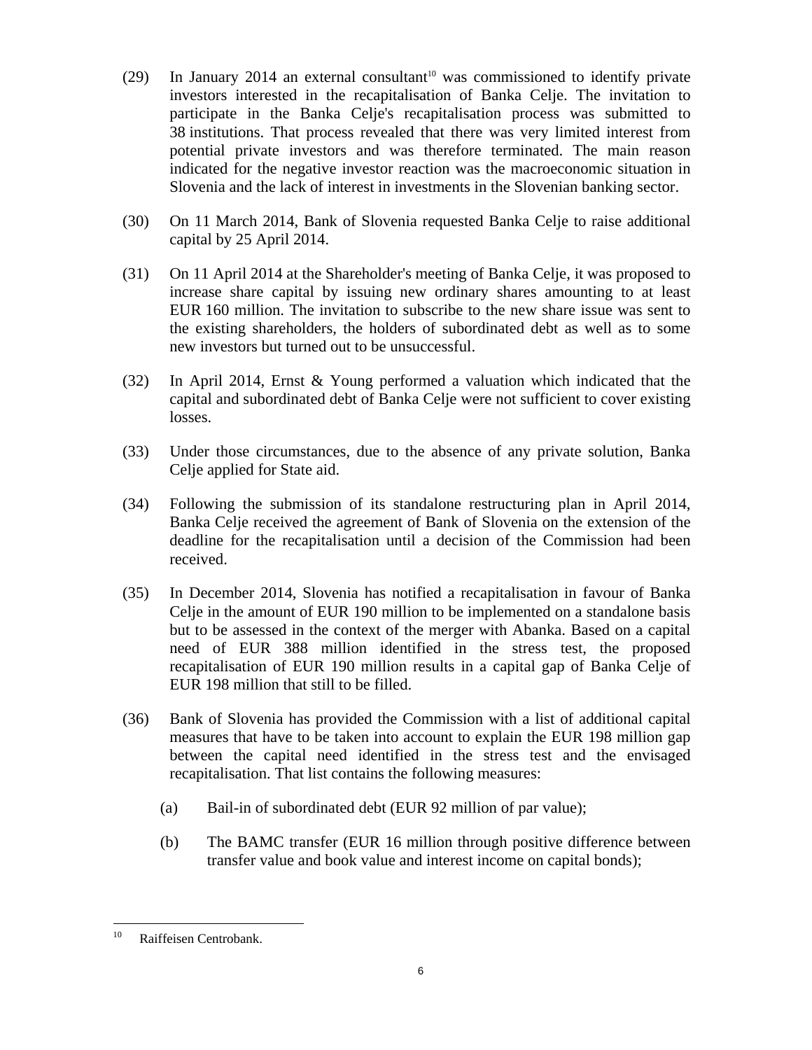(29) In January 2014 an external consultant[10] was commissioned to identify private investors interested in the recapitalisation of Banka Celje. The invitation to participate in the Banka Celje's recapitalisation process was submitted to 38 institutions. That process revealed that there was very limited interest from potential private investors and was therefore terminated. The main reason indicated for the negative investor reaction was the macroeconomic situation in Slovenia and the lack of interest in investments in the Slovenian banking sector.

(30) On 11 March 2014, Bank of Slovenia requested Banka Celje to raise additional capital by 25 April 2014.

(31) On 11 April 2014 at the Shareholder's meeting of Banka Celje, it was proposed to increase share capital by issuing new ordinary shares amounting to at least EUR 160 million. The invitation to subscribe to the new share issue was sent to the existing shareholders, the holders of subordinated debt as well as to some new investors but turned out to be unsuccessful.

(32) In April 2014, Ernst & Young performed a valuation which indicated that the capital and subordinated debt of Banka Celje were not sufficient to cover existing losses.

(33) Under those circumstances, due to the absence of any private solution, Banka Celje applied for State aid.

(34) Following the submission of its standalone restructuring plan in April 2014, Banka Celje received the agreement of Bank of Slovenia on the extension of the deadline for the recapitalisation until a decision of the Commission had been received.

(35) In December 2014, Slovenia has notified a recapitalisation in favour of Banka Celje in the amount of EUR 190 million to be implemented on a standalone basis but to be assessed in the context of the merger with Abanka. Based on a capital need of EUR 388 million identified in the stress test, the proposed recapitalisation of EUR 190 million results in a capital gap of Banka Celje of EUR 198 million that still to be filled.

(36) Bank of Slovenia has provided the Commission with a list of additional capital measures that have to be taken into account to explain the EUR 198 million gap between the capital need identified in the stress test and the envisaged recapitalisation. That list contains the following measures:

  (a) Bail-in of subordinated debt (EUR 92 million of par value);

  (b) The BAMC transfer (EUR 16 million through positive difference between transfer value and book value and interest income on capital bonds);

---

[10] Raiffeisen Centrobank.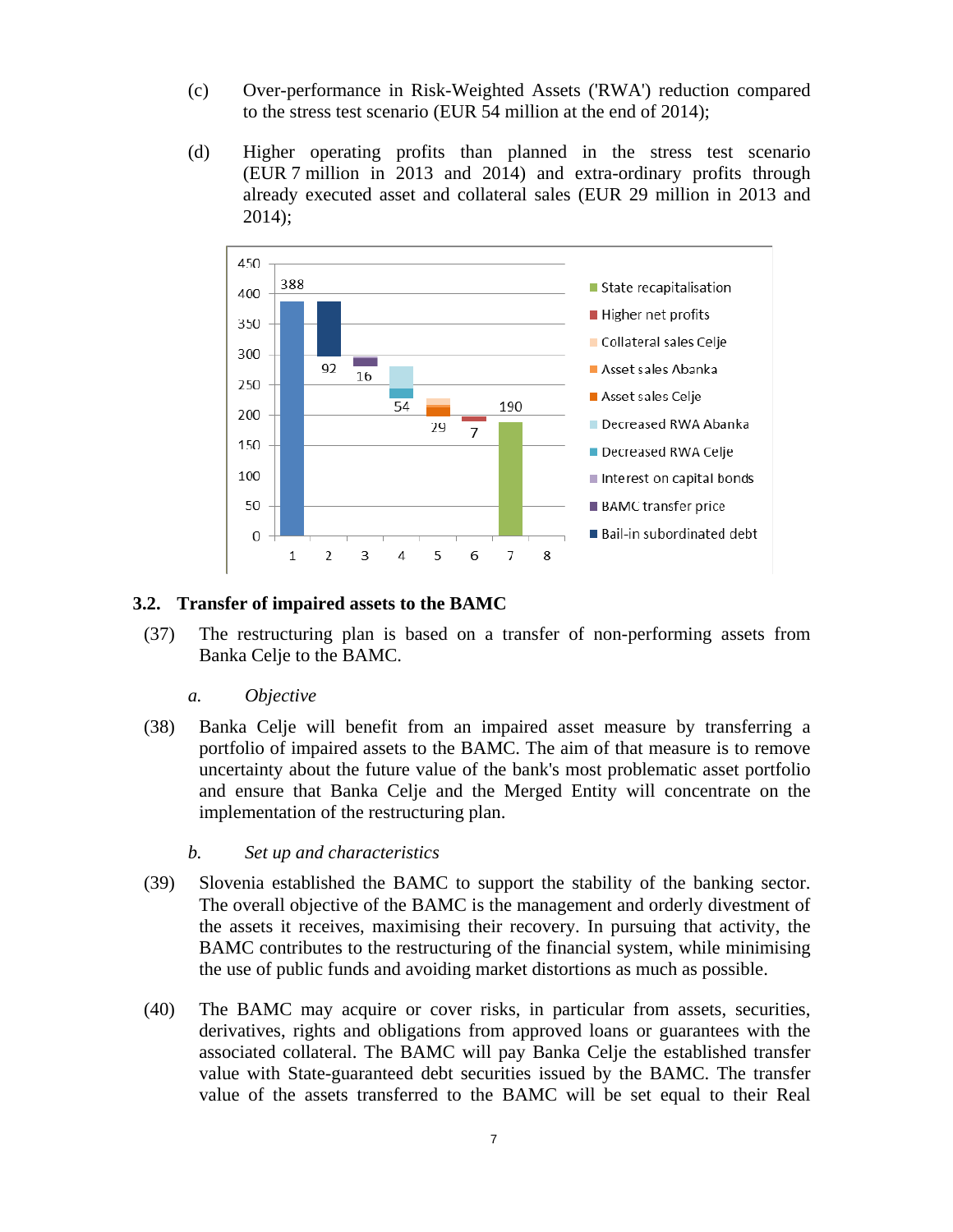(c) Over-performance in Risk-Weighted Assets ('RWA') reduction compared to the stress test scenario (EUR 54 million at the end of 2014);

(d) Higher operating profits than planned in the stress test scenario (EUR 7 million in 2013 and 2014) and extra-ordinary profits through already executed asset and collateral sales (EUR 29 million in 2013 and 2014);

### 3.2. Transfer of impaired assets to the BAMC

(37) The restructuring plan is based on a transfer of non-performing assets from Banka Celje to the BAMC.

*a. Objective*

(38) Banka Celje will benefit from an impaired asset measure by transferring a portfolio of impaired assets to the BAMC. The aim of that measure is to remove uncertainty about the future value of the bank's most problematic asset portfolio and ensure that Banka Celje and the Merged Entity will concentrate on the implementation of the restructuring plan.

*b. Set up and characteristics*

(39) Slovenia established the BAMC to support the stability of the banking sector. The overall objective of the BAMC is the management and orderly divestment of the assets it receives, maximising their recovery. In pursuing that activity, the BAMC contributes to the restructuring of the financial system, while minimising the use of public funds and avoiding market distortions as much as possible.

(40) The BAMC may acquire or cover risks, in particular from assets, securities, derivatives, rights and obligations from approved loans or guarantees with the associated collateral. The BAMC will pay Banka Celje the established transfer value with State-guaranteed debt securities issued by the BAMC. The transfer value of the assets transferred to the BAMC will be set equal to their Real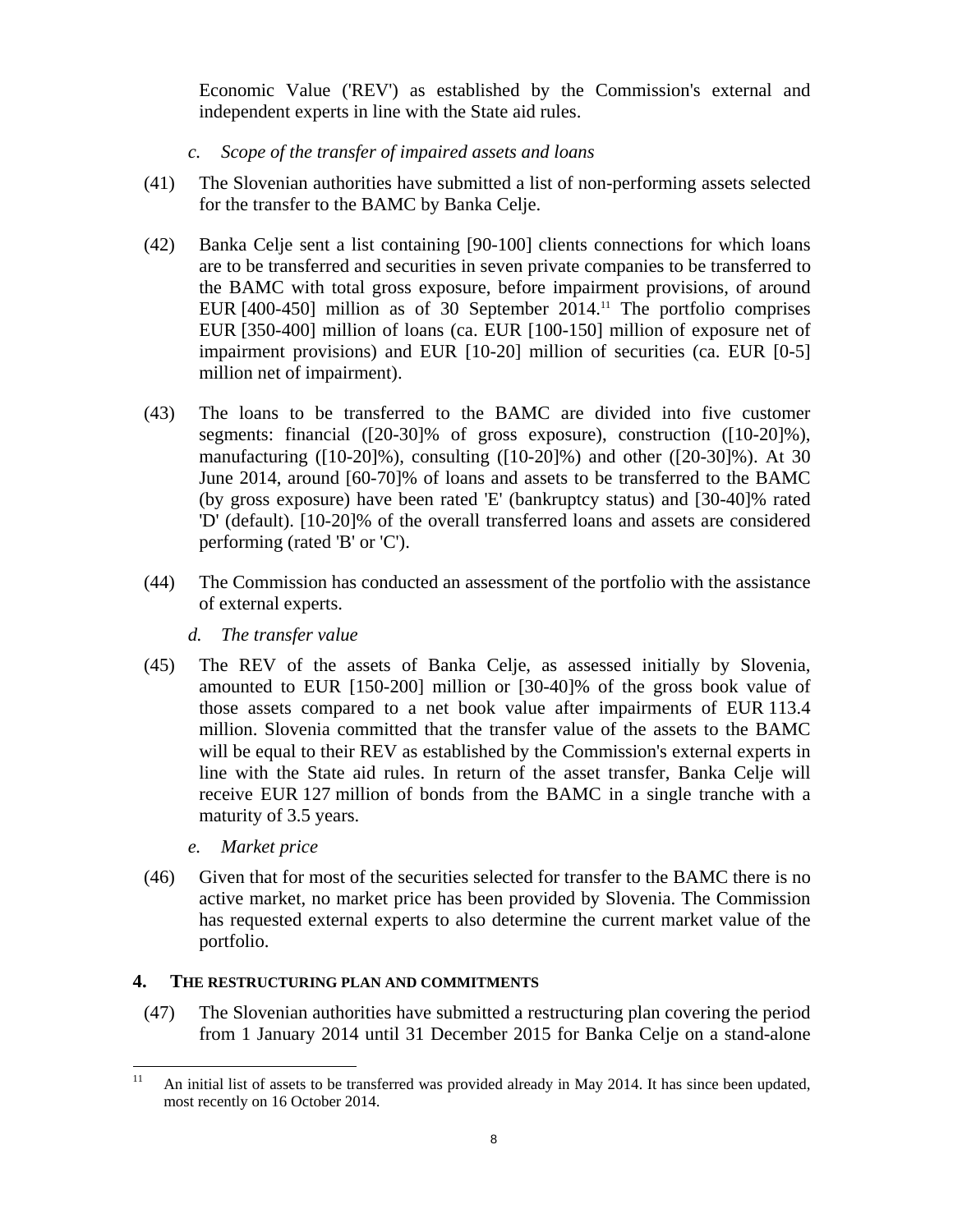Economic Value ('REV') as established by the Commission's external and independent experts in line with the State aid rules.

*c. Scope of the transfer of impaired assets and loans*

(41) The Slovenian authorities have submitted a list of non-performing assets selected for the transfer to the BAMC by Banka Celje.

(42) Banka Celje sent a list containing [90-100] clients connections for which loans are to be transferred and securities in seven private companies to be transferred to the BAMC with total gross exposure, before impairment provisions, of around EUR [400-450] million as of 30 September 2014.[11] The portfolio comprises EUR [350-400] million of loans (ca. EUR [100-150] million of exposure net of impairment provisions) and EUR [10-20] million of securities (ca. EUR [0-5] million net of impairment).

(43) The loans to be transferred to the BAMC are divided into five customer segments: financial ([20-30]% of gross exposure), construction ([10-20]%), manufacturing ([10-20]%), consulting ([10-20]%) and other ([20-30]%). At 30 June 2014, around [60-70]% of loans and assets to be transferred to the BAMC (by gross exposure) have been rated 'E' (bankruptcy status) and [30-40]% rated 'D' (default). [10-20]% of the overall transferred loans and assets are considered performing (rated 'B' or 'C').

(44) The Commission has conducted an assessment of the portfolio with the assistance of external experts.

*d. The transfer value*

(45) The REV of the assets of Banka Celje, as assessed initially by Slovenia, amounted to EUR [150-200] million or [30-40]% of the gross book value of those assets compared to a net book value after impairments of EUR 113.4 million. Slovenia committed that the transfer value of the assets to the BAMC will be equal to their REV as established by the Commission's external experts in line with the State aid rules. In return of the asset transfer, Banka Celje will receive EUR 127 million of bonds from the BAMC in a single tranche with a maturity of 3.5 years.

*e. Market price*

(46) Given that for most of the securities selected for transfer to the BAMC there is no active market, no market price has been provided by Slovenia. The Commission has requested external experts to also determine the current market value of the portfolio.

## 4. THE RESTRUCTURING PLAN AND COMMITMENTS

(47) The Slovenian authorities have submitted a restructuring plan covering the period from 1 January 2014 until 31 December 2015 for Banka Celje on a stand-alone

---

[11] An initial list of assets to be transferred was provided already in May 2014. It has since been updated, most recently on 16 October 2014.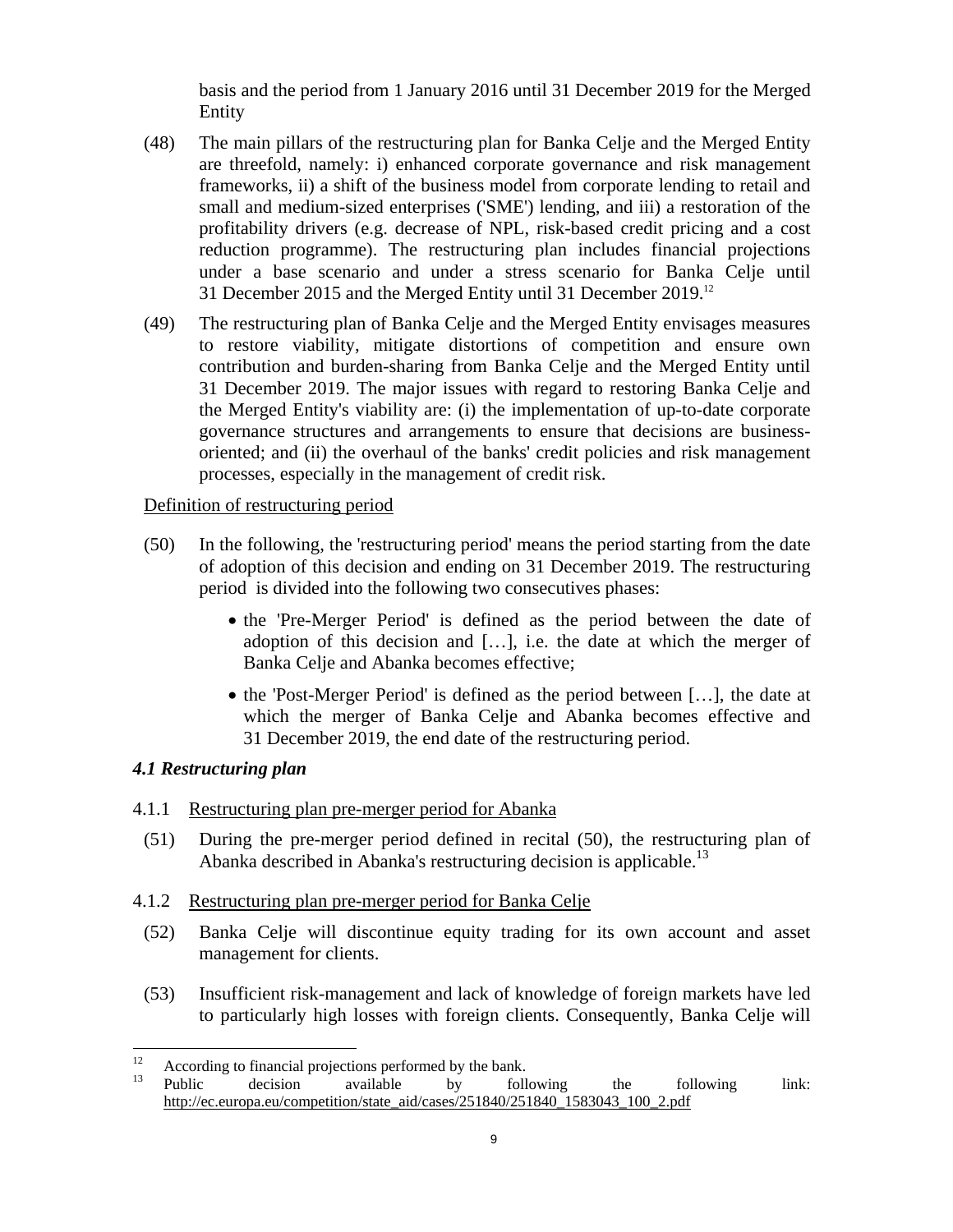basis and the period from 1 January 2016 until 31 December 2019 for the Merged Entity

(48) The main pillars of the restructuring plan for Banka Celje and the Merged Entity are threefold, namely: i) enhanced corporate governance and risk management frameworks, ii) a shift of the business model from corporate lending to retail and small and medium-sized enterprises ('SME') lending, and iii) a restoration of the profitability drivers (e.g. decrease of NPL, risk-based credit pricing and a cost reduction programme). The restructuring plan includes financial projections under a base scenario and under a stress scenario for Banka Celje until 31 December 2015 and the Merged Entity until 31 December 2019.[12]

(49) The restructuring plan of Banka Celje and the Merged Entity envisages measures to restore viability, mitigate distortions of competition and ensure own contribution and burden-sharing from Banka Celje and the Merged Entity until 31 December 2019. The major issues with regard to restoring Banka Celje and the Merged Entity's viability are: (i) the implementation of up-to-date corporate governance structures and arrangements to ensure that decisions are business-oriented; and (ii) the overhaul of the banks' credit policies and risk management processes, especially in the management of credit risk.

Definition of restructuring period

(50) In the following, the 'restructuring period' means the period starting from the date of adoption of this decision and ending on 31 December 2019. The restructuring period is divided into the following two consecutives phases:

- the 'Pre-Merger Period' is defined as the period between the date of adoption of this decision and […], i.e. the date at which the merger of Banka Celje and Abanka becomes effective;
- the 'Post-Merger Period' is defined as the period between […], the date at which the merger of Banka Celje and Abanka becomes effective and 31 December 2019, the end date of the restructuring period.

### *4.1 Restructuring plan*

4.1.1 Restructuring plan pre-merger period for Abanka

(51) During the pre-merger period defined in recital (50), the restructuring plan of Abanka described in Abanka's restructuring decision is applicable.[13]

4.1.2 Restructuring plan pre-merger period for Banka Celje

(52) Banka Celje will discontinue equity trading for its own account and asset management for clients.

(53) Insufficient risk-management and lack of knowledge of foreign markets have led to particularly high losses with foreign clients. Consequently, Banka Celje will

---

[12] According to financial projections performed by the bank.

[13] Public decision available by following the following link: http://ec.europa.eu/competition/state_aid/cases/251840/251840_1583043_100_2.pdf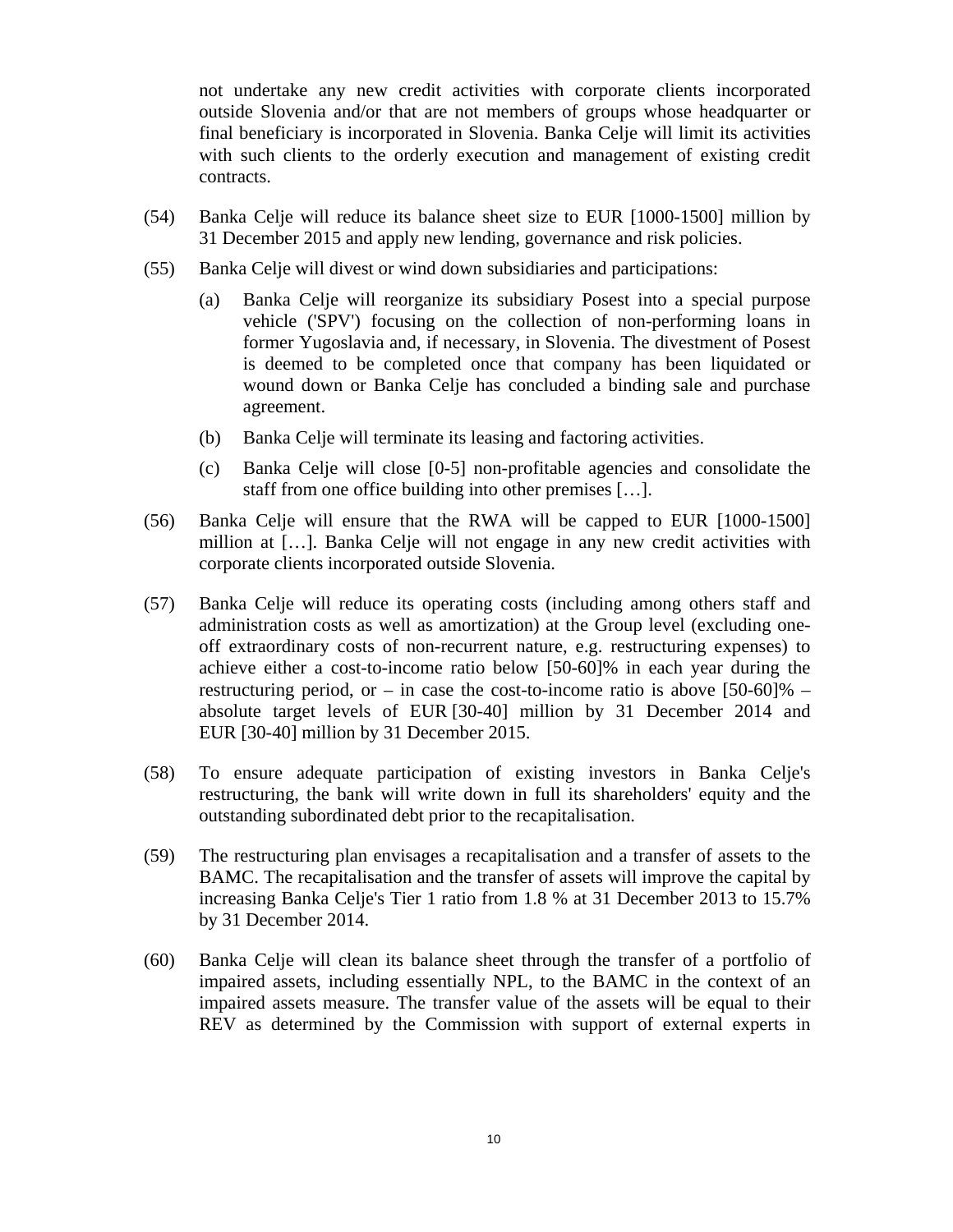not undertake any new credit activities with corporate clients incorporated outside Slovenia and/or that are not members of groups whose headquarter or final beneficiary is incorporated in Slovenia. Banka Celje will limit its activities with such clients to the orderly execution and management of existing credit contracts.

(54) Banka Celje will reduce its balance sheet size to EUR [1000-1500] million by 31 December 2015 and apply new lending, governance and risk policies.

(55) Banka Celje will divest or wind down subsidiaries and participations:

 (a) Banka Celje will reorganize its subsidiary Posest into a special purpose vehicle ('SPV') focusing on the collection of non-performing loans in former Yugoslavia and, if necessary, in Slovenia. The divestment of Posest is deemed to be completed once that company has been liquidated or wound down or Banka Celje has concluded a binding sale and purchase agreement.

 (b) Banka Celje will terminate its leasing and factoring activities.

 (c) Banka Celje will close [0-5] non-profitable agencies and consolidate the staff from one office building into other premises […].

(56) Banka Celje will ensure that the RWA will be capped to EUR [1000-1500] million at […]. Banka Celje will not engage in any new credit activities with corporate clients incorporated outside Slovenia.

(57) Banka Celje will reduce its operating costs (including among others staff and administration costs as well as amortization) at the Group level (excluding one-off extraordinary costs of non-recurrent nature, e.g. restructuring expenses) to achieve either a cost-to-income ratio below [50-60]% in each year during the restructuring period, or – in case the cost-to-income ratio is above [50-60]% – absolute target levels of EUR [30-40] million by 31 December 2014 and EUR [30-40] million by 31 December 2015.

(58) To ensure adequate participation of existing investors in Banka Celje's restructuring, the bank will write down in full its shareholders' equity and the outstanding subordinated debt prior to the recapitalisation.

(59) The restructuring plan envisages a recapitalisation and a transfer of assets to the BAMC. The recapitalisation and the transfer of assets will improve the capital by increasing Banka Celje's Tier 1 ratio from 1.8 % at 31 December 2013 to 15.7% by 31 December 2014.

(60) Banka Celje will clean its balance sheet through the transfer of a portfolio of impaired assets, including essentially NPL, to the BAMC in the context of an impaired assets measure. The transfer value of the assets will be equal to their REV as determined by the Commission with support of external experts in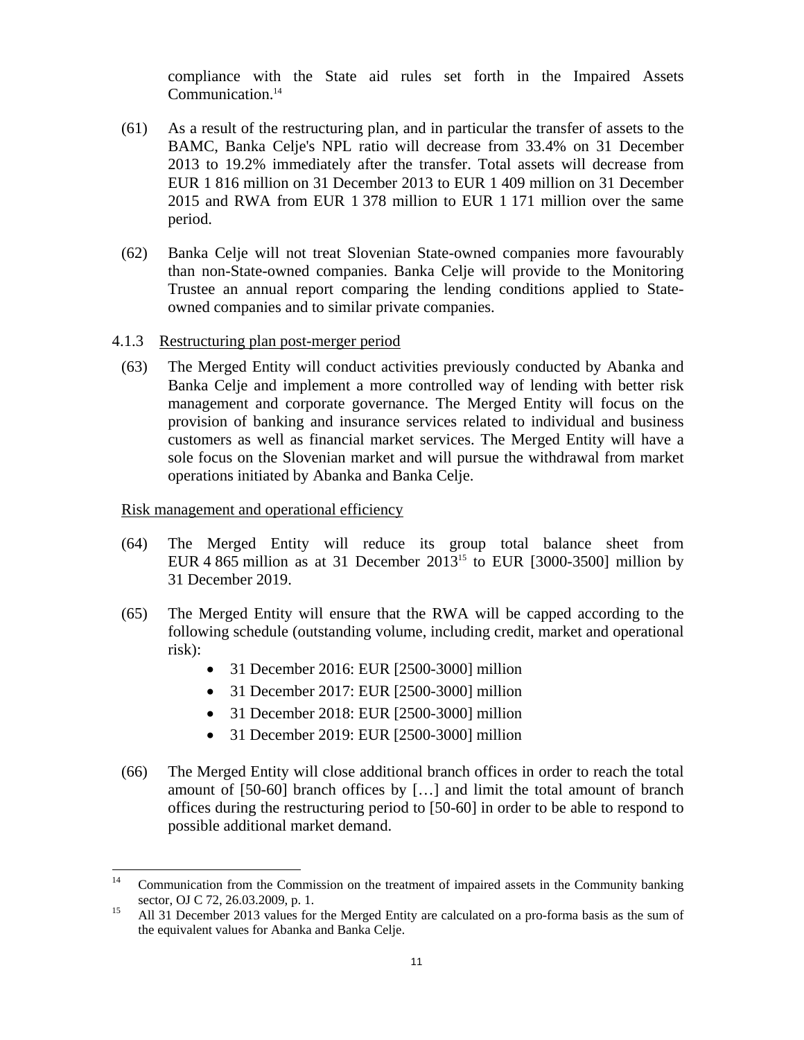compliance with the State aid rules set forth in the Impaired Assets Communication.[14]

(61) As a result of the restructuring plan, and in particular the transfer of assets to the BAMC, Banka Celje's NPL ratio will decrease from 33.4% on 31 December 2013 to 19.2% immediately after the transfer. Total assets will decrease from EUR 1 816 million on 31 December 2013 to EUR 1 409 million on 31 December 2015 and RWA from EUR 1 378 million to EUR 1 171 million over the same period.

(62) Banka Celje will not treat Slovenian State-owned companies more favourably than non-State-owned companies. Banka Celje will provide to the Monitoring Trustee an annual report comparing the lending conditions applied to State-owned companies and to similar private companies.

### 4.1.3 Restructuring plan post-merger period

(63) The Merged Entity will conduct activities previously conducted by Abanka and Banka Celje and implement a more controlled way of lending with better risk management and corporate governance. The Merged Entity will focus on the provision of banking and insurance services related to individual and business customers as well as financial market services. The Merged Entity will have a sole focus on the Slovenian market and will pursue the withdrawal from market operations initiated by Abanka and Banka Celje.

Risk management and operational efficiency

(64) The Merged Entity will reduce its group total balance sheet from EUR 4 865 million as at 31 December 2013[15] to EUR [3000-3500] million by 31 December 2019.

(65) The Merged Entity will ensure that the RWA will be capped according to the following schedule (outstanding volume, including credit, market and operational risk):

- 31 December 2016: EUR [2500-3000] million
- 31 December 2017: EUR [2500-3000] million
- 31 December 2018: EUR [2500-3000] million
- 31 December 2019: EUR [2500-3000] million

(66) The Merged Entity will close additional branch offices in order to reach the total amount of [50-60] branch offices by […] and limit the total amount of branch offices during the restructuring period to [50-60] in order to be able to respond to possible additional market demand.

---

[14] Communication from the Commission on the treatment of impaired assets in the Community banking sector, OJ C 72, 26.03.2009, p. 1.

[15] All 31 December 2013 values for the Merged Entity are calculated on a pro-forma basis as the sum of the equivalent values for Abanka and Banka Celje.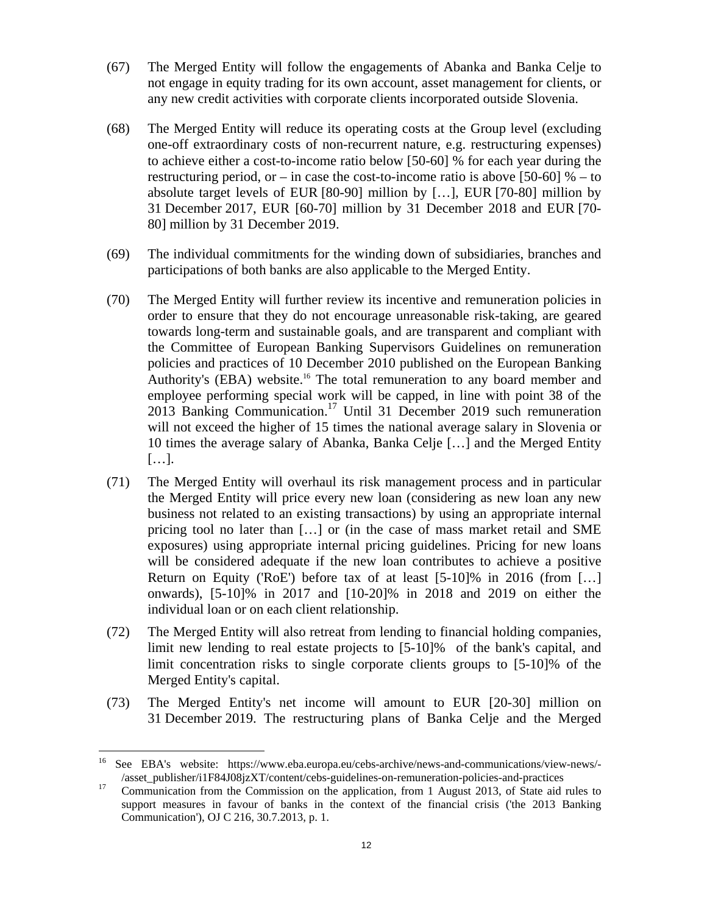(67) The Merged Entity will follow the engagements of Abanka and Banka Celje to not engage in equity trading for its own account, asset management for clients, or any new credit activities with corporate clients incorporated outside Slovenia.

(68) The Merged Entity will reduce its operating costs at the Group level (excluding one-off extraordinary costs of non-recurrent nature, e.g. restructuring expenses) to achieve either a cost-to-income ratio below [50-60] % for each year during the restructuring period, or – in case the cost-to-income ratio is above [50-60] % – to absolute target levels of EUR [80-90] million by […], EUR [70-80] million by 31 December 2017, EUR [60-70] million by 31 December 2018 and EUR [70-80] million by 31 December 2019.

(69) The individual commitments for the winding down of subsidiaries, branches and participations of both banks are also applicable to the Merged Entity.

(70) The Merged Entity will further review its incentive and remuneration policies in order to ensure that they do not encourage unreasonable risk-taking, are geared towards long-term and sustainable goals, and are transparent and compliant with the Committee of European Banking Supervisors Guidelines on remuneration policies and practices of 10 December 2010 published on the European Banking Authority's (EBA) website.[16] The total remuneration to any board member and employee performing special work will be capped, in line with point 38 of the 2013 Banking Communication.[17] Until 31 December 2019 such remuneration will not exceed the higher of 15 times the national average salary in Slovenia or 10 times the average salary of Abanka, Banka Celje […] and the Merged Entity […].

(71) The Merged Entity will overhaul its risk management process and in particular the Merged Entity will price every new loan (considering as new loan any new business not related to an existing transactions) by using an appropriate internal pricing tool no later than […] or (in the case of mass market retail and SME exposures) using appropriate internal pricing guidelines. Pricing for new loans will be considered adequate if the new loan contributes to achieve a positive Return on Equity ('RoE') before tax of at least [5-10]% in 2016 (from […] onwards), [5-10]% in 2017 and [10-20]% in 2018 and 2019 on either the individual loan or on each client relationship.

(72) The Merged Entity will also retreat from lending to financial holding companies, limit new lending to real estate projects to [5-10]% of the bank's capital, and limit concentration risks to single corporate clients groups to [5-10]% of the Merged Entity's capital.

(73) The Merged Entity's net income will amount to EUR [20-30] million on 31 December 2019. The restructuring plans of Banka Celje and the Merged

---

[16] See EBA's website: https://www.eba.europa.eu/cebs-archive/news-and-communications/view-news/-/asset_publisher/i1F84J08jzXT/content/cebs-guidelines-on-remuneration-policies-and-practices

[17] Communication from the Commission on the application, from 1 August 2013, of State aid rules to support measures in favour of banks in the context of the financial crisis ('the 2013 Banking Communication'), OJ C 216, 30.7.2013, p. 1.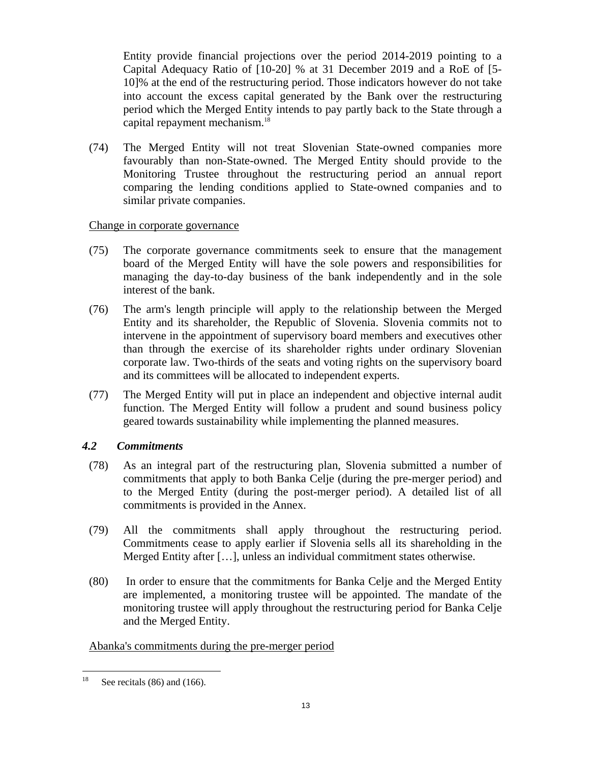Entity provide financial projections over the period 2014-2019 pointing to a Capital Adequacy Ratio of [10-20] % at 31 December 2019 and a RoE of [5-10]% at the end of the restructuring period. Those indicators however do not take into account the excess capital generated by the Bank over the restructuring period which the Merged Entity intends to pay partly back to the State through a capital repayment mechanism.[18]

(74) The Merged Entity will not treat Slovenian State-owned companies more favourably than non-State-owned. The Merged Entity should provide to the Monitoring Trustee throughout the restructuring period an annual report comparing the lending conditions applied to State-owned companies and to similar private companies.

Change in corporate governance

(75) The corporate governance commitments seek to ensure that the management board of the Merged Entity will have the sole powers and responsibilities for managing the day-to-day business of the bank independently and in the sole interest of the bank.

(76) The arm's length principle will apply to the relationship between the Merged Entity and its shareholder, the Republic of Slovenia. Slovenia commits not to intervene in the appointment of supervisory board members and executives other than through the exercise of its shareholder rights under ordinary Slovenian corporate law. Two-thirds of the seats and voting rights on the supervisory board and its committees will be allocated to independent experts.

(77) The Merged Entity will put in place an independent and objective internal audit function. The Merged Entity will follow a prudent and sound business policy geared towards sustainability while implementing the planned measures.

### *4.2 Commitments*

(78) As an integral part of the restructuring plan, Slovenia submitted a number of commitments that apply to both Banka Celje (during the pre-merger period) and to the Merged Entity (during the post-merger period). A detailed list of all commitments is provided in the Annex.

(79) All the commitments shall apply throughout the restructuring period. Commitments cease to apply earlier if Slovenia sells all its shareholding in the Merged Entity after […], unless an individual commitment states otherwise.

(80) In order to ensure that the commitments for Banka Celje and the Merged Entity are implemented, a monitoring trustee will be appointed. The mandate of the monitoring trustee will apply throughout the restructuring period for Banka Celje and the Merged Entity.

Abanka's commitments during the pre-merger period

---

[18] See recitals (86) and (166).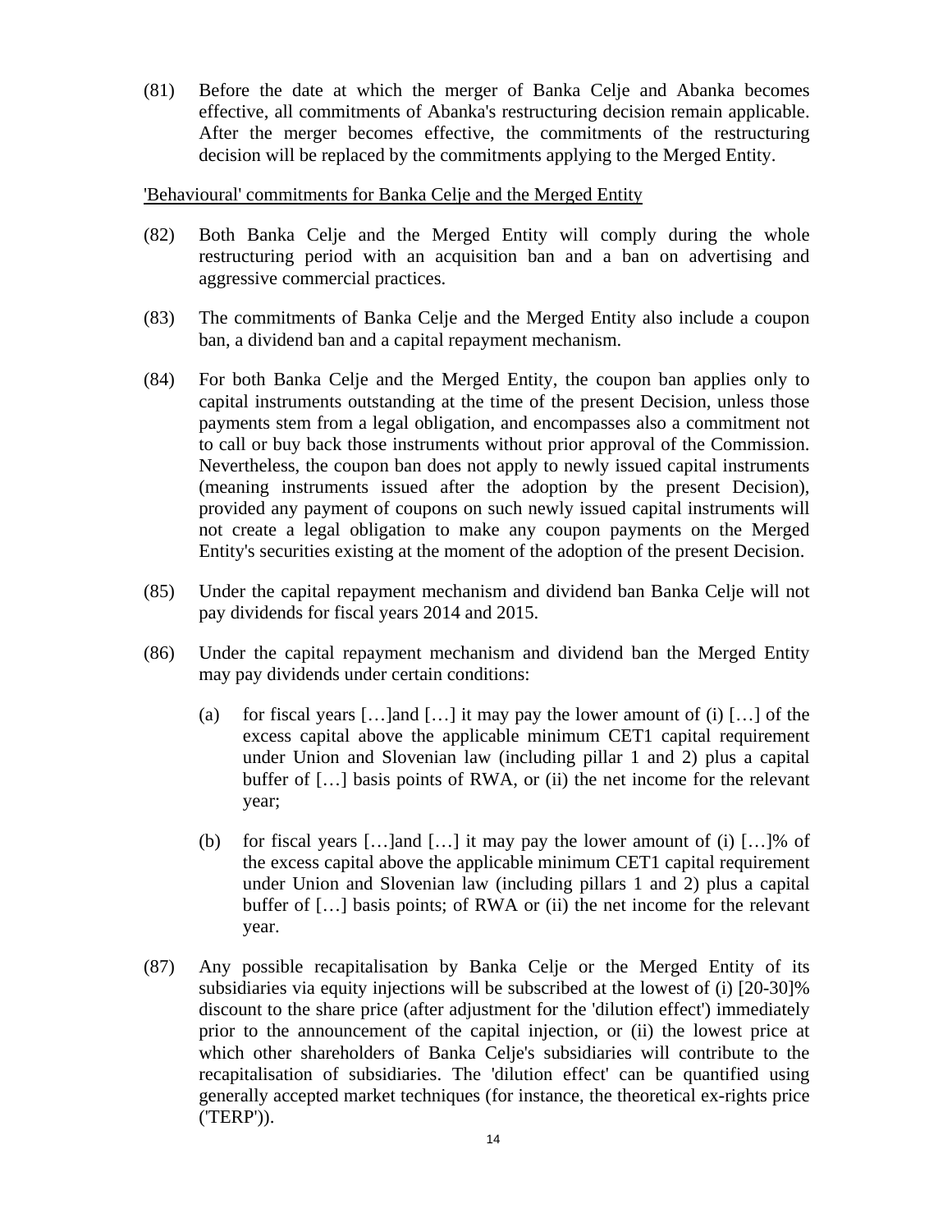(81) Before the date at which the merger of Banka Celje and Abanka becomes effective, all commitments of Abanka's restructuring decision remain applicable. After the merger becomes effective, the commitments of the restructuring decision will be replaced by the commitments applying to the Merged Entity.

<u>'Behavioural' commitments for Banka Celje and the Merged Entity</u>

(82) Both Banka Celje and the Merged Entity will comply during the whole restructuring period with an acquisition ban and a ban on advertising and aggressive commercial practices.

(83) The commitments of Banka Celje and the Merged Entity also include a coupon ban, a dividend ban and a capital repayment mechanism.

(84) For both Banka Celje and the Merged Entity, the coupon ban applies only to capital instruments outstanding at the time of the present Decision, unless those payments stem from a legal obligation, and encompasses also a commitment not to call or buy back those instruments without prior approval of the Commission. Nevertheless, the coupon ban does not apply to newly issued capital instruments (meaning instruments issued after the adoption by the present Decision), provided any payment of coupons on such newly issued capital instruments will not create a legal obligation to make any coupon payments on the Merged Entity's securities existing at the moment of the adoption of the present Decision.

(85) Under the capital repayment mechanism and dividend ban Banka Celje will not pay dividends for fiscal years 2014 and 2015.

(86) Under the capital repayment mechanism and dividend ban the Merged Entity may pay dividends under certain conditions:

(a) for fiscal years […]and […] it may pay the lower amount of (i) […] of the excess capital above the applicable minimum CET1 capital requirement under Union and Slovenian law (including pillar 1 and 2) plus a capital buffer of […] basis points of RWA, or (ii) the net income for the relevant year;

(b) for fiscal years […]and […] it may pay the lower amount of (i) […]% of the excess capital above the applicable minimum CET1 capital requirement under Union and Slovenian law (including pillars 1 and 2) plus a capital buffer of […] basis points; of RWA or (ii) the net income for the relevant year.

(87) Any possible recapitalisation by Banka Celje or the Merged Entity of its subsidiaries via equity injections will be subscribed at the lowest of (i) [20-30]% discount to the share price (after adjustment for the 'dilution effect') immediately prior to the announcement of the capital injection, or (ii) the lowest price at which other shareholders of Banka Celje's subsidiaries will contribute to the recapitalisation of subsidiaries. The 'dilution effect' can be quantified using generally accepted market techniques (for instance, the theoretical ex-rights price ('TERP')).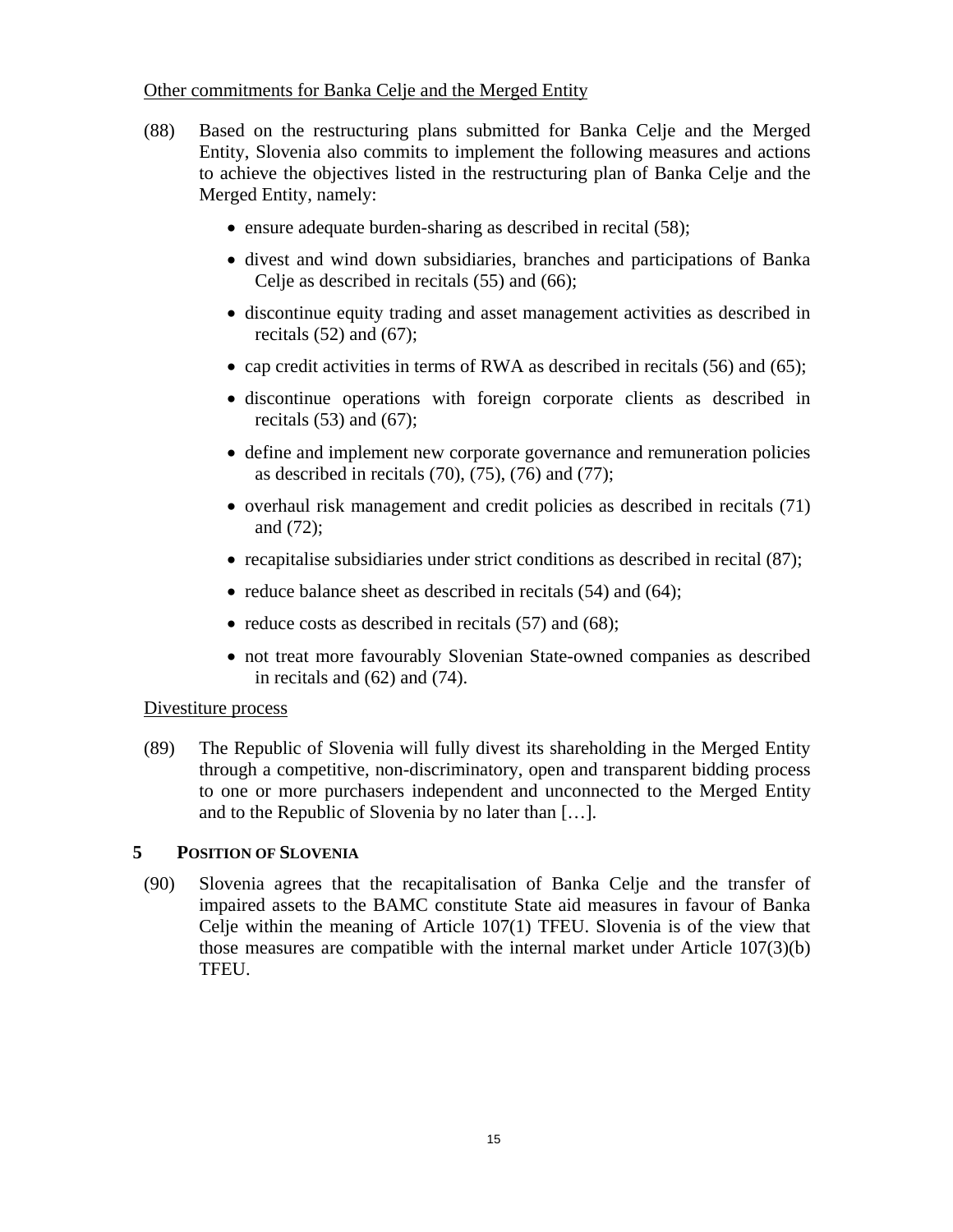Other commitments for Banka Celje and the Merged Entity

(88) Based on the restructuring plans submitted for Banka Celje and the Merged Entity, Slovenia also commits to implement the following measures and actions to achieve the objectives listed in the restructuring plan of Banka Celje and the Merged Entity, namely:

- ensure adequate burden-sharing as described in recital (58);
- divest and wind down subsidiaries, branches and participations of Banka Celje as described in recitals (55) and (66);
- discontinue equity trading and asset management activities as described in recitals (52) and (67);
- cap credit activities in terms of RWA as described in recitals (56) and (65);
- discontinue operations with foreign corporate clients as described in recitals (53) and (67);
- define and implement new corporate governance and remuneration policies as described in recitals (70), (75), (76) and (77);
- overhaul risk management and credit policies as described in recitals (71) and (72);
- recapitalise subsidiaries under strict conditions as described in recital (87);
- reduce balance sheet as described in recitals (54) and (64);
- reduce costs as described in recitals (57) and (68);
- not treat more favourably Slovenian State-owned companies as described in recitals and (62) and (74).

Divestiture process

(89) The Republic of Slovenia will fully divest its shareholding in the Merged Entity through a competitive, non-discriminatory, open and transparent bidding process to one or more purchasers independent and unconnected to the Merged Entity and to the Republic of Slovenia by no later than […].

## 5 POSITION OF SLOVENIA

(90) Slovenia agrees that the recapitalisation of Banka Celje and the transfer of impaired assets to the BAMC constitute State aid measures in favour of Banka Celje within the meaning of Article 107(1) TFEU. Slovenia is of the view that those measures are compatible with the internal market under Article 107(3)(b) TFEU.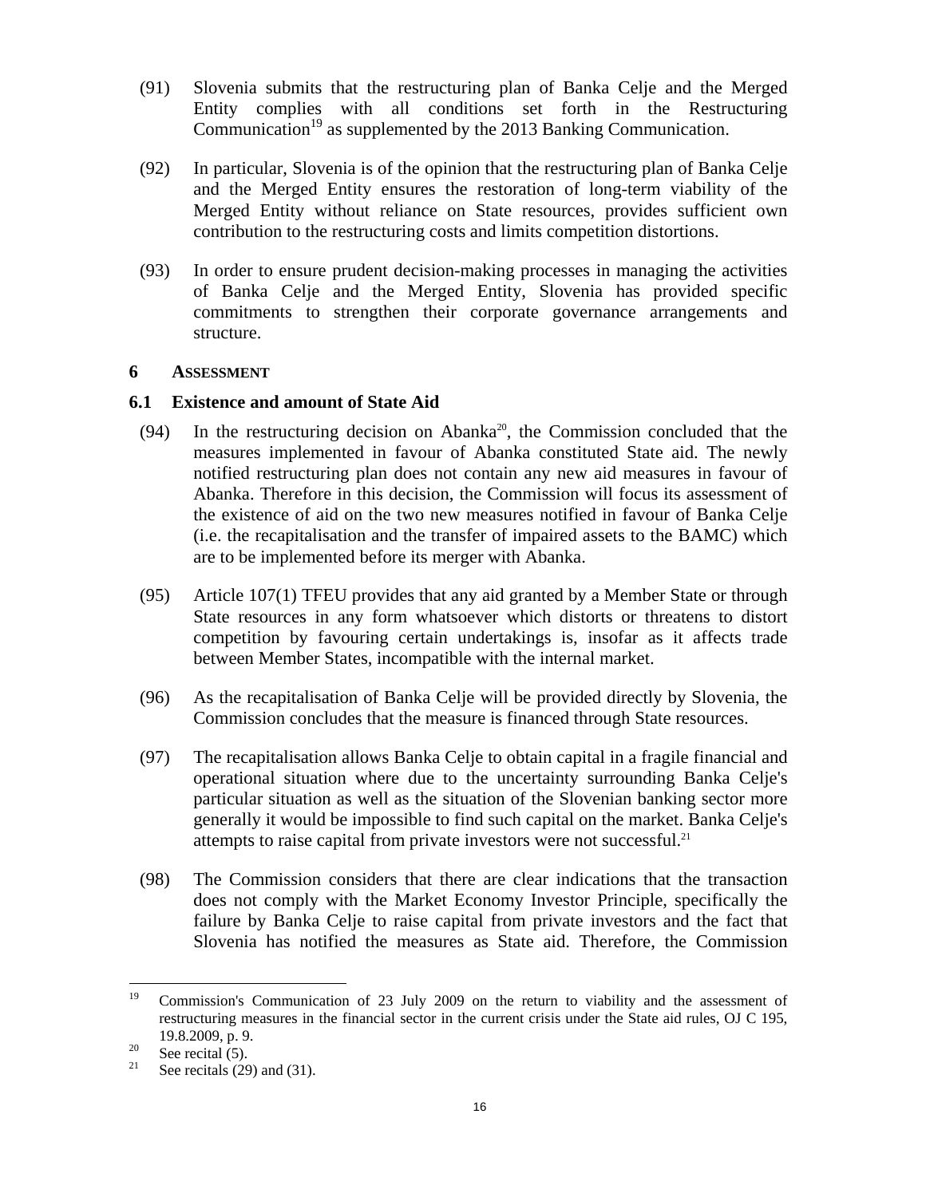(91) Slovenia submits that the restructuring plan of Banka Celje and the Merged Entity complies with all conditions set forth in the Restructuring Communication[19] as supplemented by the 2013 Banking Communication.

(92) In particular, Slovenia is of the opinion that the restructuring plan of Banka Celje and the Merged Entity ensures the restoration of long-term viability of the Merged Entity without reliance on State resources, provides sufficient own contribution to the restructuring costs and limits competition distortions.

(93) In order to ensure prudent decision-making processes in managing the activities of Banka Celje and the Merged Entity, Slovenia has provided specific commitments to strengthen their corporate governance arrangements and structure.

## 6 ASSESSMENT

### 6.1 Existence and amount of State Aid

(94) In the restructuring decision on Abanka[20], the Commission concluded that the measures implemented in favour of Abanka constituted State aid. The newly notified restructuring plan does not contain any new aid measures in favour of Abanka. Therefore in this decision, the Commission will focus its assessment of the existence of aid on the two new measures notified in favour of Banka Celje (i.e. the recapitalisation and the transfer of impaired assets to the BAMC) which are to be implemented before its merger with Abanka.

(95) Article 107(1) TFEU provides that any aid granted by a Member State or through State resources in any form whatsoever which distorts or threatens to distort competition by favouring certain undertakings is, insofar as it affects trade between Member States, incompatible with the internal market.

(96) As the recapitalisation of Banka Celje will be provided directly by Slovenia, the Commission concludes that the measure is financed through State resources.

(97) The recapitalisation allows Banka Celje to obtain capital in a fragile financial and operational situation where due to the uncertainty surrounding Banka Celje's particular situation as well as the situation of the Slovenian banking sector more generally it would be impossible to find such capital on the market. Banka Celje's attempts to raise capital from private investors were not successful.[21]

(98) The Commission considers that there are clear indications that the transaction does not comply with the Market Economy Investor Principle, specifically the failure by Banka Celje to raise capital from private investors and the fact that Slovenia has notified the measures as State aid. Therefore, the Commission

---

[19] Commission's Communication of 23 July 2009 on the return to viability and the assessment of restructuring measures in the financial sector in the current crisis under the State aid rules, OJ C 195, 19.8.2009, p. 9.

[20] See recital (5).

[21] See recitals (29) and (31).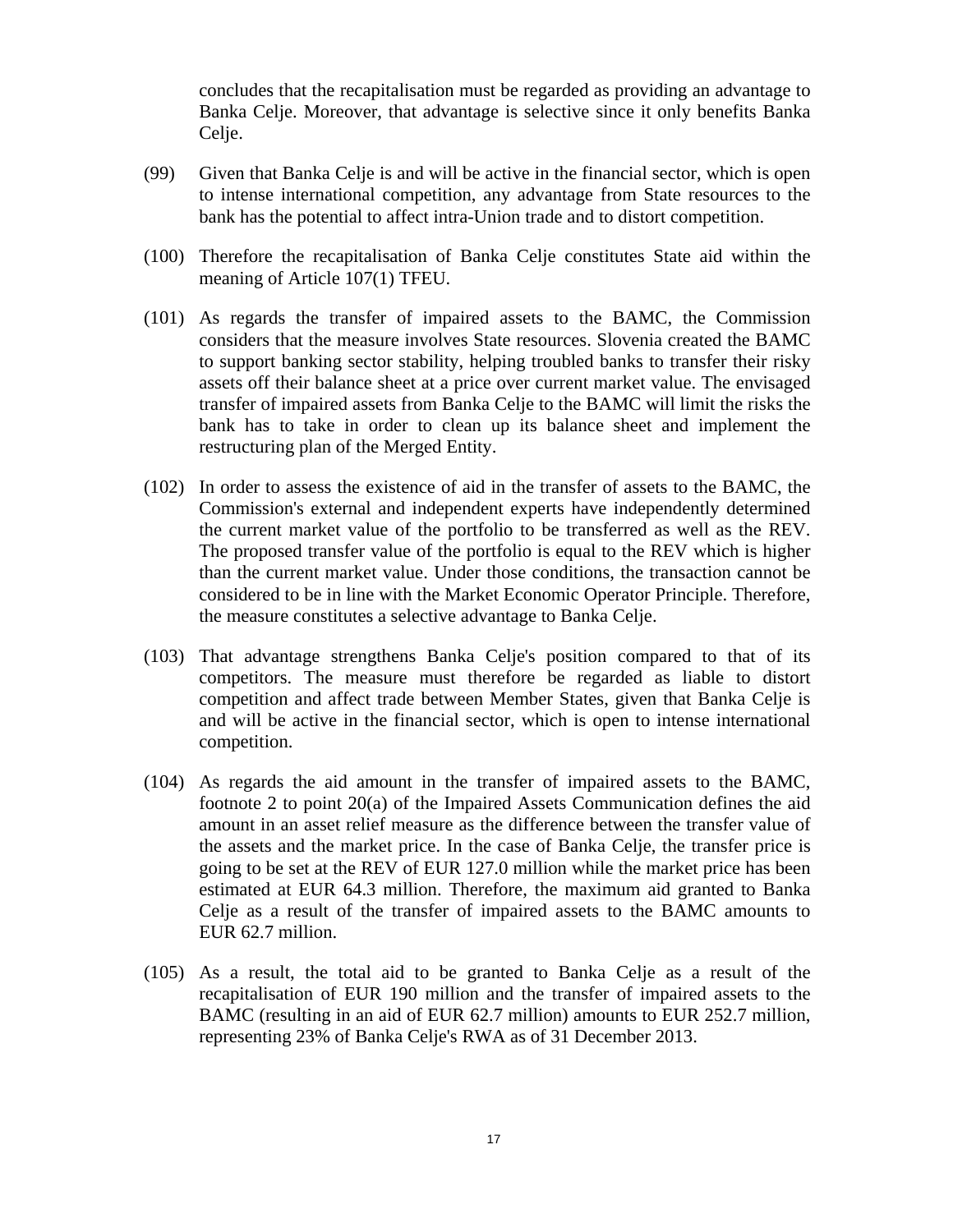concludes that the recapitalisation must be regarded as providing an advantage to Banka Celje. Moreover, that advantage is selective since it only benefits Banka Celje.

(99) Given that Banka Celje is and will be active in the financial sector, which is open to intense international competition, any advantage from State resources to the bank has the potential to affect intra-Union trade and to distort competition.

(100) Therefore the recapitalisation of Banka Celje constitutes State aid within the meaning of Article 107(1) TFEU.

(101) As regards the transfer of impaired assets to the BAMC, the Commission considers that the measure involves State resources. Slovenia created the BAMC to support banking sector stability, helping troubled banks to transfer their risky assets off their balance sheet at a price over current market value. The envisaged transfer of impaired assets from Banka Celje to the BAMC will limit the risks the bank has to take in order to clean up its balance sheet and implement the restructuring plan of the Merged Entity.

(102) In order to assess the existence of aid in the transfer of assets to the BAMC, the Commission's external and independent experts have independently determined the current market value of the portfolio to be transferred as well as the REV. The proposed transfer value of the portfolio is equal to the REV which is higher than the current market value. Under those conditions, the transaction cannot be considered to be in line with the Market Economic Operator Principle. Therefore, the measure constitutes a selective advantage to Banka Celje.

(103) That advantage strengthens Banka Celje's position compared to that of its competitors. The measure must therefore be regarded as liable to distort competition and affect trade between Member States, given that Banka Celje is and will be active in the financial sector, which is open to intense international competition.

(104) As regards the aid amount in the transfer of impaired assets to the BAMC, footnote 2 to point 20(a) of the Impaired Assets Communication defines the aid amount in an asset relief measure as the difference between the transfer value of the assets and the market price. In the case of Banka Celje, the transfer price is going to be set at the REV of EUR 127.0 million while the market price has been estimated at EUR 64.3 million. Therefore, the maximum aid granted to Banka Celje as a result of the transfer of impaired assets to the BAMC amounts to EUR 62.7 million.

(105) As a result, the total aid to be granted to Banka Celje as a result of the recapitalisation of EUR 190 million and the transfer of impaired assets to the BAMC (resulting in an aid of EUR 62.7 million) amounts to EUR 252.7 million, representing 23% of Banka Celje's RWA as of 31 December 2013.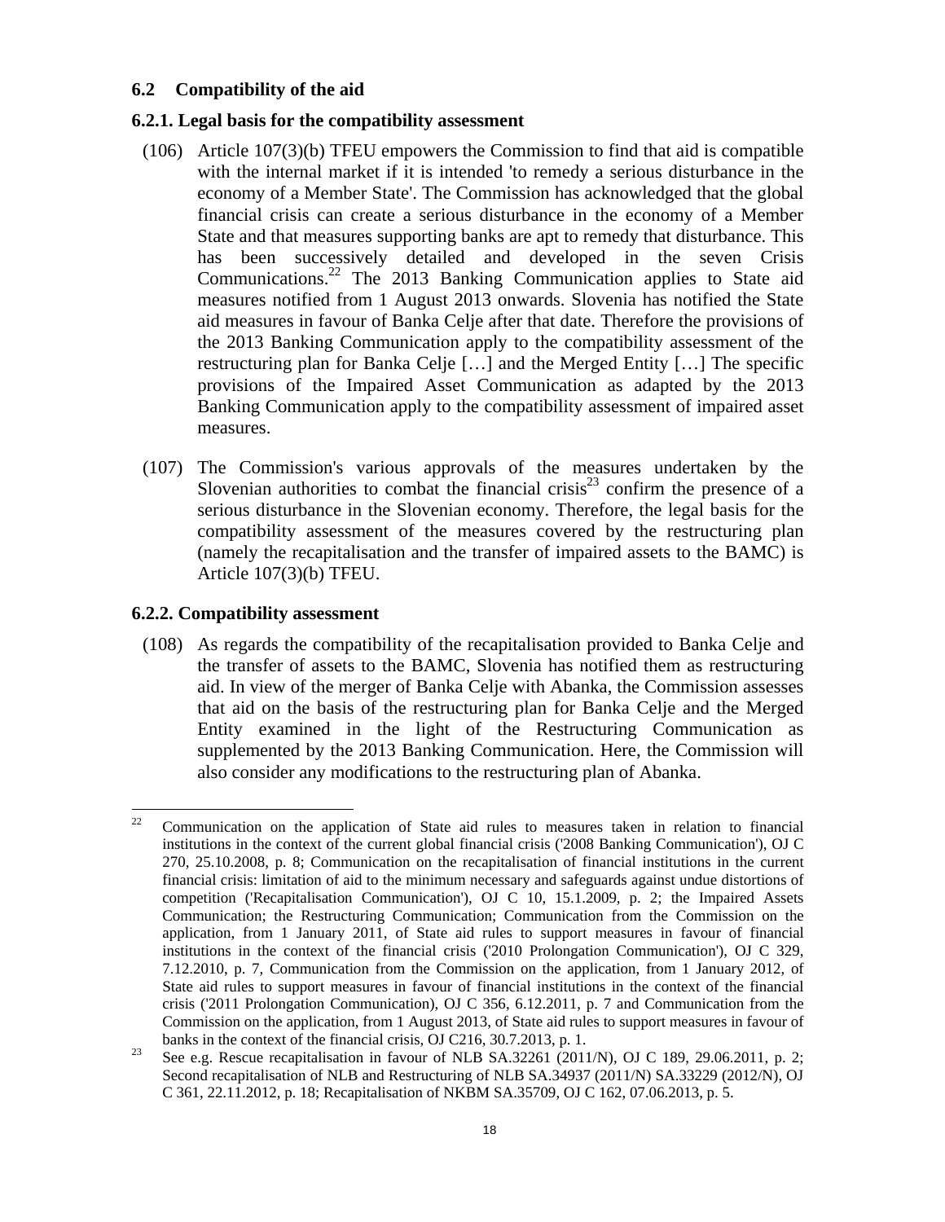### 6.2 Compatibility of the aid

#### 6.2.1. Legal basis for the compatibility assessment

(106) Article 107(3)(b) TFEU empowers the Commission to find that aid is compatible with the internal market if it is intended 'to remedy a serious disturbance in the economy of a Member State'. The Commission has acknowledged that the global financial crisis can create a serious disturbance in the economy of a Member State and that measures supporting banks are apt to remedy that disturbance. This has been successively detailed and developed in the seven Crisis Communications.[22] The 2013 Banking Communication applies to State aid measures notified from 1 August 2013 onwards. Slovenia has notified the State aid measures in favour of Banka Celje after that date. Therefore the provisions of the 2013 Banking Communication apply to the compatibility assessment of the restructuring plan for Banka Celje […] and the Merged Entity […] The specific provisions of the Impaired Asset Communication as adapted by the 2013 Banking Communication apply to the compatibility assessment of impaired asset measures.

(107) The Commission's various approvals of the measures undertaken by the Slovenian authorities to combat the financial crisis[23] confirm the presence of a serious disturbance in the Slovenian economy. Therefore, the legal basis for the compatibility assessment of the measures covered by the restructuring plan (namely the recapitalisation and the transfer of impaired assets to the BAMC) is Article 107(3)(b) TFEU.

#### 6.2.2. Compatibility assessment

(108) As regards the compatibility of the recapitalisation provided to Banka Celje and the transfer of assets to the BAMC, Slovenia has notified them as restructuring aid. In view of the merger of Banka Celje with Abanka, the Commission assesses that aid on the basis of the restructuring plan for Banka Celje and the Merged Entity examined in the light of the Restructuring Communication as supplemented by the 2013 Banking Communication. Here, the Commission will also consider any modifications to the restructuring plan of Abanka.

---

[22] Communication on the application of State aid rules to measures taken in relation to financial institutions in the context of the current global financial crisis ('2008 Banking Communication'), OJ C 270, 25.10.2008, p. 8; Communication on the recapitalisation of financial institutions in the current financial crisis: limitation of aid to the minimum necessary and safeguards against undue distortions of competition ('Recapitalisation Communication'), OJ C 10, 15.1.2009, p. 2; the Impaired Assets Communication; the Restructuring Communication; Communication from the Commission on the application, from 1 January 2011, of State aid rules to support measures in favour of financial institutions in the context of the financial crisis ('2010 Prolongation Communication'), OJ C 329, 7.12.2010, p. 7, Communication from the Commission on the application, from 1 January 2012, of State aid rules to support measures in favour of financial institutions in the context of the financial crisis ('2011 Prolongation Communication), OJ C 356, 6.12.2011, p. 7 and Communication from the Commission on the application, from 1 August 2013, of State aid rules to support measures in favour of banks in the context of the financial crisis, OJ C216, 30.7.2013, p. 1.

[23] See e.g. Rescue recapitalisation in favour of NLB SA.32261 (2011/N), OJ C 189, 29.06.2011, p. 2; Second recapitalisation of NLB and Restructuring of NLB SA.34937 (2011/N) SA.33229 (2012/N), OJ C 361, 22.11.2012, p. 18; Recapitalisation of NKBM SA.35709, OJ C 162, 07.06.2013, p. 5.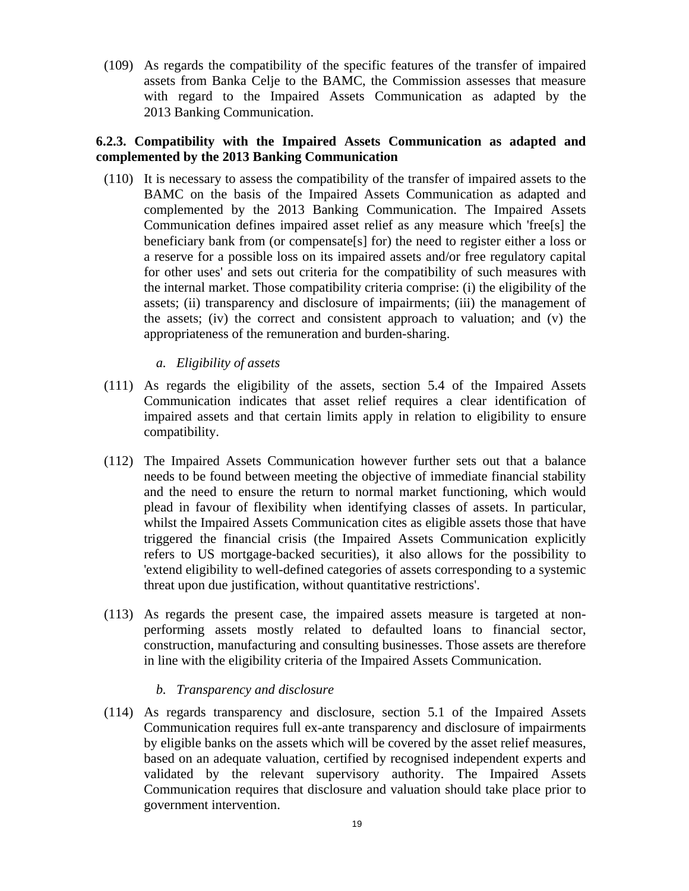(109) As regards the compatibility of the specific features of the transfer of impaired assets from Banka Celje to the BAMC, the Commission assesses that measure with regard to the Impaired Assets Communication as adapted by the 2013 Banking Communication.

### 6.2.3. Compatibility with the Impaired Assets Communication as adapted and complemented by the 2013 Banking Communication

(110) It is necessary to assess the compatibility of the transfer of impaired assets to the BAMC on the basis of the Impaired Assets Communication as adapted and complemented by the 2013 Banking Communication. The Impaired Assets Communication defines impaired asset relief as any measure which 'free[s] the beneficiary bank from (or compensate[s] for) the need to register either a loss or a reserve for a possible loss on its impaired assets and/or free regulatory capital for other uses' and sets out criteria for the compatibility of such measures with the internal market. Those compatibility criteria comprise: (i) the eligibility of the assets; (ii) transparency and disclosure of impairments; (iii) the management of the assets; (iv) the correct and consistent approach to valuation; and (v) the appropriateness of the remuneration and burden-sharing.

*a. Eligibility of assets*

(111) As regards the eligibility of the assets, section 5.4 of the Impaired Assets Communication indicates that asset relief requires a clear identification of impaired assets and that certain limits apply in relation to eligibility to ensure compatibility.

(112) The Impaired Assets Communication however further sets out that a balance needs to be found between meeting the objective of immediate financial stability and the need to ensure the return to normal market functioning, which would plead in favour of flexibility when identifying classes of assets. In particular, whilst the Impaired Assets Communication cites as eligible assets those that have triggered the financial crisis (the Impaired Assets Communication explicitly refers to US mortgage-backed securities), it also allows for the possibility to 'extend eligibility to well-defined categories of assets corresponding to a systemic threat upon due justification, without quantitative restrictions'.

(113) As regards the present case, the impaired assets measure is targeted at non-performing assets mostly related to defaulted loans to financial sector, construction, manufacturing and consulting businesses. Those assets are therefore in line with the eligibility criteria of the Impaired Assets Communication.

*b. Transparency and disclosure*

(114) As regards transparency and disclosure, section 5.1 of the Impaired Assets Communication requires full ex-ante transparency and disclosure of impairments by eligible banks on the assets which will be covered by the asset relief measures, based on an adequate valuation, certified by recognised independent experts and validated by the relevant supervisory authority. The Impaired Assets Communication requires that disclosure and valuation should take place prior to government intervention.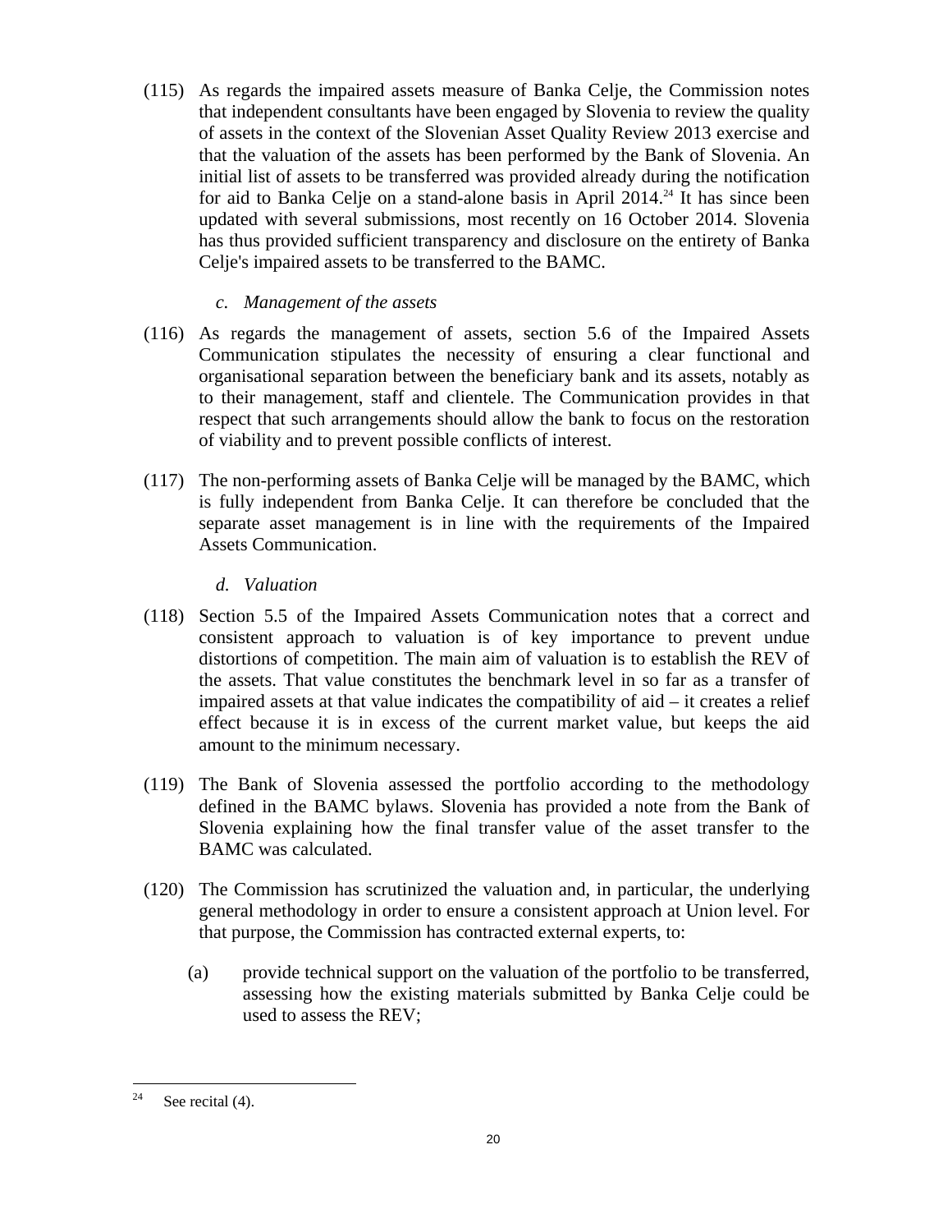(115) As regards the impaired assets measure of Banka Celje, the Commission notes that independent consultants have been engaged by Slovenia to review the quality of assets in the context of the Slovenian Asset Quality Review 2013 exercise and that the valuation of the assets has been performed by the Bank of Slovenia. An initial list of assets to be transferred was provided already during the notification for aid to Banka Celje on a stand-alone basis in April 2014.[24] It has since been updated with several submissions, most recently on 16 October 2014. Slovenia has thus provided sufficient transparency and disclosure on the entirety of Banka Celje's impaired assets to be transferred to the BAMC.

*c. Management of the assets*

(116) As regards the management of assets, section 5.6 of the Impaired Assets Communication stipulates the necessity of ensuring a clear functional and organisational separation between the beneficiary bank and its assets, notably as to their management, staff and clientele. The Communication provides in that respect that such arrangements should allow the bank to focus on the restoration of viability and to prevent possible conflicts of interest.

(117) The non-performing assets of Banka Celje will be managed by the BAMC, which is fully independent from Banka Celje. It can therefore be concluded that the separate asset management is in line with the requirements of the Impaired Assets Communication.

*d. Valuation*

(118) Section 5.5 of the Impaired Assets Communication notes that a correct and consistent approach to valuation is of key importance to prevent undue distortions of competition. The main aim of valuation is to establish the REV of the assets. That value constitutes the benchmark level in so far as a transfer of impaired assets at that value indicates the compatibility of aid – it creates a relief effect because it is in excess of the current market value, but keeps the aid amount to the minimum necessary.

(119) The Bank of Slovenia assessed the portfolio according to the methodology defined in the BAMC bylaws. Slovenia has provided a note from the Bank of Slovenia explaining how the final transfer value of the asset transfer to the BAMC was calculated.

(120) The Commission has scrutinized the valuation and, in particular, the underlying general methodology in order to ensure a consistent approach at Union level. For that purpose, the Commission has contracted external experts, to:

(a) provide technical support on the valuation of the portfolio to be transferred, assessing how the existing materials submitted by Banka Celje could be used to assess the REV;

[24] See recital (4).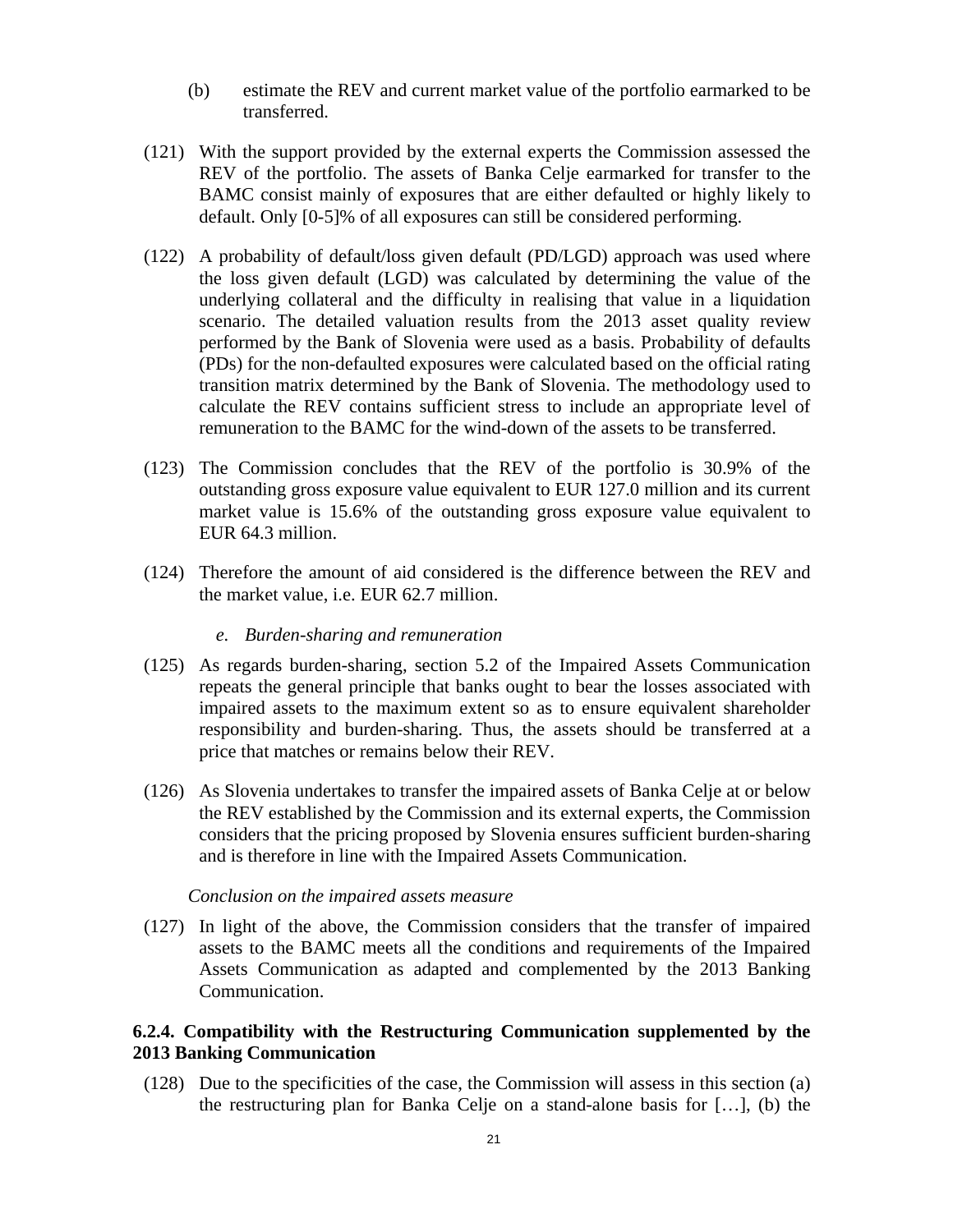(b) estimate the REV and current market value of the portfolio earmarked to be transferred.

(121) With the support provided by the external experts the Commission assessed the REV of the portfolio. The assets of Banka Celje earmarked for transfer to the BAMC consist mainly of exposures that are either defaulted or highly likely to default. Only [0-5]% of all exposures can still be considered performing.

(122) A probability of default/loss given default (PD/LGD) approach was used where the loss given default (LGD) was calculated by determining the value of the underlying collateral and the difficulty in realising that value in a liquidation scenario. The detailed valuation results from the 2013 asset quality review performed by the Bank of Slovenia were used as a basis. Probability of defaults (PDs) for the non-defaulted exposures were calculated based on the official rating transition matrix determined by the Bank of Slovenia. The methodology used to calculate the REV contains sufficient stress to include an appropriate level of remuneration to the BAMC for the wind-down of the assets to be transferred.

(123) The Commission concludes that the REV of the portfolio is 30.9% of the outstanding gross exposure value equivalent to EUR 127.0 million and its current market value is 15.6% of the outstanding gross exposure value equivalent to EUR 64.3 million.

(124) Therefore the amount of aid considered is the difference between the REV and the market value, i.e. EUR 62.7 million.

*e. Burden-sharing and remuneration*

(125) As regards burden-sharing, section 5.2 of the Impaired Assets Communication repeats the general principle that banks ought to bear the losses associated with impaired assets to the maximum extent so as to ensure equivalent shareholder responsibility and burden-sharing. Thus, the assets should be transferred at a price that matches or remains below their REV.

(126) As Slovenia undertakes to transfer the impaired assets of Banka Celje at or below the REV established by the Commission and its external experts, the Commission considers that the pricing proposed by Slovenia ensures sufficient burden-sharing and is therefore in line with the Impaired Assets Communication.

*Conclusion on the impaired assets measure*

(127) In light of the above, the Commission considers that the transfer of impaired assets to the BAMC meets all the conditions and requirements of the Impaired Assets Communication as adapted and complemented by the 2013 Banking Communication.

### 6.2.4. Compatibility with the Restructuring Communication supplemented by the 2013 Banking Communication

(128) Due to the specificities of the case, the Commission will assess in this section (a) the restructuring plan for Banka Celje on a stand-alone basis for […], (b) the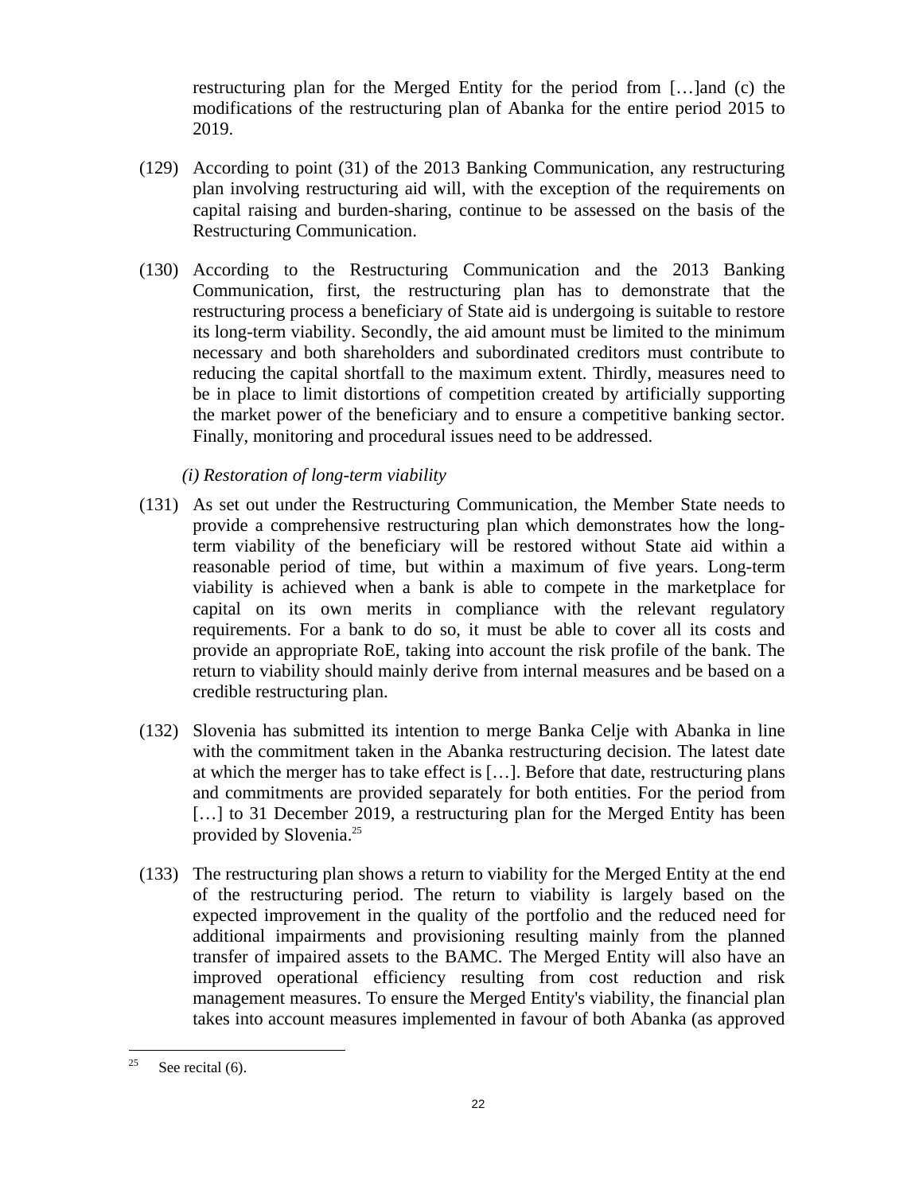restructuring plan for the Merged Entity for the period from […]and (c) the modifications of the restructuring plan of Abanka for the entire period 2015 to 2019.

(129) According to point (31) of the 2013 Banking Communication, any restructuring plan involving restructuring aid will, with the exception of the requirements on capital raising and burden-sharing, continue to be assessed on the basis of the Restructuring Communication.

(130) According to the Restructuring Communication and the 2013 Banking Communication, first, the restructuring plan has to demonstrate that the restructuring process a beneficiary of State aid is undergoing is suitable to restore its long-term viability. Secondly, the aid amount must be limited to the minimum necessary and both shareholders and subordinated creditors must contribute to reducing the capital shortfall to the maximum extent. Thirdly, measures need to be in place to limit distortions of competition created by artificially supporting the market power of the beneficiary and to ensure a competitive banking sector. Finally, monitoring and procedural issues need to be addressed.

*(i) Restoration of long-term viability*

(131) As set out under the Restructuring Communication, the Member State needs to provide a comprehensive restructuring plan which demonstrates how the long-term viability of the beneficiary will be restored without State aid within a reasonable period of time, but within a maximum of five years. Long-term viability is achieved when a bank is able to compete in the marketplace for capital on its own merits in compliance with the relevant regulatory requirements. For a bank to do so, it must be able to cover all its costs and provide an appropriate RoE, taking into account the risk profile of the bank. The return to viability should mainly derive from internal measures and be based on a credible restructuring plan.

(132) Slovenia has submitted its intention to merge Banka Celje with Abanka in line with the commitment taken in the Abanka restructuring decision. The latest date at which the merger has to take effect is […]. Before that date, restructuring plans and commitments are provided separately for both entities. For the period from […] to 31 December 2019, a restructuring plan for the Merged Entity has been provided by Slovenia.[25]

(133) The restructuring plan shows a return to viability for the Merged Entity at the end of the restructuring period. The return to viability is largely based on the expected improvement in the quality of the portfolio and the reduced need for additional impairments and provisioning resulting mainly from the planned transfer of impaired assets to the BAMC. The Merged Entity will also have an improved operational efficiency resulting from cost reduction and risk management measures. To ensure the Merged Entity's viability, the financial plan takes into account measures implemented in favour of both Abanka (as approved

[25] See recital (6).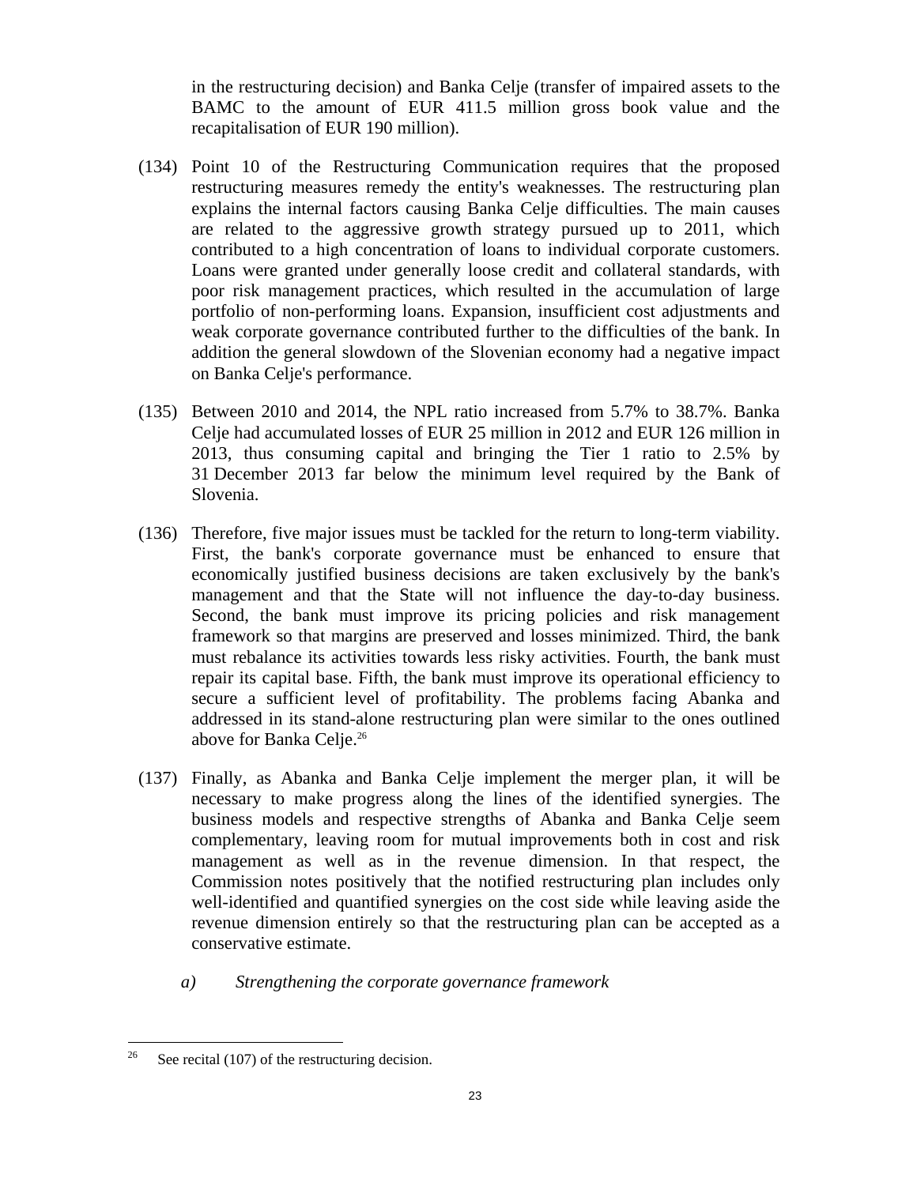in the restructuring decision) and Banka Celje (transfer of impaired assets to the BAMC to the amount of EUR 411.5 million gross book value and the recapitalisation of EUR 190 million).

(134) Point 10 of the Restructuring Communication requires that the proposed restructuring measures remedy the entity's weaknesses. The restructuring plan explains the internal factors causing Banka Celje difficulties. The main causes are related to the aggressive growth strategy pursued up to 2011, which contributed to a high concentration of loans to individual corporate customers. Loans were granted under generally loose credit and collateral standards, with poor risk management practices, which resulted in the accumulation of large portfolio of non-performing loans. Expansion, insufficient cost adjustments and weak corporate governance contributed further to the difficulties of the bank. In addition the general slowdown of the Slovenian economy had a negative impact on Banka Celje's performance.

(135) Between 2010 and 2014, the NPL ratio increased from 5.7% to 38.7%. Banka Celje had accumulated losses of EUR 25 million in 2012 and EUR 126 million in 2013, thus consuming capital and bringing the Tier 1 ratio to 2.5% by 31 December 2013 far below the minimum level required by the Bank of Slovenia.

(136) Therefore, five major issues must be tackled for the return to long-term viability. First, the bank's corporate governance must be enhanced to ensure that economically justified business decisions are taken exclusively by the bank's management and that the State will not influence the day-to-day business. Second, the bank must improve its pricing policies and risk management framework so that margins are preserved and losses minimized. Third, the bank must rebalance its activities towards less risky activities. Fourth, the bank must repair its capital base. Fifth, the bank must improve its operational efficiency to secure a sufficient level of profitability. The problems facing Abanka and addressed in its stand-alone restructuring plan were similar to the ones outlined above for Banka Celje.[26]

(137) Finally, as Abanka and Banka Celje implement the merger plan, it will be necessary to make progress along the lines of the identified synergies. The business models and respective strengths of Abanka and Banka Celje seem complementary, leaving room for mutual improvements both in cost and risk management as well as in the revenue dimension. In that respect, the Commission notes positively that the notified restructuring plan includes only well-identified and quantified synergies on the cost side while leaving aside the revenue dimension entirely so that the restructuring plan can be accepted as a conservative estimate.

*a) Strengthening the corporate governance framework*

[26] See recital (107) of the restructuring decision.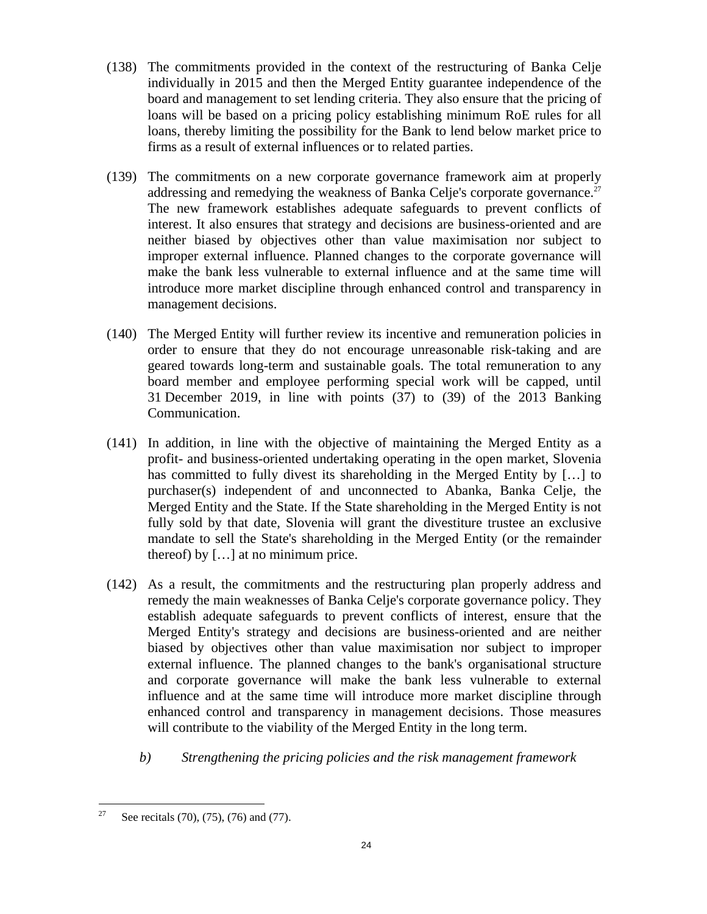(138) The commitments provided in the context of the restructuring of Banka Celje individually in 2015 and then the Merged Entity guarantee independence of the board and management to set lending criteria. They also ensure that the pricing of loans will be based on a pricing policy establishing minimum RoE rules for all loans, thereby limiting the possibility for the Bank to lend below market price to firms as a result of external influences or to related parties.

(139) The commitments on a new corporate governance framework aim at properly addressing and remedying the weakness of Banka Celje's corporate governance.[27] The new framework establishes adequate safeguards to prevent conflicts of interest. It also ensures that strategy and decisions are business-oriented and are neither biased by objectives other than value maximisation nor subject to improper external influence. Planned changes to the corporate governance will make the bank less vulnerable to external influence and at the same time will introduce more market discipline through enhanced control and transparency in management decisions.

(140) The Merged Entity will further review its incentive and remuneration policies in order to ensure that they do not encourage unreasonable risk-taking and are geared towards long-term and sustainable goals. The total remuneration to any board member and employee performing special work will be capped, until 31 December 2019, in line with points (37) to (39) of the 2013 Banking Communication.

(141) In addition, in line with the objective of maintaining the Merged Entity as a profit- and business-oriented undertaking operating in the open market, Slovenia has committed to fully divest its shareholding in the Merged Entity by […] to purchaser(s) independent of and unconnected to Abanka, Banka Celje, the Merged Entity and the State. If the State shareholding in the Merged Entity is not fully sold by that date, Slovenia will grant the divestiture trustee an exclusive mandate to sell the State's shareholding in the Merged Entity (or the remainder thereof) by […] at no minimum price.

(142) As a result, the commitments and the restructuring plan properly address and remedy the main weaknesses of Banka Celje's corporate governance policy. They establish adequate safeguards to prevent conflicts of interest, ensure that the Merged Entity's strategy and decisions are business-oriented and are neither biased by objectives other than value maximisation nor subject to improper external influence. The planned changes to the bank's organisational structure and corporate governance will make the bank less vulnerable to external influence and at the same time will introduce more market discipline through enhanced control and transparency in management decisions. Those measures will contribute to the viability of the Merged Entity in the long term.

*b) Strengthening the pricing policies and the risk management framework*

---

[27] See recitals (70), (75), (76) and (77).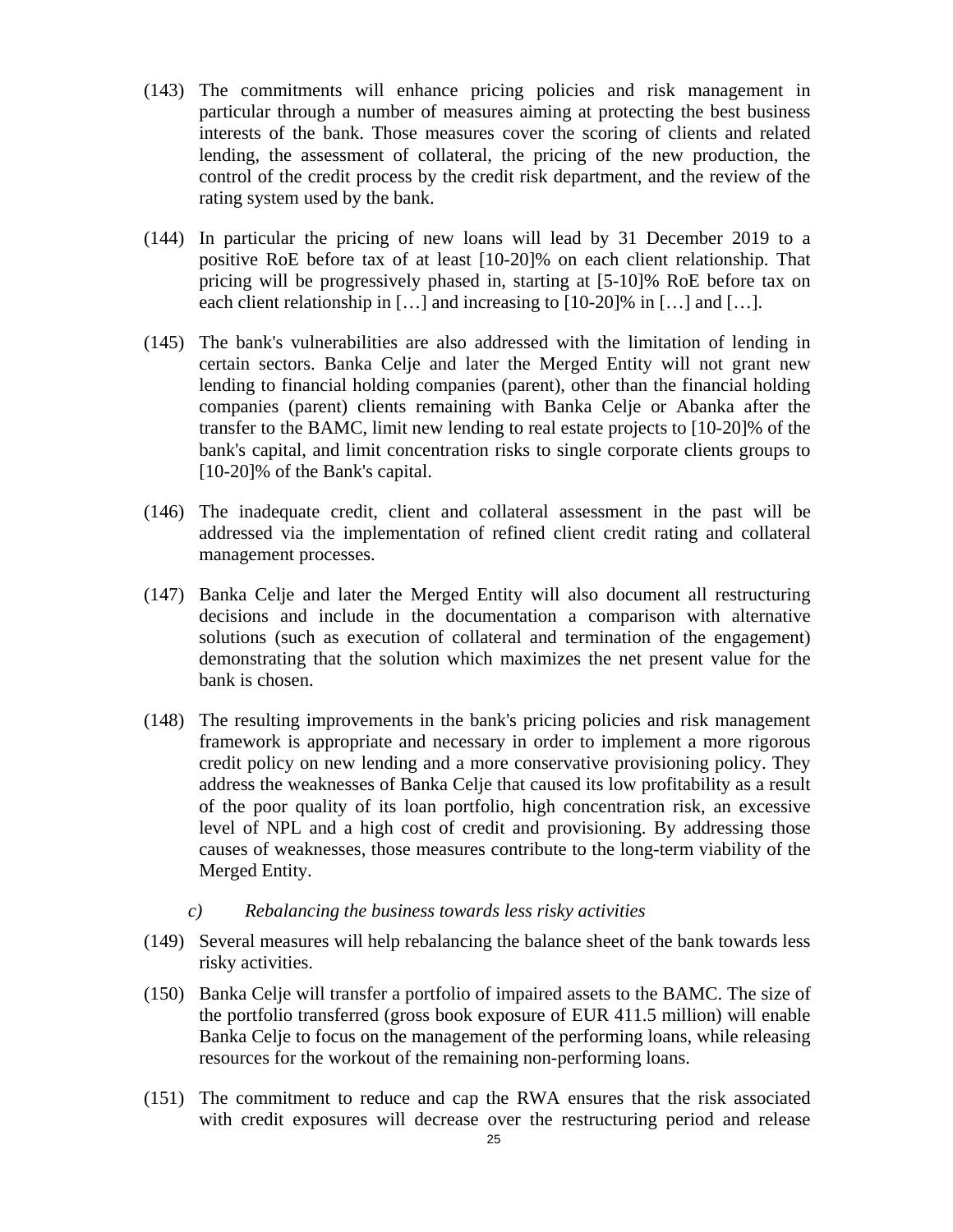(143) The commitments will enhance pricing policies and risk management in particular through a number of measures aiming at protecting the best business interests of the bank. Those measures cover the scoring of clients and related lending, the assessment of collateral, the pricing of the new production, the control of the credit process by the credit risk department, and the review of the rating system used by the bank.

(144) In particular the pricing of new loans will lead by 31 December 2019 to a positive RoE before tax of at least [10-20]% on each client relationship. That pricing will be progressively phased in, starting at [5-10]% RoE before tax on each client relationship in […] and increasing to [10-20]% in […] and […].

(145) The bank's vulnerabilities are also addressed with the limitation of lending in certain sectors. Banka Celje and later the Merged Entity will not grant new lending to financial holding companies (parent), other than the financial holding companies (parent) clients remaining with Banka Celje or Abanka after the transfer to the BAMC, limit new lending to real estate projects to [10-20]% of the bank's capital, and limit concentration risks to single corporate clients groups to [10-20]% of the Bank's capital.

(146) The inadequate credit, client and collateral assessment in the past will be addressed via the implementation of refined client credit rating and collateral management processes.

(147) Banka Celje and later the Merged Entity will also document all restructuring decisions and include in the documentation a comparison with alternative solutions (such as execution of collateral and termination of the engagement) demonstrating that the solution which maximizes the net present value for the bank is chosen.

(148) The resulting improvements in the bank's pricing policies and risk management framework is appropriate and necessary in order to implement a more rigorous credit policy on new lending and a more conservative provisioning policy. They address the weaknesses of Banka Celje that caused its low profitability as a result of the poor quality of its loan portfolio, high concentration risk, an excessive level of NPL and a high cost of credit and provisioning. By addressing those causes of weaknesses, those measures contribute to the long-term viability of the Merged Entity.

*c) Rebalancing the business towards less risky activities*

(149) Several measures will help rebalancing the balance sheet of the bank towards less risky activities.

(150) Banka Celje will transfer a portfolio of impaired assets to the BAMC. The size of the portfolio transferred (gross book exposure of EUR 411.5 million) will enable Banka Celje to focus on the management of the performing loans, while releasing resources for the workout of the remaining non-performing loans.

(151) The commitment to reduce and cap the RWA ensures that the risk associated with credit exposures will decrease over the restructuring period and release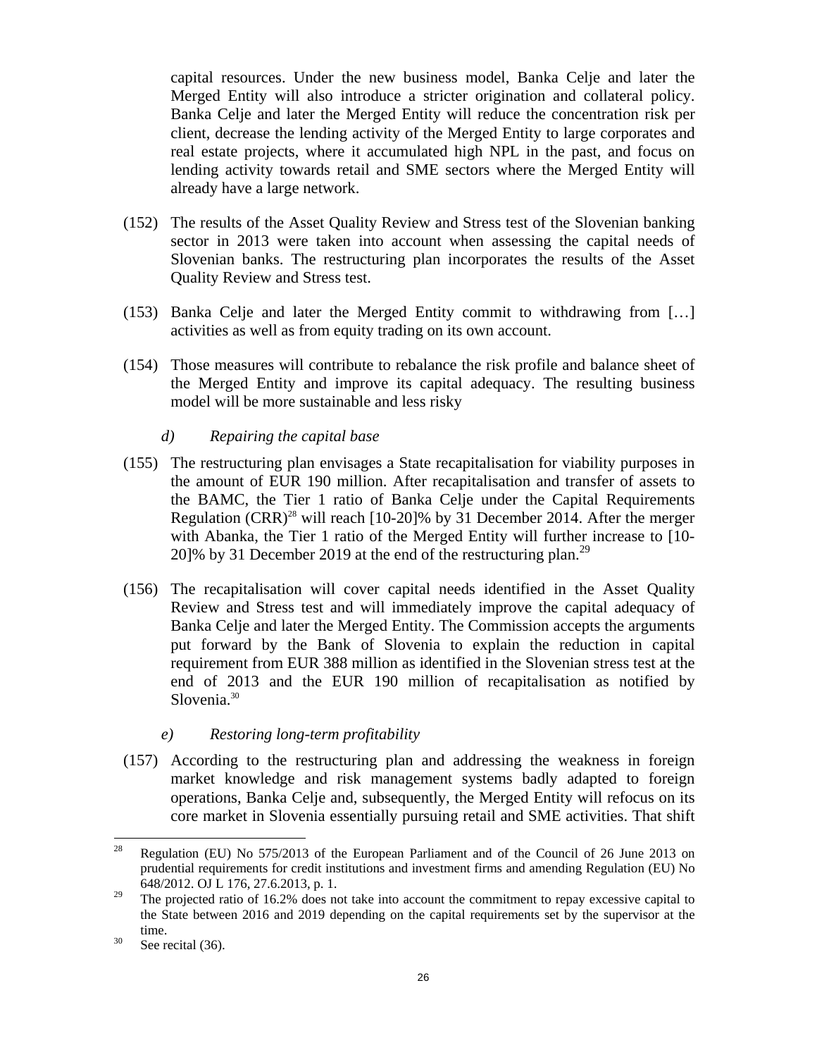capital resources. Under the new business model, Banka Celje and later the Merged Entity will also introduce a stricter origination and collateral policy. Banka Celje and later the Merged Entity will reduce the concentration risk per client, decrease the lending activity of the Merged Entity to large corporates and real estate projects, where it accumulated high NPL in the past, and focus on lending activity towards retail and SME sectors where the Merged Entity will already have a large network.

(152) The results of the Asset Quality Review and Stress test of the Slovenian banking sector in 2013 were taken into account when assessing the capital needs of Slovenian banks. The restructuring plan incorporates the results of the Asset Quality Review and Stress test.

(153) Banka Celje and later the Merged Entity commit to withdrawing from […] activities as well as from equity trading on its own account.

(154) Those measures will contribute to rebalance the risk profile and balance sheet of the Merged Entity and improve its capital adequacy. The resulting business model will be more sustainable and less risky

*d) Repairing the capital base*

(155) The restructuring plan envisages a State recapitalisation for viability purposes in the amount of EUR 190 million. After recapitalisation and transfer of assets to the BAMC, the Tier 1 ratio of Banka Celje under the Capital Requirements Regulation (CRR)[28] will reach [10-20]% by 31 December 2014. After the merger with Abanka, the Tier 1 ratio of the Merged Entity will further increase to [10-20]% by 31 December 2019 at the end of the restructuring plan.[29]

(156) The recapitalisation will cover capital needs identified in the Asset Quality Review and Stress test and will immediately improve the capital adequacy of Banka Celje and later the Merged Entity. The Commission accepts the arguments put forward by the Bank of Slovenia to explain the reduction in capital requirement from EUR 388 million as identified in the Slovenian stress test at the end of 2013 and the EUR 190 million of recapitalisation as notified by Slovenia.[30]

*e) Restoring long-term profitability*

(157) According to the restructuring plan and addressing the weakness in foreign market knowledge and risk management systems badly adapted to foreign operations, Banka Celje and, subsequently, the Merged Entity will refocus on its core market in Slovenia essentially pursuing retail and SME activities. That shift

---

[28] Regulation (EU) No 575/2013 of the European Parliament and of the Council of 26 June 2013 on prudential requirements for credit institutions and investment firms and amending Regulation (EU) No 648/2012. OJ L 176, 27.6.2013, p. 1.

[29] The projected ratio of 16.2% does not take into account the commitment to repay excessive capital to the State between 2016 and 2019 depending on the capital requirements set by the supervisor at the time.

[30] See recital (36).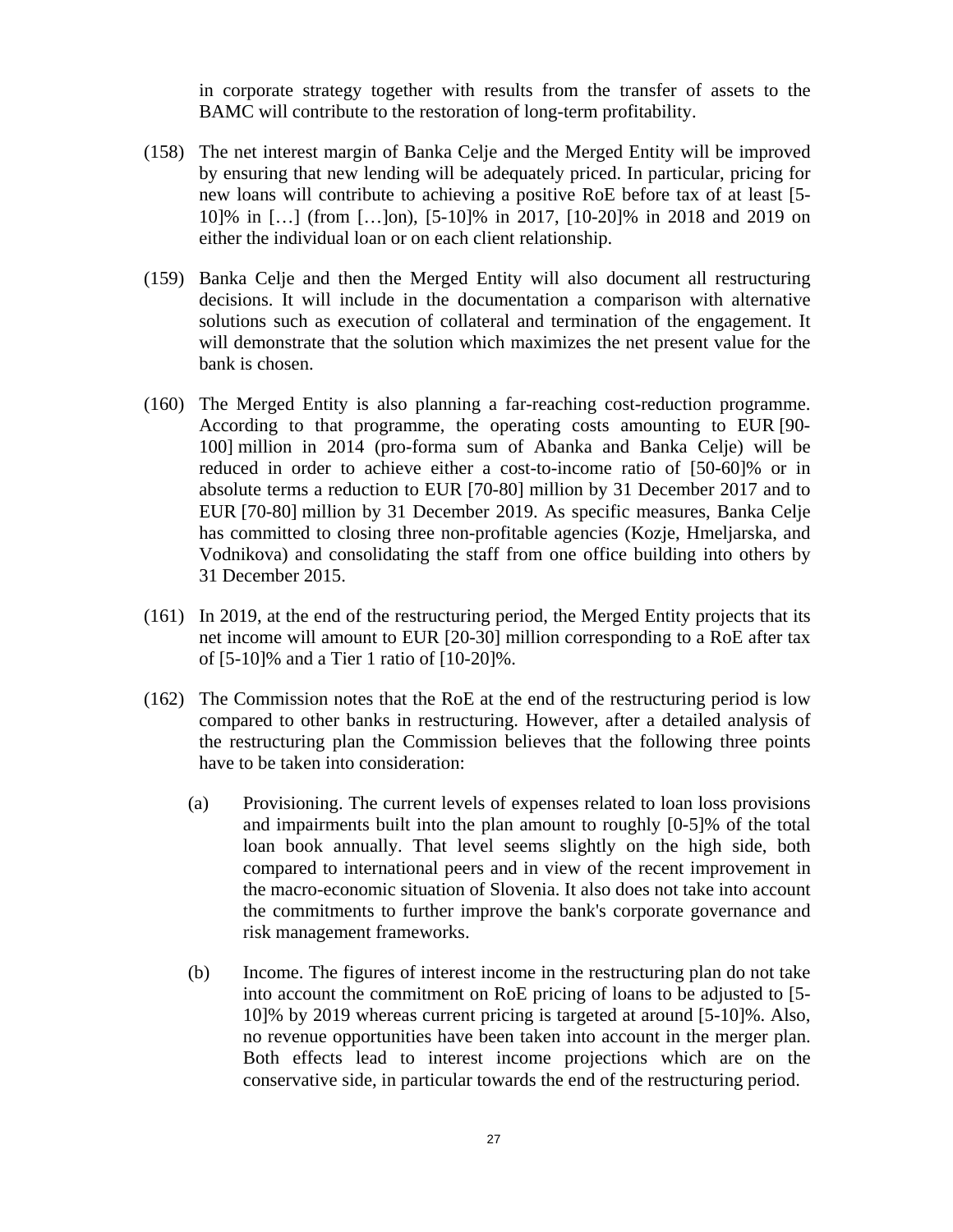in corporate strategy together with results from the transfer of assets to the BAMC will contribute to the restoration of long-term profitability.

(158) The net interest margin of Banka Celje and the Merged Entity will be improved by ensuring that new lending will be adequately priced. In particular, pricing for new loans will contribute to achieving a positive RoE before tax of at least [5-10]% in […] (from […]on), [5-10]% in 2017, [10-20]% in 2018 and 2019 on either the individual loan or on each client relationship.

(159) Banka Celje and then the Merged Entity will also document all restructuring decisions. It will include in the documentation a comparison with alternative solutions such as execution of collateral and termination of the engagement. It will demonstrate that the solution which maximizes the net present value for the bank is chosen.

(160) The Merged Entity is also planning a far-reaching cost-reduction programme. According to that programme, the operating costs amounting to EUR [90-100] million in 2014 (pro-forma sum of Abanka and Banka Celje) will be reduced in order to achieve either a cost-to-income ratio of [50-60]% or in absolute terms a reduction to EUR [70-80] million by 31 December 2017 and to EUR [70-80] million by 31 December 2019. As specific measures, Banka Celje has committed to closing three non-profitable agencies (Kozje, Hmeljarska, and Vodnikova) and consolidating the staff from one office building into others by 31 December 2015.

(161) In 2019, at the end of the restructuring period, the Merged Entity projects that its net income will amount to EUR [20-30] million corresponding to a RoE after tax of [5-10]% and a Tier 1 ratio of [10-20]%.

(162) The Commission notes that the RoE at the end of the restructuring period is low compared to other banks in restructuring. However, after a detailed analysis of the restructuring plan the Commission believes that the following three points have to be taken into consideration:

(a) Provisioning. The current levels of expenses related to loan loss provisions and impairments built into the plan amount to roughly [0-5]% of the total loan book annually. That level seems slightly on the high side, both compared to international peers and in view of the recent improvement in the macro-economic situation of Slovenia. It also does not take into account the commitments to further improve the bank's corporate governance and risk management frameworks.

(b) Income. The figures of interest income in the restructuring plan do not take into account the commitment on RoE pricing of loans to be adjusted to [5-10]% by 2019 whereas current pricing is targeted at around [5-10]%. Also, no revenue opportunities have been taken into account in the merger plan. Both effects lead to interest income projections which are on the conservative side, in particular towards the end of the restructuring period.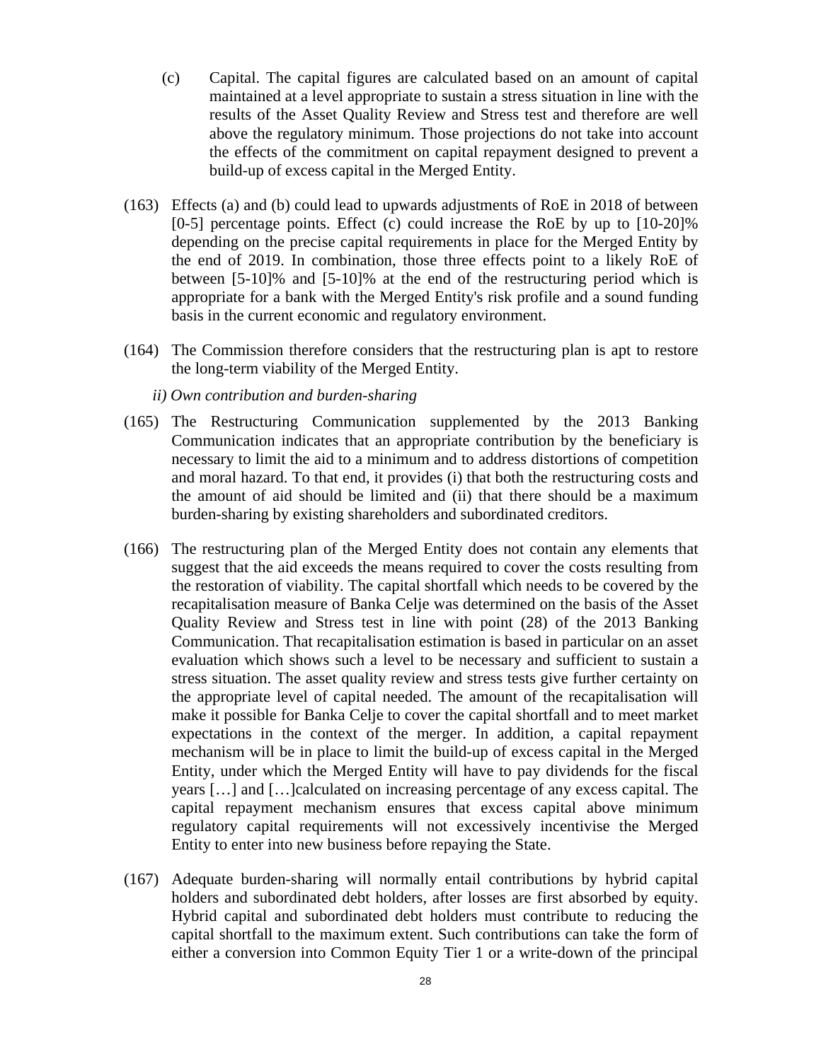(c) Capital. The capital figures are calculated based on an amount of capital maintained at a level appropriate to sustain a stress situation in line with the results of the Asset Quality Review and Stress test and therefore are well above the regulatory minimum. Those projections do not take into account the effects of the commitment on capital repayment designed to prevent a build-up of excess capital in the Merged Entity.

(163) Effects (a) and (b) could lead to upwards adjustments of RoE in 2018 of between [0-5] percentage points. Effect (c) could increase the RoE by up to [10-20]% depending on the precise capital requirements in place for the Merged Entity by the end of 2019. In combination, those three effects point to a likely RoE of between [5-10]% and [5-10]% at the end of the restructuring period which is appropriate for a bank with the Merged Entity's risk profile and a sound funding basis in the current economic and regulatory environment.

(164) The Commission therefore considers that the restructuring plan is apt to restore the long-term viability of the Merged Entity.

*ii) Own contribution and burden-sharing*

(165) The Restructuring Communication supplemented by the 2013 Banking Communication indicates that an appropriate contribution by the beneficiary is necessary to limit the aid to a minimum and to address distortions of competition and moral hazard. To that end, it provides (i) that both the restructuring costs and the amount of aid should be limited and (ii) that there should be a maximum burden-sharing by existing shareholders and subordinated creditors.

(166) The restructuring plan of the Merged Entity does not contain any elements that suggest that the aid exceeds the means required to cover the costs resulting from the restoration of viability. The capital shortfall which needs to be covered by the recapitalisation measure of Banka Celje was determined on the basis of the Asset Quality Review and Stress test in line with point (28) of the 2013 Banking Communication. That recapitalisation estimation is based in particular on an asset evaluation which shows such a level to be necessary and sufficient to sustain a stress situation. The asset quality review and stress tests give further certainty on the appropriate level of capital needed. The amount of the recapitalisation will make it possible for Banka Celje to cover the capital shortfall and to meet market expectations in the context of the merger. In addition, a capital repayment mechanism will be in place to limit the build-up of excess capital in the Merged Entity, under which the Merged Entity will have to pay dividends for the fiscal years […] and […]calculated on increasing percentage of any excess capital. The capital repayment mechanism ensures that excess capital above minimum regulatory capital requirements will not excessively incentivise the Merged Entity to enter into new business before repaying the State.

(167) Adequate burden-sharing will normally entail contributions by hybrid capital holders and subordinated debt holders, after losses are first absorbed by equity. Hybrid capital and subordinated debt holders must contribute to reducing the capital shortfall to the maximum extent. Such contributions can take the form of either a conversion into Common Equity Tier 1 or a write-down of the principal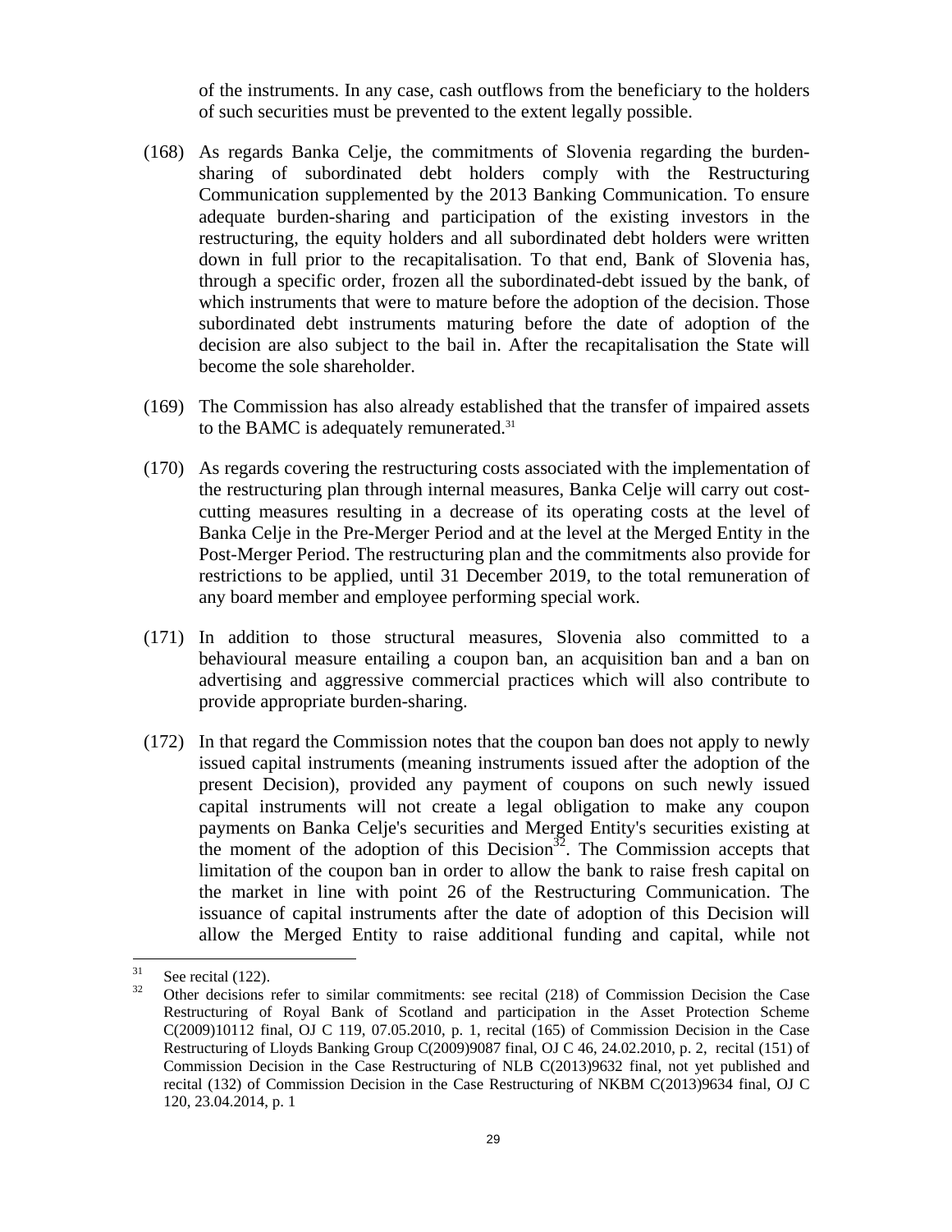of the instruments. In any case, cash outflows from the beneficiary to the holders of such securities must be prevented to the extent legally possible.

(168) As regards Banka Celje, the commitments of Slovenia regarding the burden-sharing of subordinated debt holders comply with the Restructuring Communication supplemented by the 2013 Banking Communication. To ensure adequate burden-sharing and participation of the existing investors in the restructuring, the equity holders and all subordinated debt holders were written down in full prior to the recapitalisation. To that end, Bank of Slovenia has, through a specific order, frozen all the subordinated-debt issued by the bank, of which instruments that were to mature before the adoption of the decision. Those subordinated debt instruments maturing before the date of adoption of the decision are also subject to the bail in. After the recapitalisation the State will become the sole shareholder.

(169) The Commission has also already established that the transfer of impaired assets to the BAMC is adequately remunerated.[31]

(170) As regards covering the restructuring costs associated with the implementation of the restructuring plan through internal measures, Banka Celje will carry out cost-cutting measures resulting in a decrease of its operating costs at the level of Banka Celje in the Pre-Merger Period and at the level at the Merged Entity in the Post-Merger Period. The restructuring plan and the commitments also provide for restrictions to be applied, until 31 December 2019, to the total remuneration of any board member and employee performing special work.

(171) In addition to those structural measures, Slovenia also committed to a behavioural measure entailing a coupon ban, an acquisition ban and a ban on advertising and aggressive commercial practices which will also contribute to provide appropriate burden-sharing.

(172) In that regard the Commission notes that the coupon ban does not apply to newly issued capital instruments (meaning instruments issued after the adoption of the present Decision), provided any payment of coupons on such newly issued capital instruments will not create a legal obligation to make any coupon payments on Banka Celje's securities and Merged Entity's securities existing at the moment of the adoption of this Decision[32]. The Commission accepts that limitation of the coupon ban in order to allow the bank to raise fresh capital on the market in line with point 26 of the Restructuring Communication. The issuance of capital instruments after the date of adoption of this Decision will allow the Merged Entity to raise additional funding and capital, while not

---

[31] See recital (122).

[32] Other decisions refer to similar commitments: see recital (218) of Commission Decision the Case Restructuring of Royal Bank of Scotland and participation in the Asset Protection Scheme C(2009)10112 final, OJ C 119, 07.05.2010, p. 1, recital (165) of Commission Decision in the Case Restructuring of Lloyds Banking Group C(2009)9087 final, OJ C 46, 24.02.2010, p. 2, recital (151) of Commission Decision in the Case Restructuring of NLB C(2013)9632 final, not yet published and recital (132) of Commission Decision in the Case Restructuring of NKBM C(2013)9634 final, OJ C 120, 23.04.2014, p. 1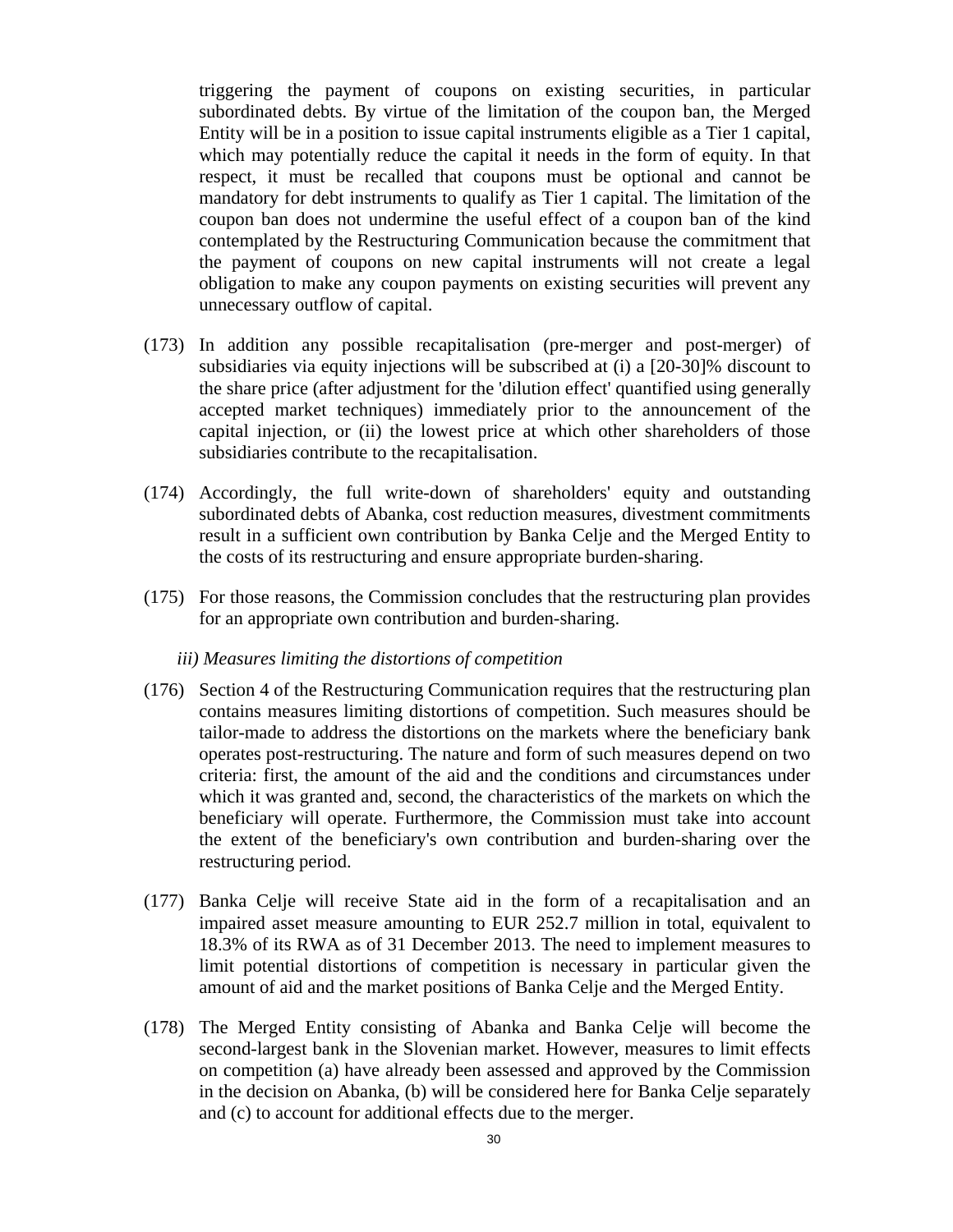triggering the payment of coupons on existing securities, in particular subordinated debts. By virtue of the limitation of the coupon ban, the Merged Entity will be in a position to issue capital instruments eligible as a Tier 1 capital, which may potentially reduce the capital it needs in the form of equity. In that respect, it must be recalled that coupons must be optional and cannot be mandatory for debt instruments to qualify as Tier 1 capital. The limitation of the coupon ban does not undermine the useful effect of a coupon ban of the kind contemplated by the Restructuring Communication because the commitment that the payment of coupons on new capital instruments will not create a legal obligation to make any coupon payments on existing securities will prevent any unnecessary outflow of capital.

(173) In addition any possible recapitalisation (pre-merger and post-merger) of subsidiaries via equity injections will be subscribed at (i) a [20-30]% discount to the share price (after adjustment for the 'dilution effect' quantified using generally accepted market techniques) immediately prior to the announcement of the capital injection, or (ii) the lowest price at which other shareholders of those subsidiaries contribute to the recapitalisation.

(174) Accordingly, the full write-down of shareholders' equity and outstanding subordinated debts of Abanka, cost reduction measures, divestment commitments result in a sufficient own contribution by Banka Celje and the Merged Entity to the costs of its restructuring and ensure appropriate burden-sharing.

(175) For those reasons, the Commission concludes that the restructuring plan provides for an appropriate own contribution and burden-sharing.

*iii) Measures limiting the distortions of competition*

(176) Section 4 of the Restructuring Communication requires that the restructuring plan contains measures limiting distortions of competition. Such measures should be tailor-made to address the distortions on the markets where the beneficiary bank operates post-restructuring. The nature and form of such measures depend on two criteria: first, the amount of the aid and the conditions and circumstances under which it was granted and, second, the characteristics of the markets on which the beneficiary will operate. Furthermore, the Commission must take into account the extent of the beneficiary's own contribution and burden-sharing over the restructuring period.

(177) Banka Celje will receive State aid in the form of a recapitalisation and an impaired asset measure amounting to EUR 252.7 million in total, equivalent to 18.3% of its RWA as of 31 December 2013. The need to implement measures to limit potential distortions of competition is necessary in particular given the amount of aid and the market positions of Banka Celje and the Merged Entity.

(178) The Merged Entity consisting of Abanka and Banka Celje will become the second-largest bank in the Slovenian market. However, measures to limit effects on competition (a) have already been assessed and approved by the Commission in the decision on Abanka, (b) will be considered here for Banka Celje separately and (c) to account for additional effects due to the merger.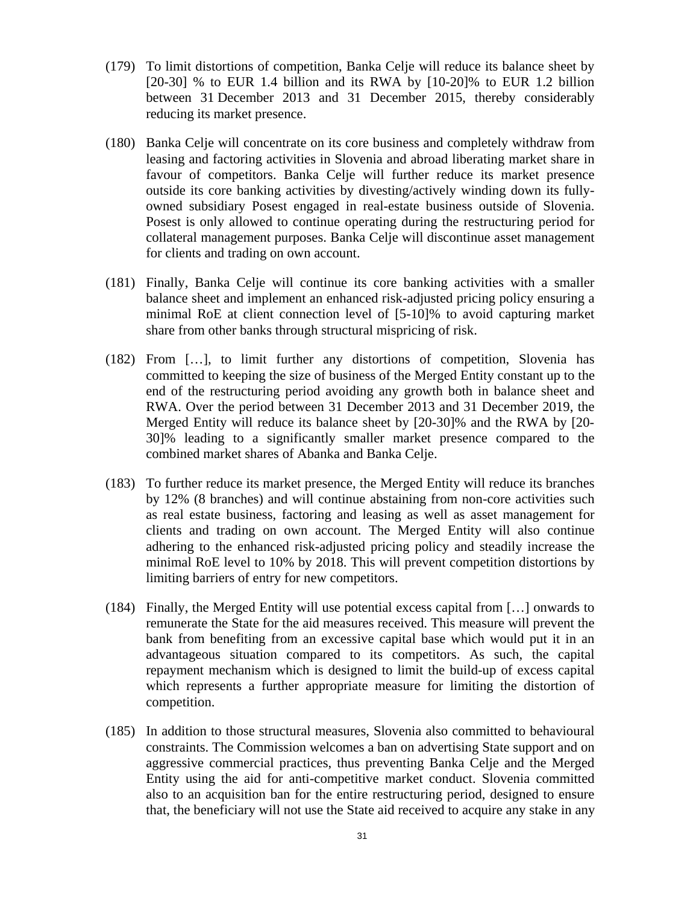(179) To limit distortions of competition, Banka Celje will reduce its balance sheet by [20-30] % to EUR 1.4 billion and its RWA by [10-20]% to EUR 1.2 billion between 31 December 2013 and 31 December 2015, thereby considerably reducing its market presence.

(180) Banka Celje will concentrate on its core business and completely withdraw from leasing and factoring activities in Slovenia and abroad liberating market share in favour of competitors. Banka Celje will further reduce its market presence outside its core banking activities by divesting/actively winding down its fully-owned subsidiary Posest engaged in real-estate business outside of Slovenia. Posest is only allowed to continue operating during the restructuring period for collateral management purposes. Banka Celje will discontinue asset management for clients and trading on own account.

(181) Finally, Banka Celje will continue its core banking activities with a smaller balance sheet and implement an enhanced risk-adjusted pricing policy ensuring a minimal RoE at client connection level of [5-10]% to avoid capturing market share from other banks through structural mispricing of risk.

(182) From […], to limit further any distortions of competition, Slovenia has committed to keeping the size of business of the Merged Entity constant up to the end of the restructuring period avoiding any growth both in balance sheet and RWA. Over the period between 31 December 2013 and 31 December 2019, the Merged Entity will reduce its balance sheet by [20-30]% and the RWA by [20-30]% leading to a significantly smaller market presence compared to the combined market shares of Abanka and Banka Celje.

(183) To further reduce its market presence, the Merged Entity will reduce its branches by 12% (8 branches) and will continue abstaining from non-core activities such as real estate business, factoring and leasing as well as asset management for clients and trading on own account. The Merged Entity will also continue adhering to the enhanced risk-adjusted pricing policy and steadily increase the minimal RoE level to 10% by 2018. This will prevent competition distortions by limiting barriers of entry for new competitors.

(184) Finally, the Merged Entity will use potential excess capital from […] onwards to remunerate the State for the aid measures received. This measure will prevent the bank from benefiting from an excessive capital base which would put it in an advantageous situation compared to its competitors. As such, the capital repayment mechanism which is designed to limit the build-up of excess capital which represents a further appropriate measure for limiting the distortion of competition.

(185) In addition to those structural measures, Slovenia also committed to behavioural constraints. The Commission welcomes a ban on advertising State support and on aggressive commercial practices, thus preventing Banka Celje and the Merged Entity using the aid for anti-competitive market conduct. Slovenia committed also to an acquisition ban for the entire restructuring period, designed to ensure that, the beneficiary will not use the State aid received to acquire any stake in any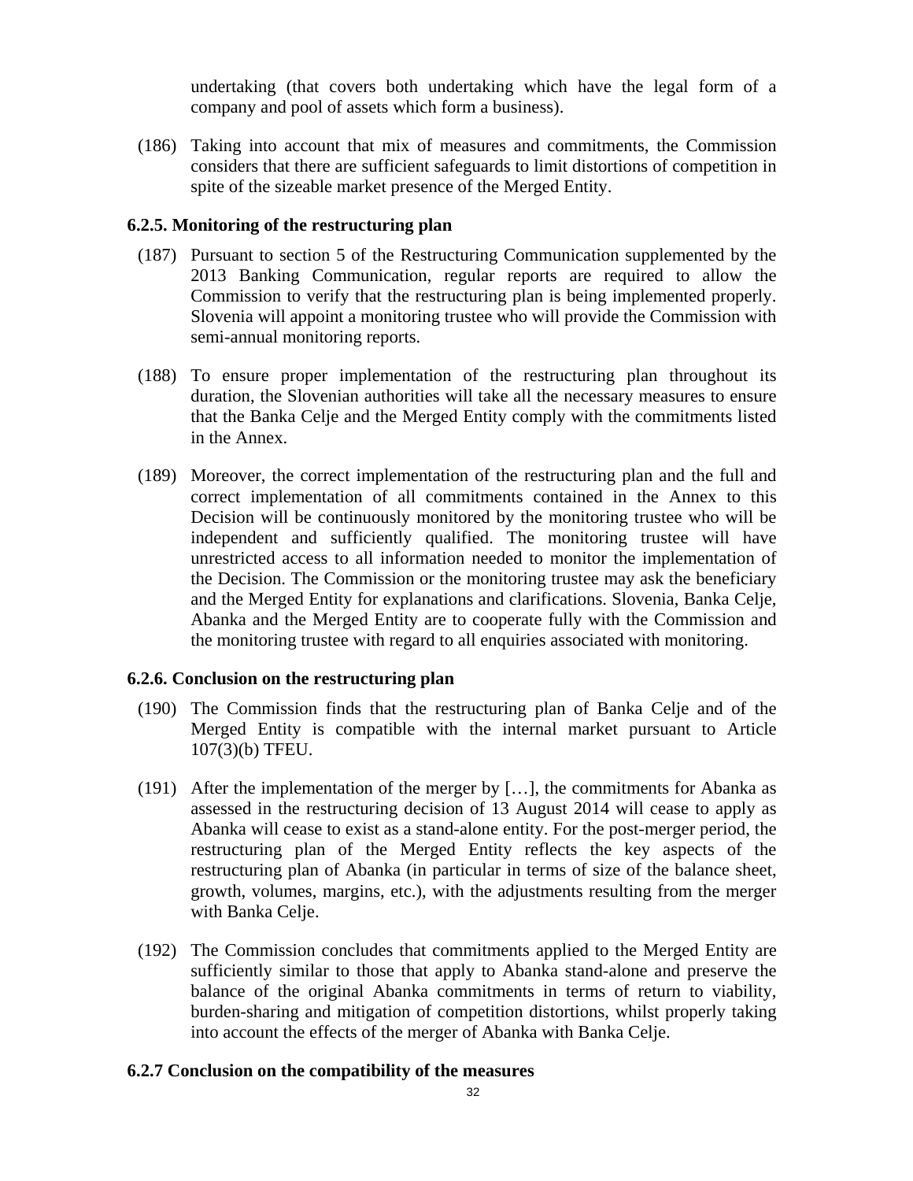undertaking (that covers both undertaking which have the legal form of a company and pool of assets which form a business).

(186) Taking into account that mix of measures and commitments, the Commission considers that there are sufficient safeguards to limit distortions of competition in spite of the sizeable market presence of the Merged Entity.

### 6.2.5. Monitoring of the restructuring plan

(187) Pursuant to section 5 of the Restructuring Communication supplemented by the 2013 Banking Communication, regular reports are required to allow the Commission to verify that the restructuring plan is being implemented properly. Slovenia will appoint a monitoring trustee who will provide the Commission with semi-annual monitoring reports.

(188) To ensure proper implementation of the restructuring plan throughout its duration, the Slovenian authorities will take all the necessary measures to ensure that the Banka Celje and the Merged Entity comply with the commitments listed in the Annex.

(189) Moreover, the correct implementation of the restructuring plan and the full and correct implementation of all commitments contained in the Annex to this Decision will be continuously monitored by the monitoring trustee who will be independent and sufficiently qualified. The monitoring trustee will have unrestricted access to all information needed to monitor the implementation of the Decision. The Commission or the monitoring trustee may ask the beneficiary and the Merged Entity for explanations and clarifications. Slovenia, Banka Celje, Abanka and the Merged Entity are to cooperate fully with the Commission and the monitoring trustee with regard to all enquiries associated with monitoring.

### 6.2.6. Conclusion on the restructuring plan

(190) The Commission finds that the restructuring plan of Banka Celje and of the Merged Entity is compatible with the internal market pursuant to Article 107(3)(b) TFEU.

(191) After the implementation of the merger by […], the commitments for Abanka as assessed in the restructuring decision of 13 August 2014 will cease to apply as Abanka will cease to exist as a stand-alone entity. For the post-merger period, the restructuring plan of the Merged Entity reflects the key aspects of the restructuring plan of Abanka (in particular in terms of size of the balance sheet, growth, volumes, margins, etc.), with the adjustments resulting from the merger with Banka Celje.

(192) The Commission concludes that commitments applied to the Merged Entity are sufficiently similar to those that apply to Abanka stand-alone and preserve the balance of the original Abanka commitments in terms of return to viability, burden-sharing and mitigation of competition distortions, whilst properly taking into account the effects of the merger of Abanka with Banka Celje.

### 6.2.7 Conclusion on the compatibility of the measures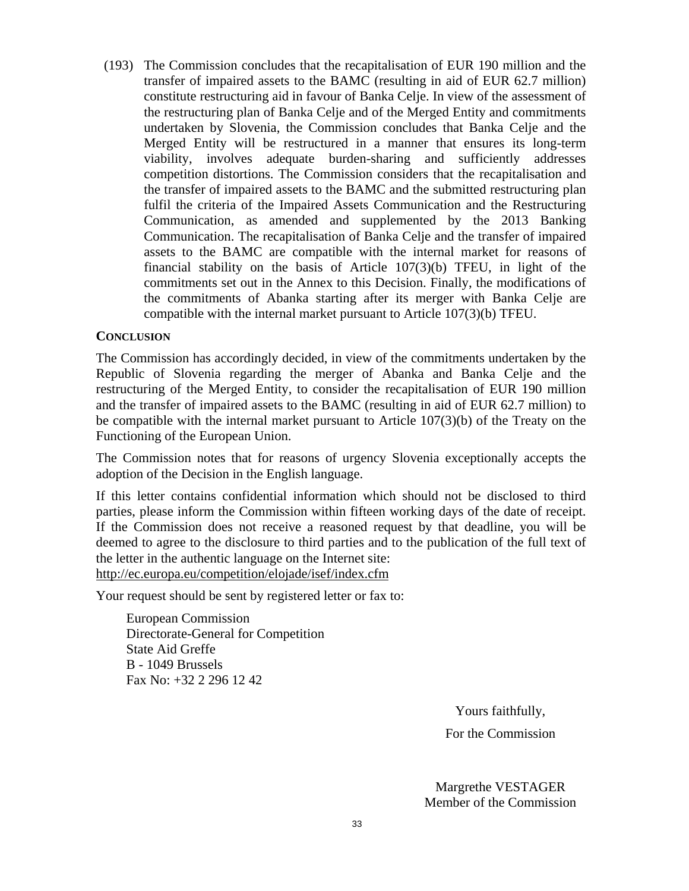(193) The Commission concludes that the recapitalisation of EUR 190 million and the transfer of impaired assets to the BAMC (resulting in aid of EUR 62.7 million) constitute restructuring aid in favour of Banka Celje. In view of the assessment of the restructuring plan of Banka Celje and of the Merged Entity and commitments undertaken by Slovenia, the Commission concludes that Banka Celje and the Merged Entity will be restructured in a manner that ensures its long-term viability, involves adequate burden-sharing and sufficiently addresses competition distortions. The Commission considers that the recapitalisation and the transfer of impaired assets to the BAMC and the submitted restructuring plan fulfil the criteria of the Impaired Assets Communication and the Restructuring Communication, as amended and supplemented by the 2013 Banking Communication. The recapitalisation of Banka Celje and the transfer of impaired assets to the BAMC are compatible with the internal market for reasons of financial stability on the basis of Article 107(3)(b) TFEU, in light of the commitments set out in the Annex to this Decision. Finally, the modifications of the commitments of Abanka starting after its merger with Banka Celje are compatible with the internal market pursuant to Article 107(3)(b) TFEU.

**CONCLUSION**

The Commission has accordingly decided, in view of the commitments undertaken by the Republic of Slovenia regarding the merger of Abanka and Banka Celje and the restructuring of the Merged Entity, to consider the recapitalisation of EUR 190 million and the transfer of impaired assets to the BAMC (resulting in aid of EUR 62.7 million) to be compatible with the internal market pursuant to Article 107(3)(b) of the Treaty on the Functioning of the European Union.

The Commission notes that for reasons of urgency Slovenia exceptionally accepts the adoption of the Decision in the English language.

If this letter contains confidential information which should not be disclosed to third parties, please inform the Commission within fifteen working days of the date of receipt. If the Commission does not receive a reasoned request by that deadline, you will be deemed to agree to the disclosure to third parties and to the publication of the full text of the letter in the authentic language on the Internet site:
http://ec.europa.eu/competition/elojade/isef/index.cfm

Your request should be sent by registered letter or fax to:

European Commission
Directorate-General for Competition
State Aid Greffe
B - 1049 Brussels
Fax No: +32 2 296 12 42

Yours faithfully,

For the Commission

Margrethe VESTAGER
Member of the Commission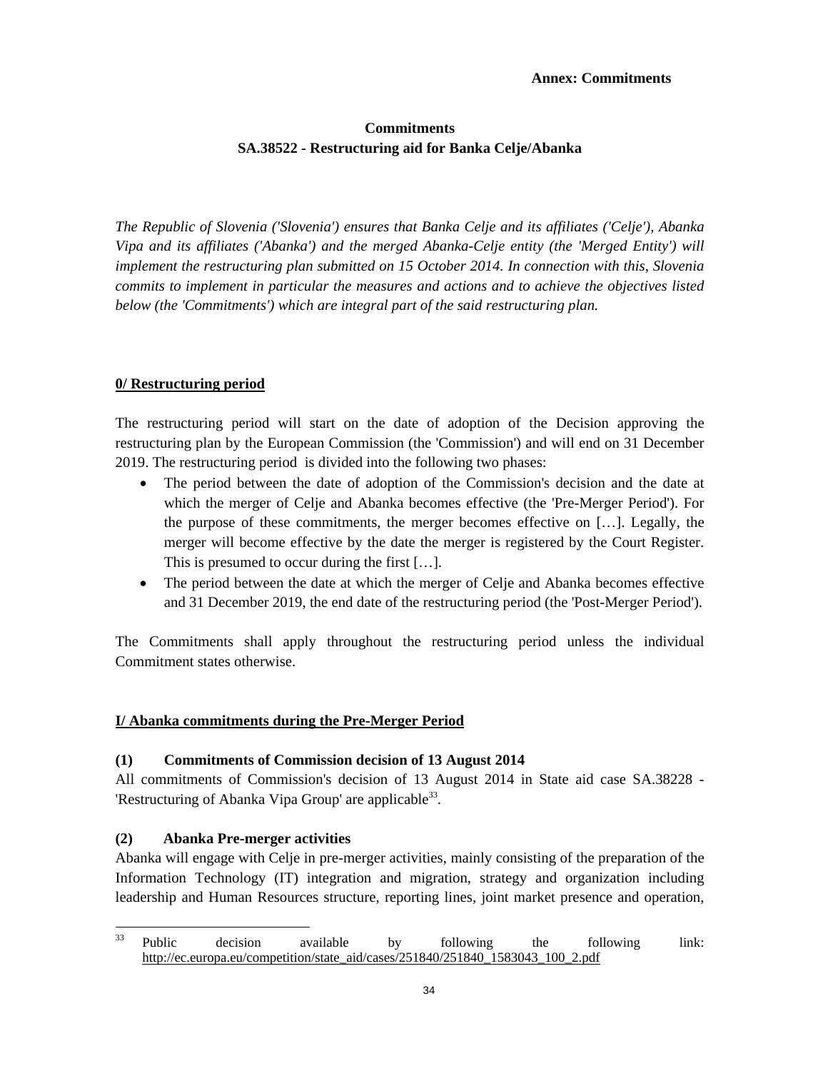**Annex: Commitments**

**Commitments**
**SA.38522 - Restructuring aid for Banka Celje/Abanka**

*The Republic of Slovenia ('Slovenia') ensures that Banka Celje and its affiliates ('Celje'), Abanka Vipa and its affiliates ('Abanka') and the merged Abanka-Celje entity (the 'Merged Entity') will implement the restructuring plan submitted on 15 October 2014. In connection with this, Slovenia commits to implement in particular the measures and actions and to achieve the objectives listed below (the 'Commitments') which are integral part of the said restructuring plan.*

## 0/ Restructuring period

The restructuring period will start on the date of adoption of the Decision approving the restructuring plan by the European Commission (the 'Commission') and will end on 31 December 2019. The restructuring period is divided into the following two phases:

- The period between the date of adoption of the Commission's decision and the date at which the merger of Celje and Abanka becomes effective (the 'Pre-Merger Period'). For the purpose of these commitments, the merger becomes effective on […]. Legally, the merger will become effective by the date the merger is registered by the Court Register. This is presumed to occur during the first […].
- The period between the date at which the merger of Celje and Abanka becomes effective and 31 December 2019, the end date of the restructuring period (the 'Post-Merger Period').

The Commitments shall apply throughout the restructuring period unless the individual Commitment states otherwise.

## I/ Abanka commitments during the Pre-Merger Period

### (1) Commitments of Commission decision of 13 August 2014

All commitments of Commission's decision of 13 August 2014 in State aid case SA.38228 - 'Restructuring of Abanka Vipa Group' are applicable[33].

### (2) Abanka Pre-merger activities

Abanka will engage with Celje in pre-merger activities, mainly consisting of the preparation of the Information Technology (IT) integration and migration, strategy and organization including leadership and Human Resources structure, reporting lines, joint market presence and operation,

[33] Public decision available by following the following link: http://ec.europa.eu/competition/state_aid/cases/251840/251840_1583043_100_2.pdf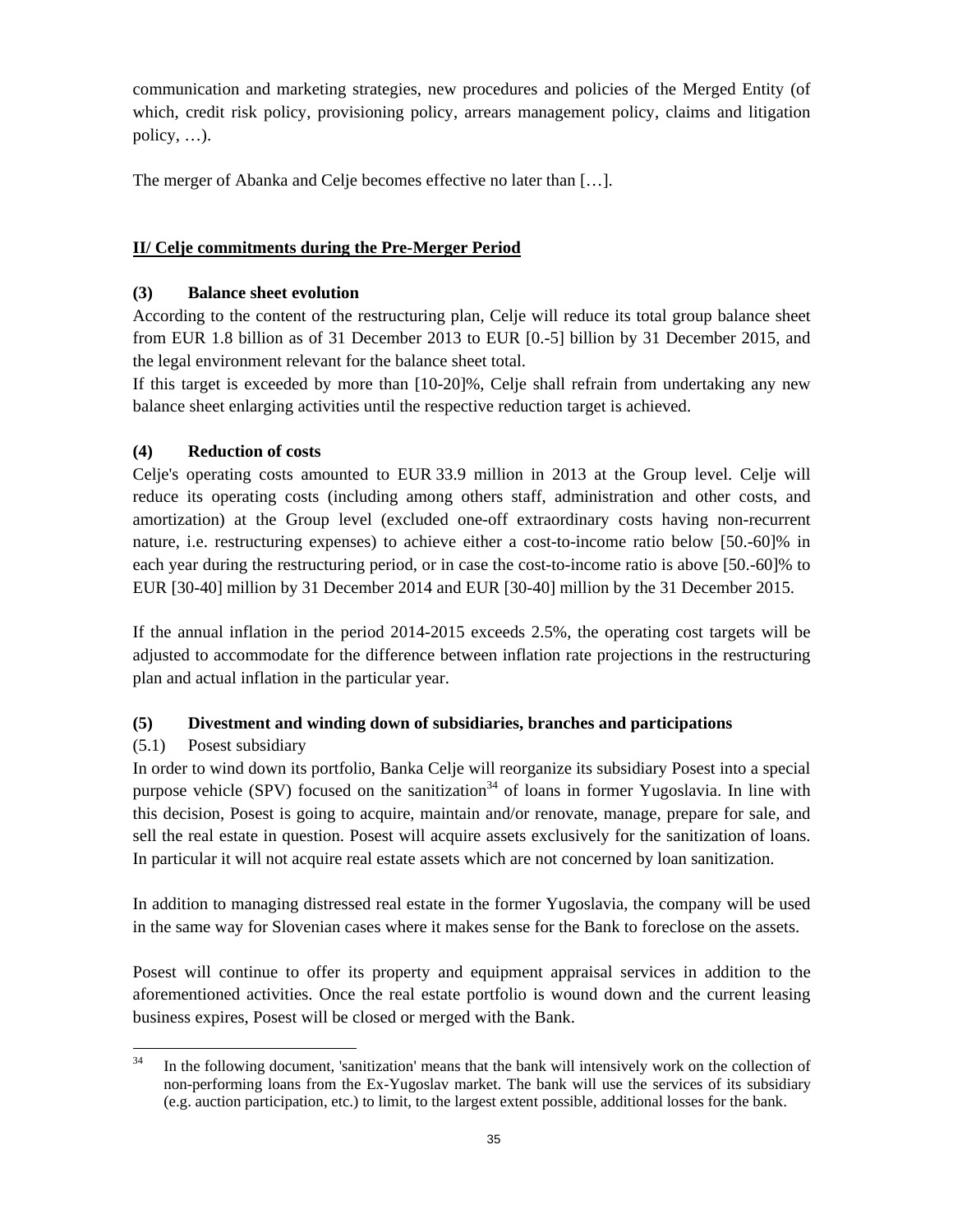communication and marketing strategies, new procedures and policies of the Merged Entity (of which, credit risk policy, provisioning policy, arrears management policy, claims and litigation policy, …).

The merger of Abanka and Celje becomes effective no later than […].

**II/ Celje commitments during the Pre-Merger Period**

**(3) Balance sheet evolution**

According to the content of the restructuring plan, Celje will reduce its total group balance sheet from EUR 1.8 billion as of 31 December 2013 to EUR [0.-5] billion by 31 December 2015, and the legal environment relevant for the balance sheet total.

If this target is exceeded by more than [10-20]%, Celje shall refrain from undertaking any new balance sheet enlarging activities until the respective reduction target is achieved.

**(4) Reduction of costs**

Celje's operating costs amounted to EUR 33.9 million in 2013 at the Group level. Celje will reduce its operating costs (including among others staff, administration and other costs, and amortization) at the Group level (excluded one-off extraordinary costs having non-recurrent nature, i.e. restructuring expenses) to achieve either a cost-to-income ratio below [50.-60]% in each year during the restructuring period, or in case the cost-to-income ratio is above [50.-60]% to EUR [30-40] million by 31 December 2014 and EUR [30-40] million by the 31 December 2015.

If the annual inflation in the period 2014-2015 exceeds 2.5%, the operating cost targets will be adjusted to accommodate for the difference between inflation rate projections in the restructuring plan and actual inflation in the particular year.

**(5) Divestment and winding down of subsidiaries, branches and participations**

(5.1) Posest subsidiary

In order to wind down its portfolio, Banka Celje will reorganize its subsidiary Posest into a special purpose vehicle (SPV) focused on the sanitization[34] of loans in former Yugoslavia. In line with this decision, Posest is going to acquire, maintain and/or renovate, manage, prepare for sale, and sell the real estate in question. Posest will acquire assets exclusively for the sanitization of loans. In particular it will not acquire real estate assets which are not concerned by loan sanitization.

In addition to managing distressed real estate in the former Yugoslavia, the company will be used in the same way for Slovenian cases where it makes sense for the Bank to foreclose on the assets.

Posest will continue to offer its property and equipment appraisal services in addition to the aforementioned activities. Once the real estate portfolio is wound down and the current leasing business expires, Posest will be closed or merged with the Bank.

---

[34] In the following document, 'sanitization' means that the bank will intensively work on the collection of non-performing loans from the Ex-Yugoslav market. The bank will use the services of its subsidiary (e.g. auction participation, etc.) to limit, to the largest extent possible, additional losses for the bank.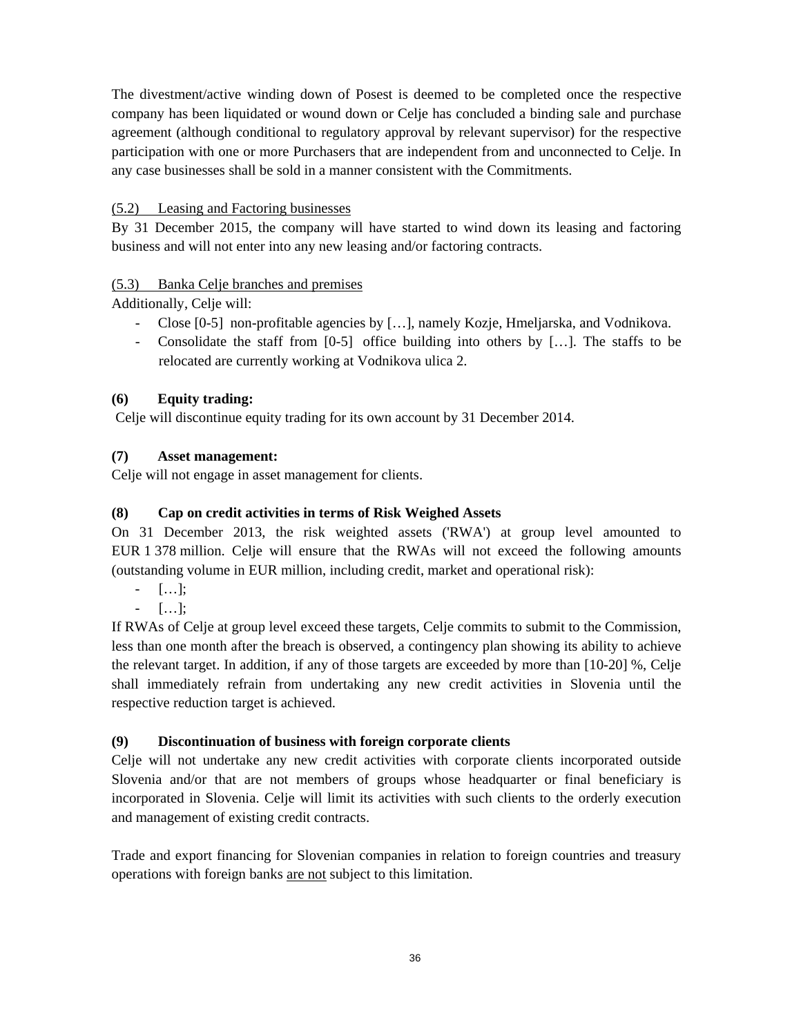The divestment/active winding down of Posest is deemed to be completed once the respective company has been liquidated or wound down or Celje has concluded a binding sale and purchase agreement (although conditional to regulatory approval by relevant supervisor) for the respective participation with one or more Purchasers that are independent from and unconnected to Celje. In any case businesses shall be sold in a manner consistent with the Commitments.

(5.2) Leasing and Factoring businesses

By 31 December 2015, the company will have started to wind down its leasing and factoring business and will not enter into any new leasing and/or factoring contracts.

(5.3) Banka Celje branches and premises

Additionally, Celje will:

- Close [0-5] non-profitable agencies by […], namely Kozje, Hmeljarska, and Vodnikova.
- Consolidate the staff from [0-5] office building into others by […]. The staffs to be relocated are currently working at Vodnikova ulica 2.

**(6) Equity trading:**

Celje will discontinue equity trading for its own account by 31 December 2014.

**(7) Asset management:**

Celje will not engage in asset management for clients.

**(8) Cap on credit activities in terms of Risk Weighed Assets**

On 31 December 2013, the risk weighted assets ('RWA') at group level amounted to EUR 1 378 million. Celje will ensure that the RWAs will not exceed the following amounts (outstanding volume in EUR million, including credit, market and operational risk):

- […];
- […];

If RWAs of Celje at group level exceed these targets, Celje commits to submit to the Commission, less than one month after the breach is observed, a contingency plan showing its ability to achieve the relevant target. In addition, if any of those targets are exceeded by more than [10-20] %, Celje shall immediately refrain from undertaking any new credit activities in Slovenia until the respective reduction target is achieved.

**(9) Discontinuation of business with foreign corporate clients**

Celje will not undertake any new credit activities with corporate clients incorporated outside Slovenia and/or that are not members of groups whose headquarter or final beneficiary is incorporated in Slovenia. Celje will limit its activities with such clients to the orderly execution and management of existing credit contracts.

Trade and export financing for Slovenian companies in relation to foreign countries and treasury operations with foreign banks <u>are not</u> subject to this limitation.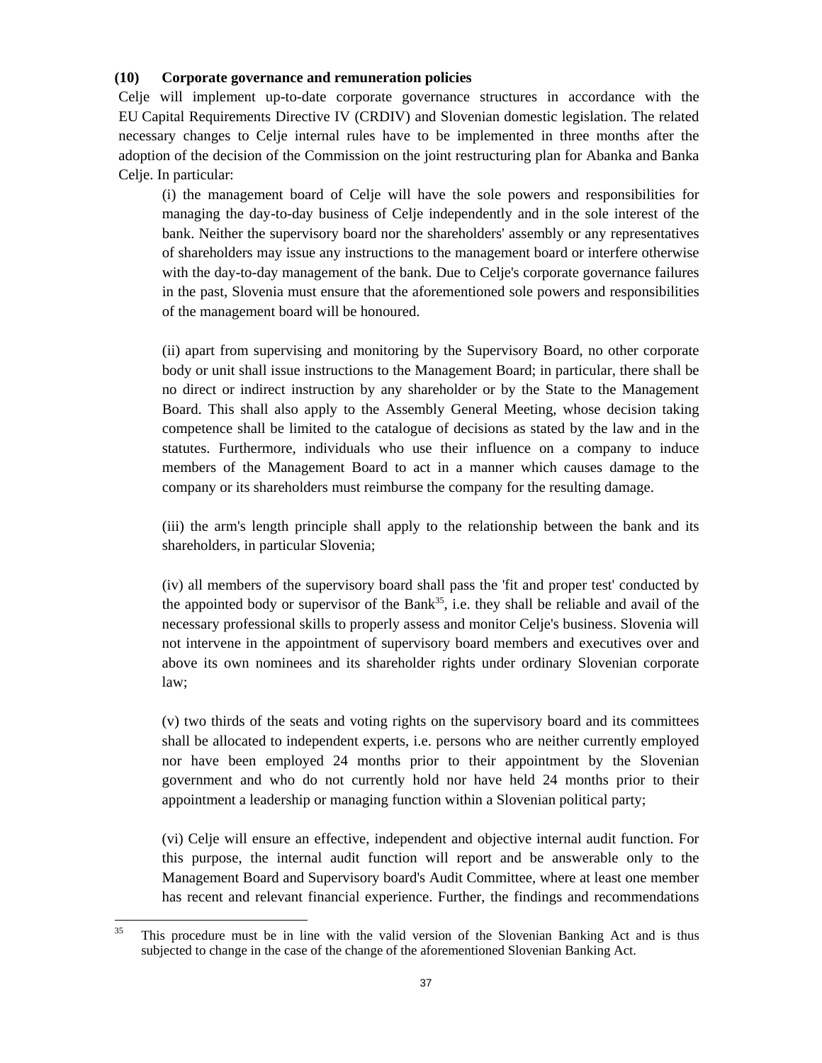**(10) Corporate governance and remuneration policies**

Celje will implement up-to-date corporate governance structures in accordance with the EU Capital Requirements Directive IV (CRDIV) and Slovenian domestic legislation. The related necessary changes to Celje internal rules have to be implemented in three months after the adoption of the decision of the Commission on the joint restructuring plan for Abanka and Banka Celje. In particular:

(i) the management board of Celje will have the sole powers and responsibilities for managing the day-to-day business of Celje independently and in the sole interest of the bank. Neither the supervisory board nor the shareholders' assembly or any representatives of shareholders may issue any instructions to the management board or interfere otherwise with the day-to-day management of the bank. Due to Celje's corporate governance failures in the past, Slovenia must ensure that the aforementioned sole powers and responsibilities of the management board will be honoured.

(ii) apart from supervising and monitoring by the Supervisory Board, no other corporate body or unit shall issue instructions to the Management Board; in particular, there shall be no direct or indirect instruction by any shareholder or by the State to the Management Board. This shall also apply to the Assembly General Meeting, whose decision taking competence shall be limited to the catalogue of decisions as stated by the law and in the statutes. Furthermore, individuals who use their influence on a company to induce members of the Management Board to act in a manner which causes damage to the company or its shareholders must reimburse the company for the resulting damage.

(iii) the arm's length principle shall apply to the relationship between the bank and its shareholders, in particular Slovenia;

(iv) all members of the supervisory board shall pass the 'fit and proper test' conducted by the appointed body or supervisor of the Bank[35], i.e. they shall be reliable and avail of the necessary professional skills to properly assess and monitor Celje's business. Slovenia will not intervene in the appointment of supervisory board members and executives over and above its own nominees and its shareholder rights under ordinary Slovenian corporate law;

(v) two thirds of the seats and voting rights on the supervisory board and its committees shall be allocated to independent experts, i.e. persons who are neither currently employed nor have been employed 24 months prior to their appointment by the Slovenian government and who do not currently hold nor have held 24 months prior to their appointment a leadership or managing function within a Slovenian political party;

(vi) Celje will ensure an effective, independent and objective internal audit function. For this purpose, the internal audit function will report and be answerable only to the Management Board and Supervisory board's Audit Committee, where at least one member has recent and relevant financial experience. Further, the findings and recommendations

[35] This procedure must be in line with the valid version of the Slovenian Banking Act and is thus subjected to change in the case of the change of the aforementioned Slovenian Banking Act.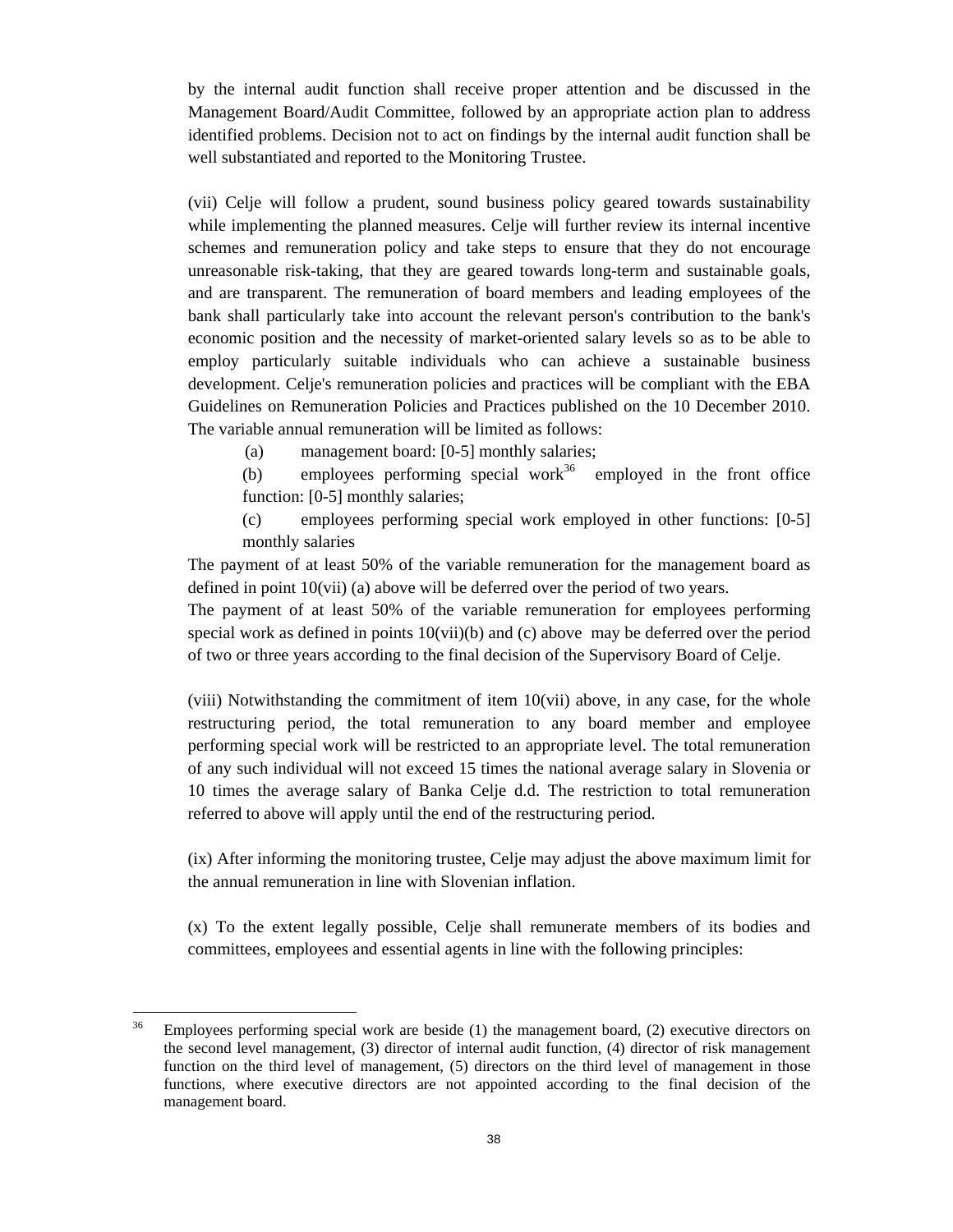by the internal audit function shall receive proper attention and be discussed in the Management Board/Audit Committee, followed by an appropriate action plan to address identified problems. Decision not to act on findings by the internal audit function shall be well substantiated and reported to the Monitoring Trustee.

(vii) Celje will follow a prudent, sound business policy geared towards sustainability while implementing the planned measures. Celje will further review its internal incentive schemes and remuneration policy and take steps to ensure that they do not encourage unreasonable risk-taking, that they are geared towards long-term and sustainable goals, and are transparent. The remuneration of board members and leading employees of the bank shall particularly take into account the relevant person's contribution to the bank's economic position and the necessity of market-oriented salary levels so as to be able to employ particularly suitable individuals who can achieve a sustainable business development. Celje's remuneration policies and practices will be compliant with the EBA Guidelines on Remuneration Policies and Practices published on the 10 December 2010. The variable annual remuneration will be limited as follows:

(a) management board: [0-5] monthly salaries;

(b) employees performing special work[36] employed in the front office function: [0-5] monthly salaries;

(c) employees performing special work employed in other functions: [0-5] monthly salaries

The payment of at least 50% of the variable remuneration for the management board as defined in point 10(vii) (a) above will be deferred over the period of two years.

The payment of at least 50% of the variable remuneration for employees performing special work as defined in points 10(vii)(b) and (c) above may be deferred over the period of two or three years according to the final decision of the Supervisory Board of Celje.

(viii) Notwithstanding the commitment of item 10(vii) above, in any case, for the whole restructuring period, the total remuneration to any board member and employee performing special work will be restricted to an appropriate level. The total remuneration of any such individual will not exceed 15 times the national average salary in Slovenia or 10 times the average salary of Banka Celje d.d. The restriction to total remuneration referred to above will apply until the end of the restructuring period.

(ix) After informing the monitoring trustee, Celje may adjust the above maximum limit for the annual remuneration in line with Slovenian inflation.

(x) To the extent legally possible, Celje shall remunerate members of its bodies and committees, employees and essential agents in line with the following principles:

---

[36] Employees performing special work are beside (1) the management board, (2) executive directors on the second level management, (3) director of internal audit function, (4) director of risk management function on the third level of management, (5) directors on the third level of management in those functions, where executive directors are not appointed according to the final decision of the management board.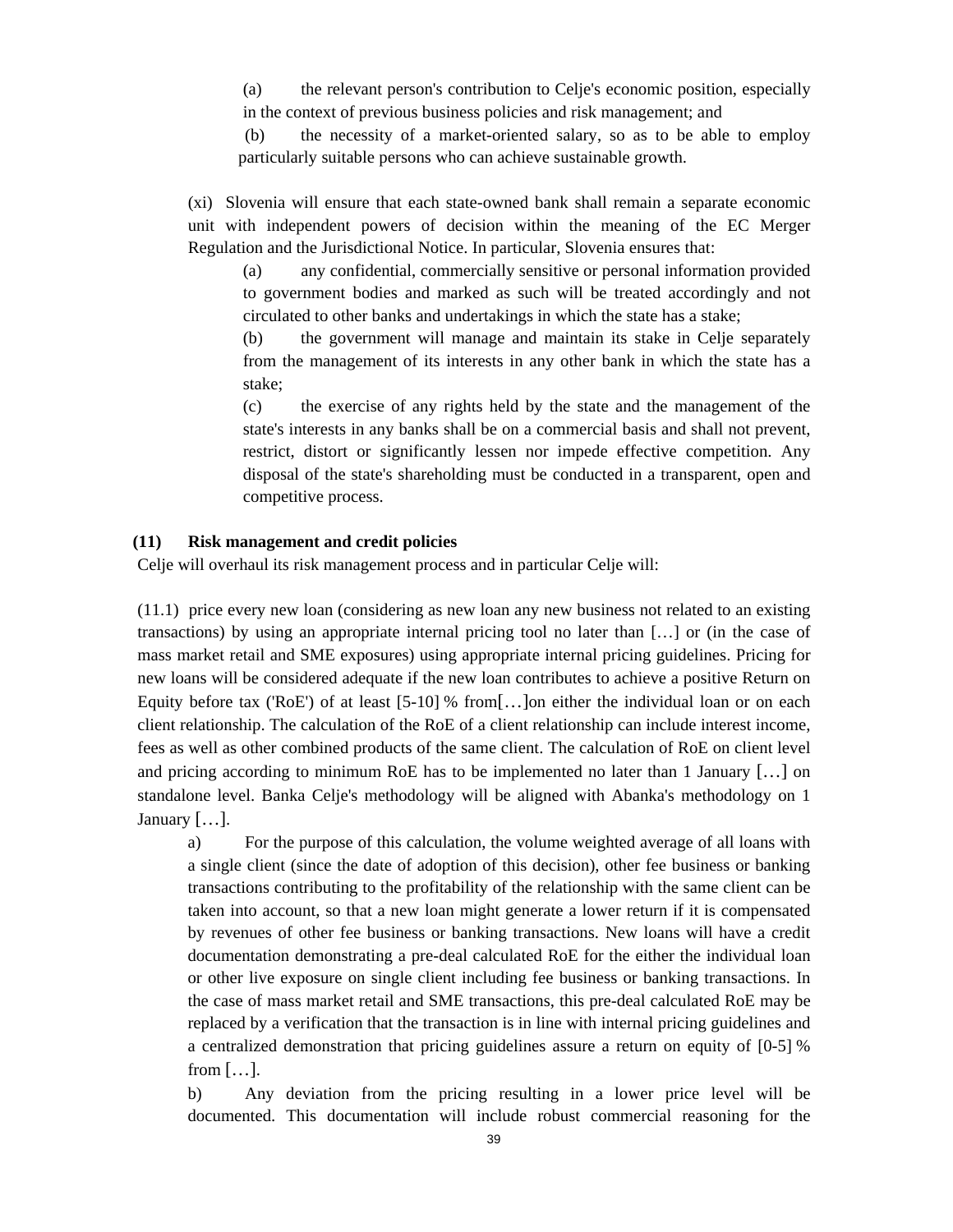(a) the relevant person's contribution to Celje's economic position, especially in the context of previous business policies and risk management; and

(b) the necessity of a market-oriented salary, so as to be able to employ particularly suitable persons who can achieve sustainable growth.

(xi) Slovenia will ensure that each state-owned bank shall remain a separate economic unit with independent powers of decision within the meaning of the EC Merger Regulation and the Jurisdictional Notice. In particular, Slovenia ensures that:

(a) any confidential, commercially sensitive or personal information provided to government bodies and marked as such will be treated accordingly and not circulated to other banks and undertakings in which the state has a stake;

(b) the government will manage and maintain its stake in Celje separately from the management of its interests in any other bank in which the state has a stake;

(c) the exercise of any rights held by the state and the management of the state's interests in any banks shall be on a commercial basis and shall not prevent, restrict, distort or significantly lessen nor impede effective competition. Any disposal of the state's shareholding must be conducted in a transparent, open and competitive process.

**(11) Risk management and credit policies**

Celje will overhaul its risk management process and in particular Celje will:

(11.1) price every new loan (considering as new loan any new business not related to an existing transactions) by using an appropriate internal pricing tool no later than […] or (in the case of mass market retail and SME exposures) using appropriate internal pricing guidelines. Pricing for new loans will be considered adequate if the new loan contributes to achieve a positive Return on Equity before tax ('RoE') of at least [5-10] % from[…]on either the individual loan or on each client relationship. The calculation of the RoE of a client relationship can include interest income, fees as well as other combined products of the same client. The calculation of RoE on client level and pricing according to minimum RoE has to be implemented no later than 1 January […] on standalone level. Banka Celje's methodology will be aligned with Abanka's methodology on 1 January […].

a) For the purpose of this calculation, the volume weighted average of all loans with a single client (since the date of adoption of this decision), other fee business or banking transactions contributing to the profitability of the relationship with the same client can be taken into account, so that a new loan might generate a lower return if it is compensated by revenues of other fee business or banking transactions. New loans will have a credit documentation demonstrating a pre-deal calculated RoE for the either the individual loan or other live exposure on single client including fee business or banking transactions. In the case of mass market retail and SME transactions, this pre-deal calculated RoE may be replaced by a verification that the transaction is in line with internal pricing guidelines and a centralized demonstration that pricing guidelines assure a return on equity of [0-5] % from […].

b) Any deviation from the pricing resulting in a lower price level will be documented. This documentation will include robust commercial reasoning for the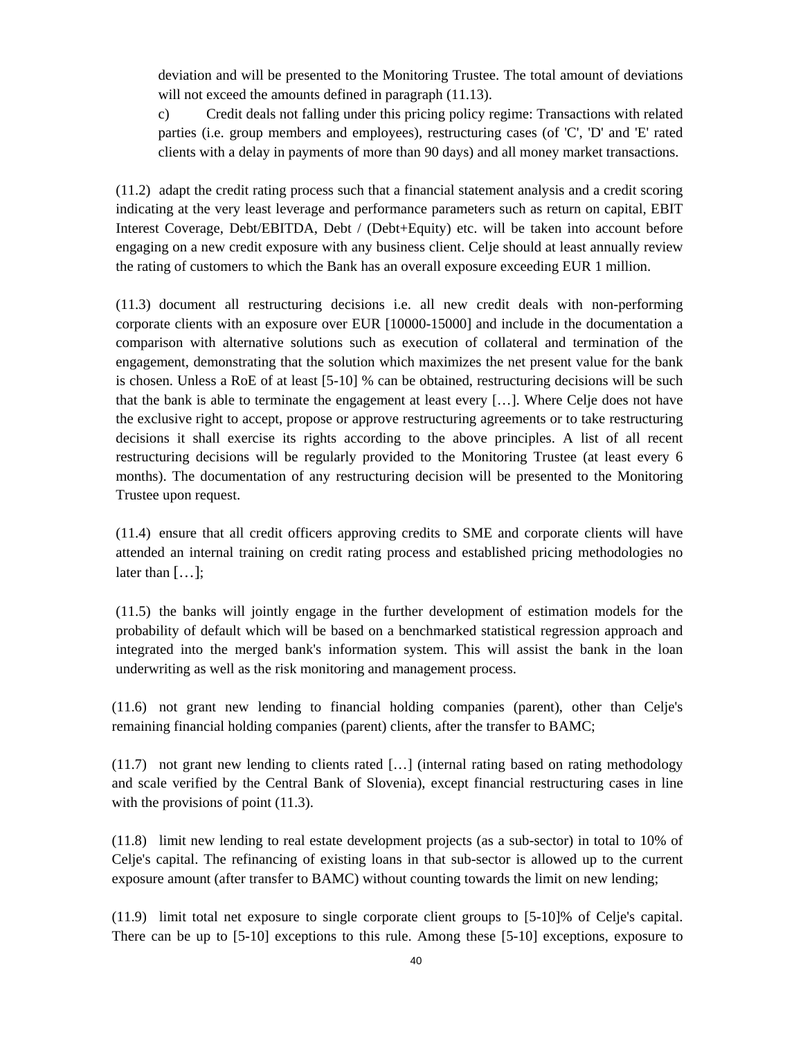deviation and will be presented to the Monitoring Trustee. The total amount of deviations will not exceed the amounts defined in paragraph (11.13).

c) Credit deals not falling under this pricing policy regime: Transactions with related parties (i.e. group members and employees), restructuring cases (of 'C', 'D' and 'E' rated clients with a delay in payments of more than 90 days) and all money market transactions.

(11.2) adapt the credit rating process such that a financial statement analysis and a credit scoring indicating at the very least leverage and performance parameters such as return on capital, EBIT Interest Coverage, Debt/EBITDA, Debt / (Debt+Equity) etc. will be taken into account before engaging on a new credit exposure with any business client. Celje should at least annually review the rating of customers to which the Bank has an overall exposure exceeding EUR 1 million.

(11.3) document all restructuring decisions i.e. all new credit deals with non-performing corporate clients with an exposure over EUR [10000-15000] and include in the documentation a comparison with alternative solutions such as execution of collateral and termination of the engagement, demonstrating that the solution which maximizes the net present value for the bank is chosen. Unless a RoE of at least [5-10] % can be obtained, restructuring decisions will be such that the bank is able to terminate the engagement at least every […]. Where Celje does not have the exclusive right to accept, propose or approve restructuring agreements or to take restructuring decisions it shall exercise its rights according to the above principles. A list of all recent restructuring decisions will be regularly provided to the Monitoring Trustee (at least every 6 months). The documentation of any restructuring decision will be presented to the Monitoring Trustee upon request.

(11.4) ensure that all credit officers approving credits to SME and corporate clients will have attended an internal training on credit rating process and established pricing methodologies no later than […];

(11.5) the banks will jointly engage in the further development of estimation models for the probability of default which will be based on a benchmarked statistical regression approach and integrated into the merged bank's information system. This will assist the bank in the loan underwriting as well as the risk monitoring and management process.

(11.6) not grant new lending to financial holding companies (parent), other than Celje's remaining financial holding companies (parent) clients, after the transfer to BAMC;

(11.7) not grant new lending to clients rated […] (internal rating based on rating methodology and scale verified by the Central Bank of Slovenia), except financial restructuring cases in line with the provisions of point (11.3).

(11.8) limit new lending to real estate development projects (as a sub-sector) in total to 10% of Celje's capital. The refinancing of existing loans in that sub-sector is allowed up to the current exposure amount (after transfer to BAMC) without counting towards the limit on new lending;

(11.9) limit total net exposure to single corporate client groups to [5-10]% of Celje's capital. There can be up to [5-10] exceptions to this rule. Among these [5-10] exceptions, exposure to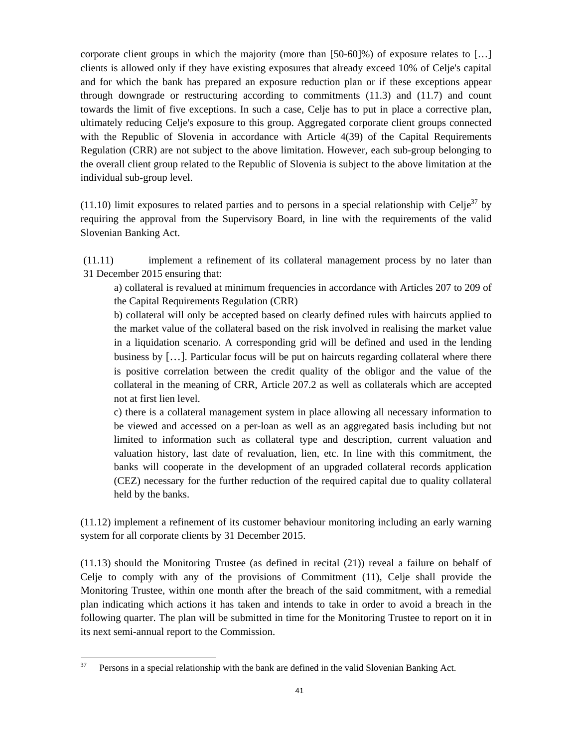corporate client groups in which the majority (more than [50-60]%) of exposure relates to […] clients is allowed only if they have existing exposures that already exceed 10% of Celje's capital and for which the bank has prepared an exposure reduction plan or if these exceptions appear through downgrade or restructuring according to commitments (11.3) and (11.7) and count towards the limit of five exceptions. In such a case, Celje has to put in place a corrective plan, ultimately reducing Celje's exposure to this group. Aggregated corporate client groups connected with the Republic of Slovenia in accordance with Article 4(39) of the Capital Requirements Regulation (CRR) are not subject to the above limitation. However, each sub-group belonging to the overall client group related to the Republic of Slovenia is subject to the above limitation at the individual sub-group level.

(11.10) limit exposures to related parties and to persons in a special relationship with Celje[37] by requiring the approval from the Supervisory Board, in line with the requirements of the valid Slovenian Banking Act.

(11.11) implement a refinement of its collateral management process by no later than 31 December 2015 ensuring that:

a) collateral is revalued at minimum frequencies in accordance with Articles 207 to 209 of the Capital Requirements Regulation (CRR)

b) collateral will only be accepted based on clearly defined rules with haircuts applied to the market value of the collateral based on the risk involved in realising the market value in a liquidation scenario. A corresponding grid will be defined and used in the lending business by […]. Particular focus will be put on haircuts regarding collateral where there is positive correlation between the credit quality of the obligor and the value of the collateral in the meaning of CRR, Article 207.2 as well as collaterals which are accepted not at first lien level.

c) there is a collateral management system in place allowing all necessary information to be viewed and accessed on a per-loan as well as an aggregated basis including but not limited to information such as collateral type and description, current valuation and valuation history, last date of revaluation, lien, etc. In line with this commitment, the banks will cooperate in the development of an upgraded collateral records application (CEZ) necessary for the further reduction of the required capital due to quality collateral held by the banks.

(11.12) implement a refinement of its customer behaviour monitoring including an early warning system for all corporate clients by 31 December 2015.

(11.13) should the Monitoring Trustee (as defined in recital (21)) reveal a failure on behalf of Celje to comply with any of the provisions of Commitment (11), Celje shall provide the Monitoring Trustee, within one month after the breach of the said commitment, with a remedial plan indicating which actions it has taken and intends to take in order to avoid a breach in the following quarter. The plan will be submitted in time for the Monitoring Trustee to report on it in its next semi-annual report to the Commission.

[37] Persons in a special relationship with the bank are defined in the valid Slovenian Banking Act.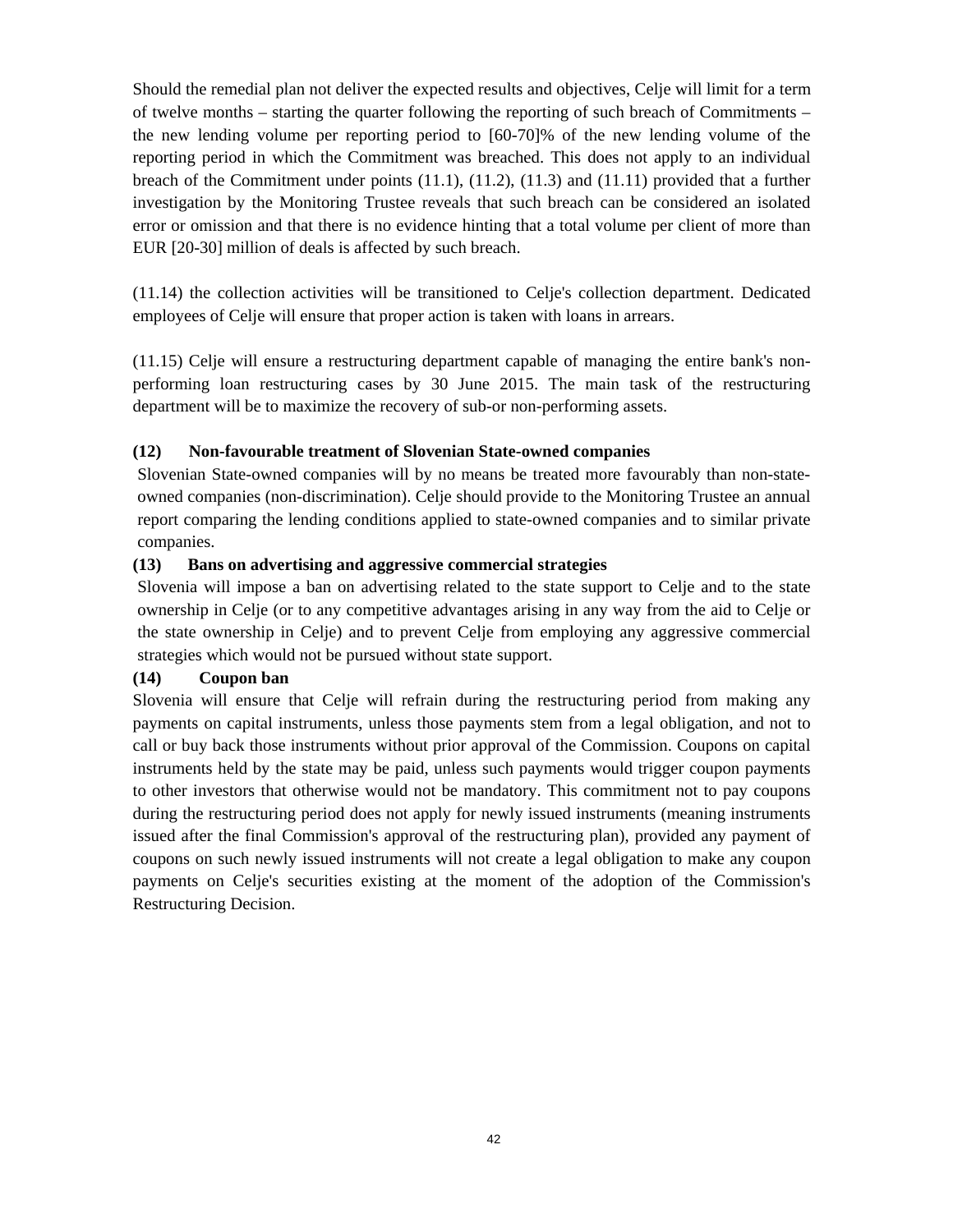Should the remedial plan not deliver the expected results and objectives, Celje will limit for a term of twelve months – starting the quarter following the reporting of such breach of Commitments – the new lending volume per reporting period to [60-70]% of the new lending volume of the reporting period in which the Commitment was breached. This does not apply to an individual breach of the Commitment under points (11.1), (11.2), (11.3) and (11.11) provided that a further investigation by the Monitoring Trustee reveals that such breach can be considered an isolated error or omission and that there is no evidence hinting that a total volume per client of more than EUR [20-30] million of deals is affected by such breach.

(11.14) the collection activities will be transitioned to Celje's collection department. Dedicated employees of Celje will ensure that proper action is taken with loans in arrears.

(11.15) Celje will ensure a restructuring department capable of managing the entire bank's non-performing loan restructuring cases by 30 June 2015. The main task of the restructuring department will be to maximize the recovery of sub-or non-performing assets.

**(12) Non-favourable treatment of Slovenian State-owned companies**

Slovenian State-owned companies will by no means be treated more favourably than non-state-owned companies (non-discrimination). Celje should provide to the Monitoring Trustee an annual report comparing the lending conditions applied to state-owned companies and to similar private companies.

**(13) Bans on advertising and aggressive commercial strategies**

Slovenia will impose a ban on advertising related to the state support to Celje and to the state ownership in Celje (or to any competitive advantages arising in any way from the aid to Celje or the state ownership in Celje) and to prevent Celje from employing any aggressive commercial strategies which would not be pursued without state support.

**(14) Coupon ban**

Slovenia will ensure that Celje will refrain during the restructuring period from making any payments on capital instruments, unless those payments stem from a legal obligation, and not to call or buy back those instruments without prior approval of the Commission. Coupons on capital instruments held by the state may be paid, unless such payments would trigger coupon payments to other investors that otherwise would not be mandatory. This commitment not to pay coupons during the restructuring period does not apply for newly issued instruments (meaning instruments issued after the final Commission's approval of the restructuring plan), provided any payment of coupons on such newly issued instruments will not create a legal obligation to make any coupon payments on Celje's securities existing at the moment of the adoption of the Commission's Restructuring Decision.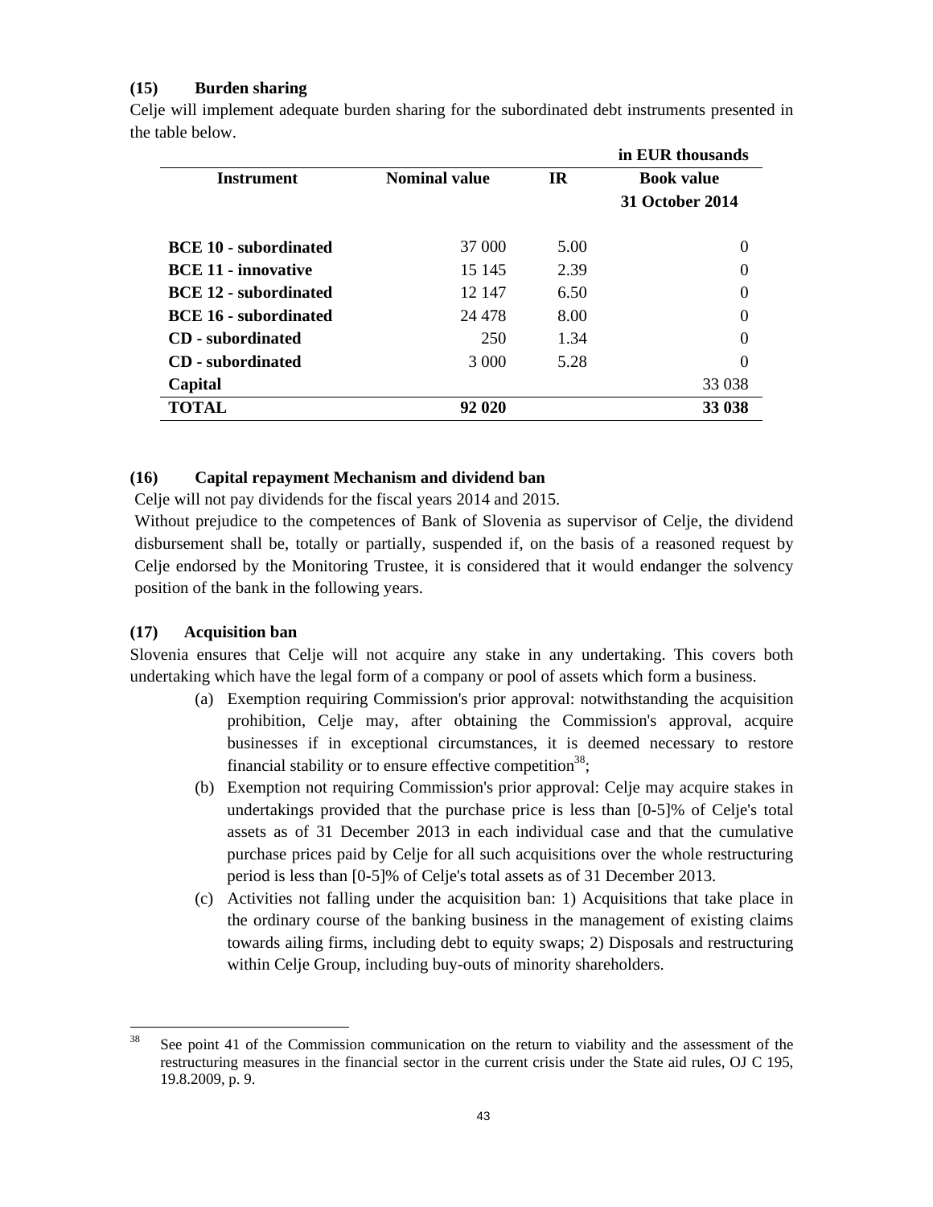**(15) Burden sharing**

Celje will implement adequate burden sharing for the subordinated debt instruments presented in the table below.

| | | | in EUR thousands |
|---|---|---|---|
| **Instrument** | **Nominal value** | **IR** | **Book value 31 October 2014** |
| **BCE 10 - subordinated** | 37 000 | 5.00 | 0 |
| **BCE 11 - innovative** | 15 145 | 2.39 | 0 |
| **BCE 12 - subordinated** | 12 147 | 6.50 | 0 |
| **BCE 16 - subordinated** | 24 478 | 8.00 | 0 |
| **CD - subordinated** | 250 | 1.34 | 0 |
| **CD - subordinated** | 3 000 | 5.28 | 0 |
| **Capital** | | | 33 038 |
| **TOTAL** | **92 020** | | **33 038** |

**(16) Capital repayment Mechanism and dividend ban**

Celje will not pay dividends for the fiscal years 2014 and 2015.

Without prejudice to the competences of Bank of Slovenia as supervisor of Celje, the dividend disbursement shall be, totally or partially, suspended if, on the basis of a reasoned request by Celje endorsed by the Monitoring Trustee, it is considered that it would endanger the solvency position of the bank in the following years.

**(17) Acquisition ban**

Slovenia ensures that Celje will not acquire any stake in any undertaking. This covers both undertaking which have the legal form of a company or pool of assets which form a business.

(a) Exemption requiring Commission's prior approval: notwithstanding the acquisition prohibition, Celje may, after obtaining the Commission's approval, acquire businesses if in exceptional circumstances, it is deemed necessary to restore financial stability or to ensure effective competition[38];

(b) Exemption not requiring Commission's prior approval: Celje may acquire stakes in undertakings provided that the purchase price is less than [0-5]% of Celje's total assets as of 31 December 2013 in each individual case and that the cumulative purchase prices paid by Celje for all such acquisitions over the whole restructuring period is less than [0-5]% of Celje's total assets as of 31 December 2013.

(c) Activities not falling under the acquisition ban: 1) Acquisitions that take place in the ordinary course of the banking business in the management of existing claims towards ailing firms, including debt to equity swaps; 2) Disposals and restructuring within Celje Group, including buy-outs of minority shareholders.

[38] See point 41 of the Commission communication on the return to viability and the assessment of the restructuring measures in the financial sector in the current crisis under the State aid rules, OJ C 195, 19.8.2009, p. 9.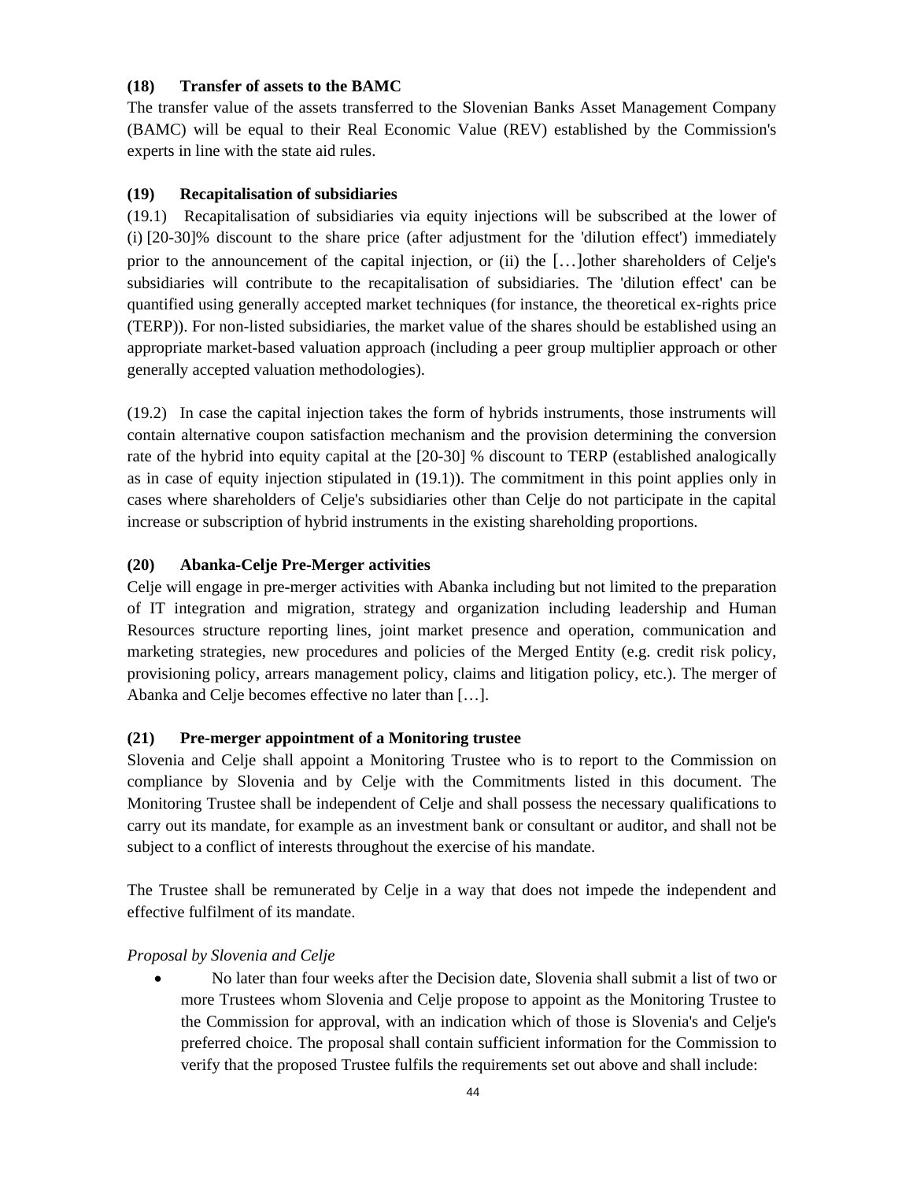**(18) Transfer of assets to the BAMC**

The transfer value of the assets transferred to the Slovenian Banks Asset Management Company (BAMC) will be equal to their Real Economic Value (REV) established by the Commission's experts in line with the state aid rules.

**(19) Recapitalisation of subsidiaries**

(19.1) Recapitalisation of subsidiaries via equity injections will be subscribed at the lower of (i) [20-30]% discount to the share price (after adjustment for the 'dilution effect') immediately prior to the announcement of the capital injection, or (ii) the […]other shareholders of Celje's subsidiaries will contribute to the recapitalisation of subsidiaries. The 'dilution effect' can be quantified using generally accepted market techniques (for instance, the theoretical ex-rights price (TERP)). For non-listed subsidiaries, the market value of the shares should be established using an appropriate market-based valuation approach (including a peer group multiplier approach or other generally accepted valuation methodologies).

(19.2) In case the capital injection takes the form of hybrids instruments, those instruments will contain alternative coupon satisfaction mechanism and the provision determining the conversion rate of the hybrid into equity capital at the [20-30] % discount to TERP (established analogically as in case of equity injection stipulated in (19.1)). The commitment in this point applies only in cases where shareholders of Celje's subsidiaries other than Celje do not participate in the capital increase or subscription of hybrid instruments in the existing shareholding proportions.

**(20) Abanka-Celje Pre-Merger activities**

Celje will engage in pre-merger activities with Abanka including but not limited to the preparation of IT integration and migration, strategy and organization including leadership and Human Resources structure reporting lines, joint market presence and operation, communication and marketing strategies, new procedures and policies of the Merged Entity (e.g. credit risk policy, provisioning policy, arrears management policy, claims and litigation policy, etc.). The merger of Abanka and Celje becomes effective no later than […].

**(21) Pre-merger appointment of a Monitoring trustee**

Slovenia and Celje shall appoint a Monitoring Trustee who is to report to the Commission on compliance by Slovenia and by Celje with the Commitments listed in this document. The Monitoring Trustee shall be independent of Celje and shall possess the necessary qualifications to carry out its mandate, for example as an investment bank or consultant or auditor, and shall not be subject to a conflict of interests throughout the exercise of his mandate.

The Trustee shall be remunerated by Celje in a way that does not impede the independent and effective fulfilment of its mandate.

*Proposal by Slovenia and Celje*

- No later than four weeks after the Decision date, Slovenia shall submit a list of two or more Trustees whom Slovenia and Celje propose to appoint as the Monitoring Trustee to the Commission for approval, with an indication which of those is Slovenia's and Celje's preferred choice. The proposal shall contain sufficient information for the Commission to verify that the proposed Trustee fulfils the requirements set out above and shall include: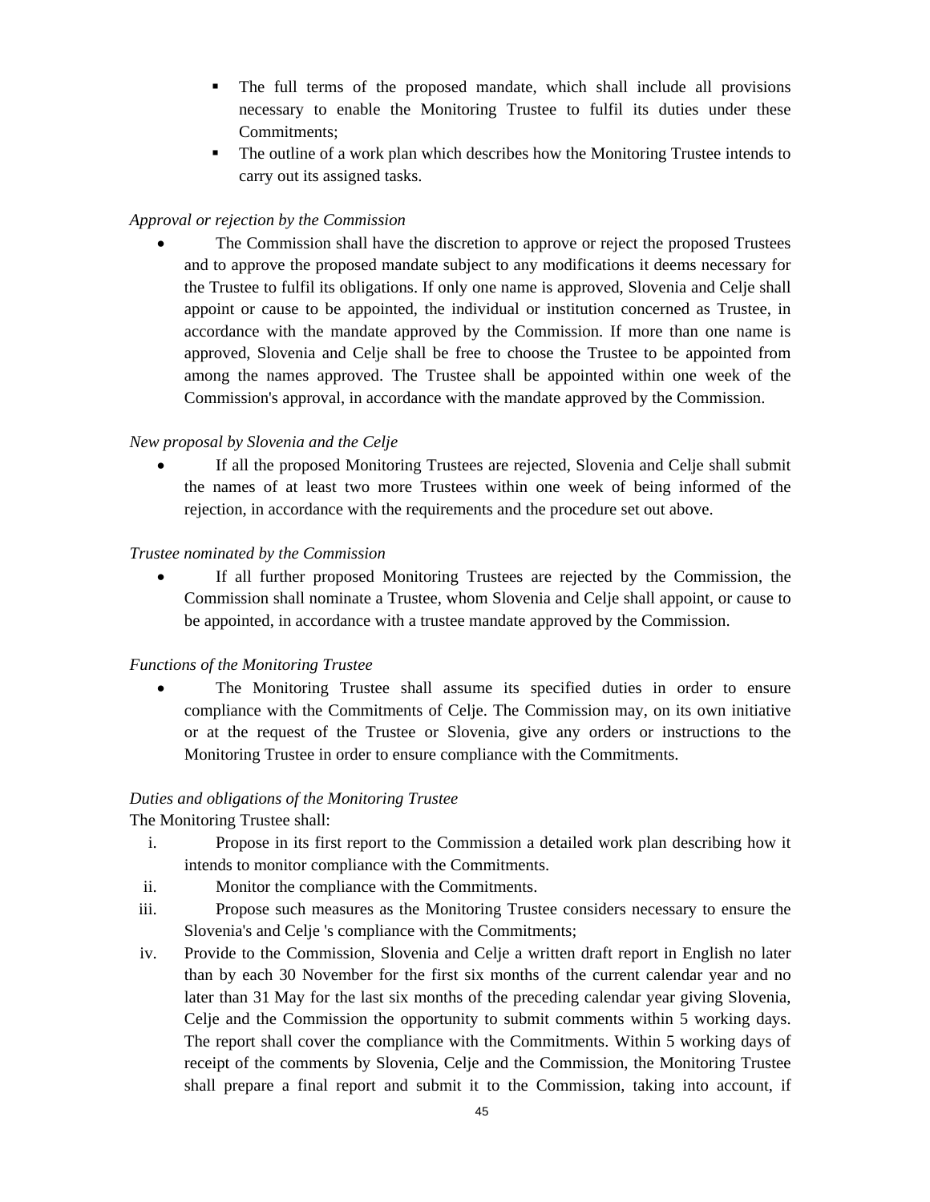- The full terms of the proposed mandate, which shall include all provisions necessary to enable the Monitoring Trustee to fulfil its duties under these Commitments;
- The outline of a work plan which describes how the Monitoring Trustee intends to carry out its assigned tasks.

*Approval or rejection by the Commission*

- The Commission shall have the discretion to approve or reject the proposed Trustees and to approve the proposed mandate subject to any modifications it deems necessary for the Trustee to fulfil its obligations. If only one name is approved, Slovenia and Celje shall appoint or cause to be appointed, the individual or institution concerned as Trustee, in accordance with the mandate approved by the Commission. If more than one name is approved, Slovenia and Celje shall be free to choose the Trustee to be appointed from among the names approved. The Trustee shall be appointed within one week of the Commission's approval, in accordance with the mandate approved by the Commission.

*New proposal by Slovenia and the Celje*

- If all the proposed Monitoring Trustees are rejected, Slovenia and Celje shall submit the names of at least two more Trustees within one week of being informed of the rejection, in accordance with the requirements and the procedure set out above.

*Trustee nominated by the Commission*

- If all further proposed Monitoring Trustees are rejected by the Commission, the Commission shall nominate a Trustee, whom Slovenia and Celje shall appoint, or cause to be appointed, in accordance with a trustee mandate approved by the Commission.

*Functions of the Monitoring Trustee*

- The Monitoring Trustee shall assume its specified duties in order to ensure compliance with the Commitments of Celje. The Commission may, on its own initiative or at the request of the Trustee or Slovenia, give any orders or instructions to the Monitoring Trustee in order to ensure compliance with the Commitments.

*Duties and obligations of the Monitoring Trustee*

The Monitoring Trustee shall:

i. Propose in its first report to the Commission a detailed work plan describing how it intends to monitor compliance with the Commitments.
ii. Monitor the compliance with the Commitments.
iii. Propose such measures as the Monitoring Trustee considers necessary to ensure the Slovenia's and Celje 's compliance with the Commitments;
iv. Provide to the Commission, Slovenia and Celje a written draft report in English no later than by each 30 November for the first six months of the current calendar year and no later than 31 May for the last six months of the preceding calendar year giving Slovenia, Celje and the Commission the opportunity to submit comments within 5 working days. The report shall cover the compliance with the Commitments. Within 5 working days of receipt of the comments by Slovenia, Celje and the Commission, the Monitoring Trustee shall prepare a final report and submit it to the Commission, taking into account, if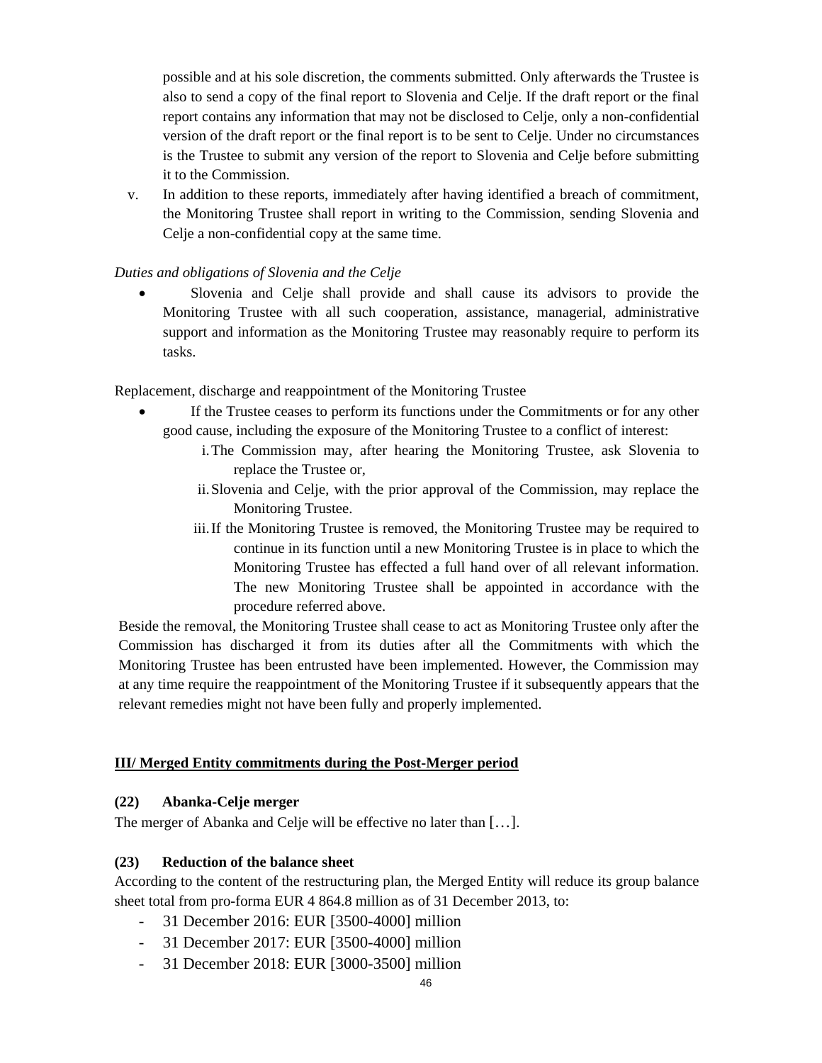possible and at his sole discretion, the comments submitted. Only afterwards the Trustee is also to send a copy of the final report to Slovenia and Celje. If the draft report or the final report contains any information that may not be disclosed to Celje, only a non-confidential version of the draft report or the final report is to be sent to Celje. Under no circumstances is the Trustee to submit any version of the report to Slovenia and Celje before submitting it to the Commission.

v. In addition to these reports, immediately after having identified a breach of commitment, the Monitoring Trustee shall report in writing to the Commission, sending Slovenia and Celje a non-confidential copy at the same time.

*Duties and obligations of Slovenia and the Celje*

- Slovenia and Celje shall provide and shall cause its advisors to provide the Monitoring Trustee with all such cooperation, assistance, managerial, administrative support and information as the Monitoring Trustee may reasonably require to perform its tasks.

Replacement, discharge and reappointment of the Monitoring Trustee

- If the Trustee ceases to perform its functions under the Commitments or for any other good cause, including the exposure of the Monitoring Trustee to a conflict of interest:
  - i. The Commission may, after hearing the Monitoring Trustee, ask Slovenia to replace the Trustee or,
  - ii. Slovenia and Celje, with the prior approval of the Commission, may replace the Monitoring Trustee.
  - iii. If the Monitoring Trustee is removed, the Monitoring Trustee may be required to continue in its function until a new Monitoring Trustee is in place to which the Monitoring Trustee has effected a full hand over of all relevant information. The new Monitoring Trustee shall be appointed in accordance with the procedure referred above.

Beside the removal, the Monitoring Trustee shall cease to act as Monitoring Trustee only after the Commission has discharged it from its duties after all the Commitments with which the Monitoring Trustee has been entrusted have been implemented. However, the Commission may at any time require the reappointment of the Monitoring Trustee if it subsequently appears that the relevant remedies might not have been fully and properly implemented.

## III/ Merged Entity commitments during the Post-Merger period

**(22) Abanka-Celje merger**

The merger of Abanka and Celje will be effective no later than […].

**(23) Reduction of the balance sheet**

According to the content of the restructuring plan, the Merged Entity will reduce its group balance sheet total from pro-forma EUR 4 864.8 million as of 31 December 2013, to:

- 31 December 2016: EUR [3500-4000] million
- 31 December 2017: EUR [3500-4000] million
- 31 December 2018: EUR [3000-3500] million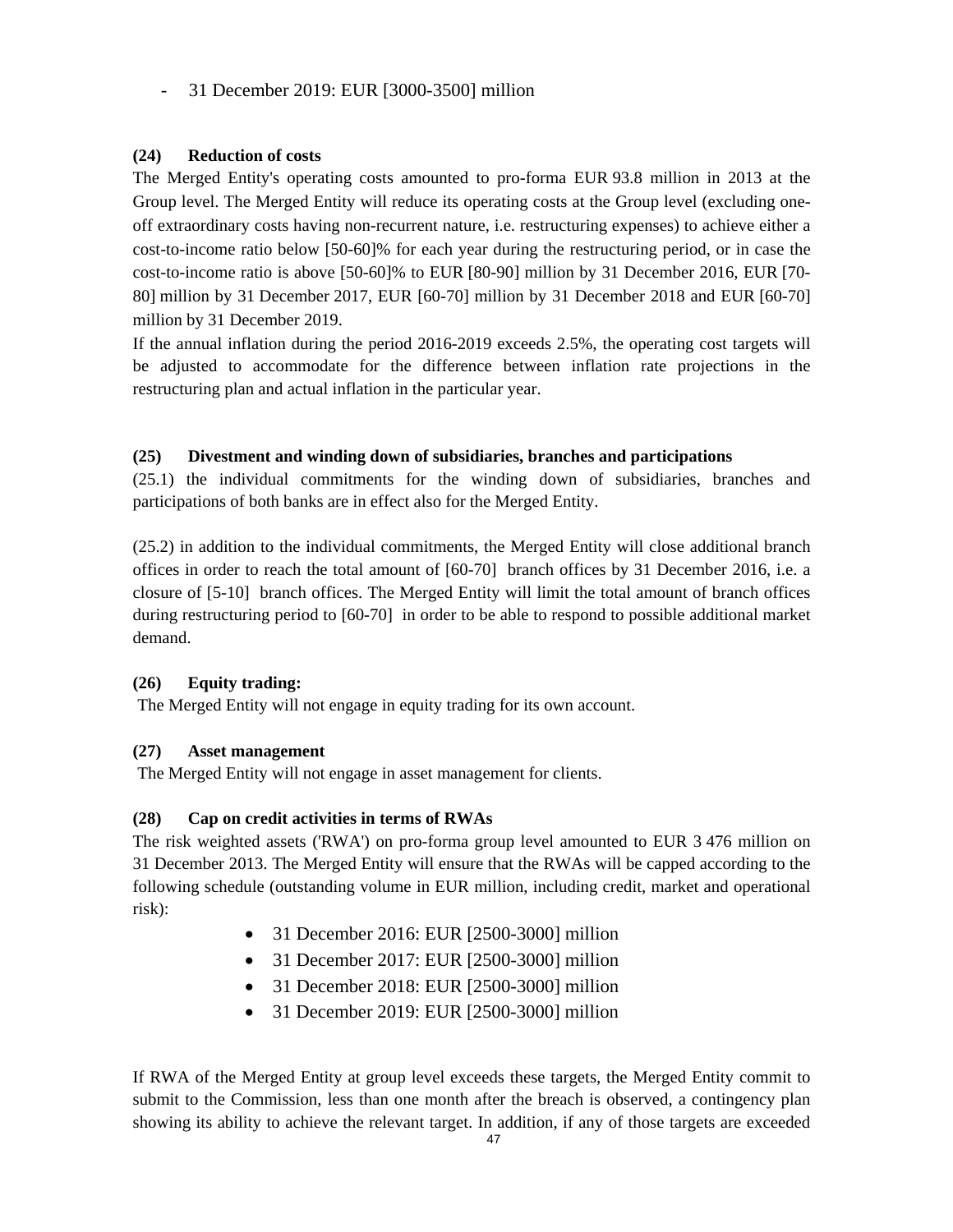- 31 December 2019: EUR [3000-3500] million

**(24) Reduction of costs**

The Merged Entity's operating costs amounted to pro-forma EUR 93.8 million in 2013 at the Group level. The Merged Entity will reduce its operating costs at the Group level (excluding one-off extraordinary costs having non-recurrent nature, i.e. restructuring expenses) to achieve either a cost-to-income ratio below [50-60]% for each year during the restructuring period, or in case the cost-to-income ratio is above [50-60]% to EUR [80-90] million by 31 December 2016, EUR [70-80] million by 31 December 2017, EUR [60-70] million by 31 December 2018 and EUR [60-70] million by 31 December 2019.

If the annual inflation during the period 2016-2019 exceeds 2.5%, the operating cost targets will be adjusted to accommodate for the difference between inflation rate projections in the restructuring plan and actual inflation in the particular year.

**(25) Divestment and winding down of subsidiaries, branches and participations**

(25.1) the individual commitments for the winding down of subsidiaries, branches and participations of both banks are in effect also for the Merged Entity.

(25.2) in addition to the individual commitments, the Merged Entity will close additional branch offices in order to reach the total amount of [60-70] branch offices by 31 December 2016, i.e. a closure of [5-10] branch offices. The Merged Entity will limit the total amount of branch offices during restructuring period to [60-70] in order to be able to respond to possible additional market demand.

**(26) Equity trading:**

The Merged Entity will not engage in equity trading for its own account.

**(27) Asset management**

The Merged Entity will not engage in asset management for clients.

**(28) Cap on credit activities in terms of RWAs**

The risk weighted assets ('RWA') on pro-forma group level amounted to EUR 3 476 million on 31 December 2013. The Merged Entity will ensure that the RWAs will be capped according to the following schedule (outstanding volume in EUR million, including credit, market and operational risk):

- 31 December 2016: EUR [2500-3000] million
- 31 December 2017: EUR [2500-3000] million
- 31 December 2018: EUR [2500-3000] million
- 31 December 2019: EUR [2500-3000] million

If RWA of the Merged Entity at group level exceeds these targets, the Merged Entity commit to submit to the Commission, less than one month after the breach is observed, a contingency plan showing its ability to achieve the relevant target. In addition, if any of those targets are exceeded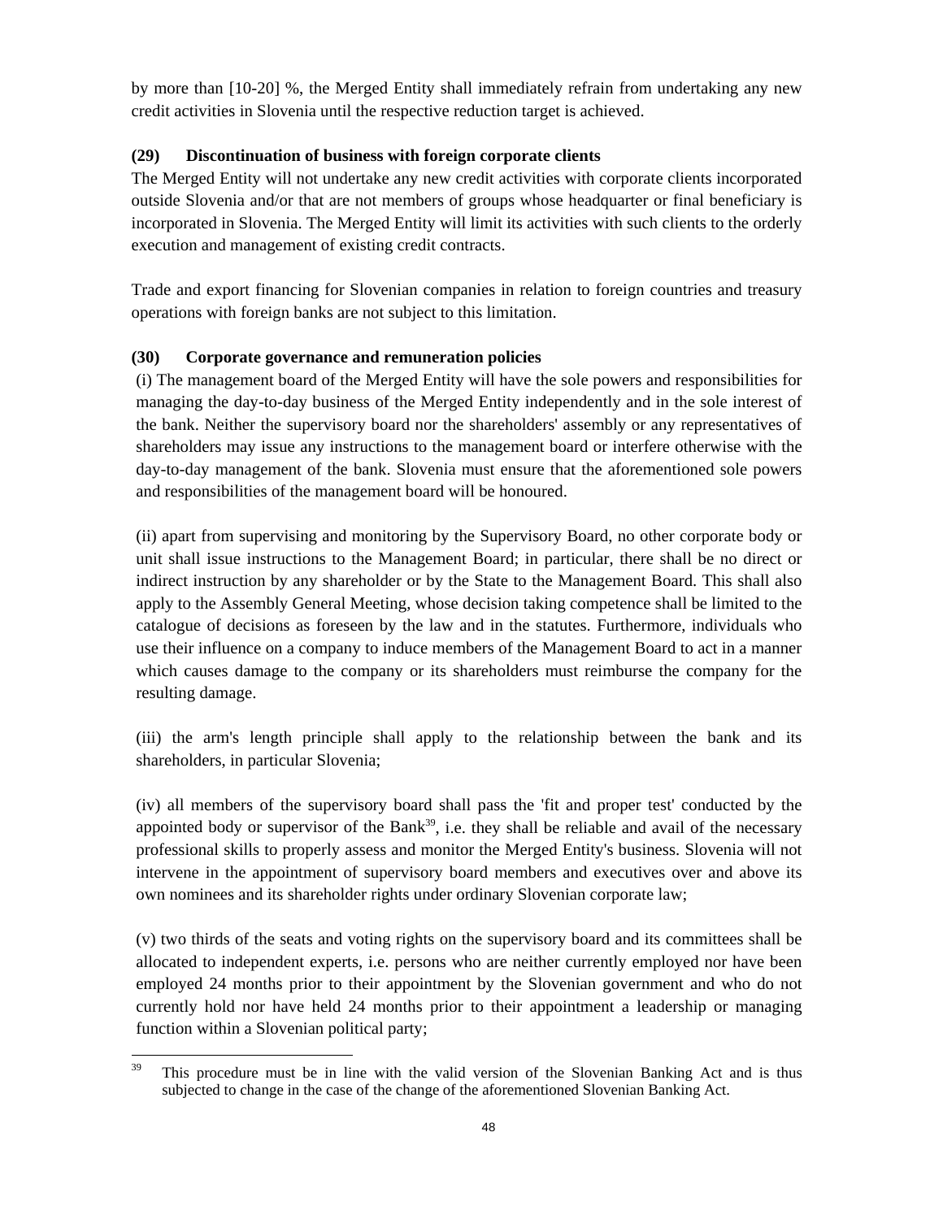by more than [10-20] %, the Merged Entity shall immediately refrain from undertaking any new credit activities in Slovenia until the respective reduction target is achieved.

**(29) Discontinuation of business with foreign corporate clients**

The Merged Entity will not undertake any new credit activities with corporate clients incorporated outside Slovenia and/or that are not members of groups whose headquarter or final beneficiary is incorporated in Slovenia. The Merged Entity will limit its activities with such clients to the orderly execution and management of existing credit contracts.

Trade and export financing for Slovenian companies in relation to foreign countries and treasury operations with foreign banks are not subject to this limitation.

**(30) Corporate governance and remuneration policies**

(i) The management board of the Merged Entity will have the sole powers and responsibilities for managing the day-to-day business of the Merged Entity independently and in the sole interest of the bank. Neither the supervisory board nor the shareholders' assembly or any representatives of shareholders may issue any instructions to the management board or interfere otherwise with the day-to-day management of the bank. Slovenia must ensure that the aforementioned sole powers and responsibilities of the management board will be honoured.

(ii) apart from supervising and monitoring by the Supervisory Board, no other corporate body or unit shall issue instructions to the Management Board; in particular, there shall be no direct or indirect instruction by any shareholder or by the State to the Management Board. This shall also apply to the Assembly General Meeting, whose decision taking competence shall be limited to the catalogue of decisions as foreseen by the law and in the statutes. Furthermore, individuals who use their influence on a company to induce members of the Management Board to act in a manner which causes damage to the company or its shareholders must reimburse the company for the resulting damage.

(iii) the arm's length principle shall apply to the relationship between the bank and its shareholders, in particular Slovenia;

(iv) all members of the supervisory board shall pass the 'fit and proper test' conducted by the appointed body or supervisor of the Bank[39], i.e. they shall be reliable and avail of the necessary professional skills to properly assess and monitor the Merged Entity's business. Slovenia will not intervene in the appointment of supervisory board members and executives over and above its own nominees and its shareholder rights under ordinary Slovenian corporate law;

(v) two thirds of the seats and voting rights on the supervisory board and its committees shall be allocated to independent experts, i.e. persons who are neither currently employed nor have been employed 24 months prior to their appointment by the Slovenian government and who do not currently hold nor have held 24 months prior to their appointment a leadership or managing function within a Slovenian political party;

[39] This procedure must be in line with the valid version of the Slovenian Banking Act and is thus subjected to change in the case of the change of the aforementioned Slovenian Banking Act.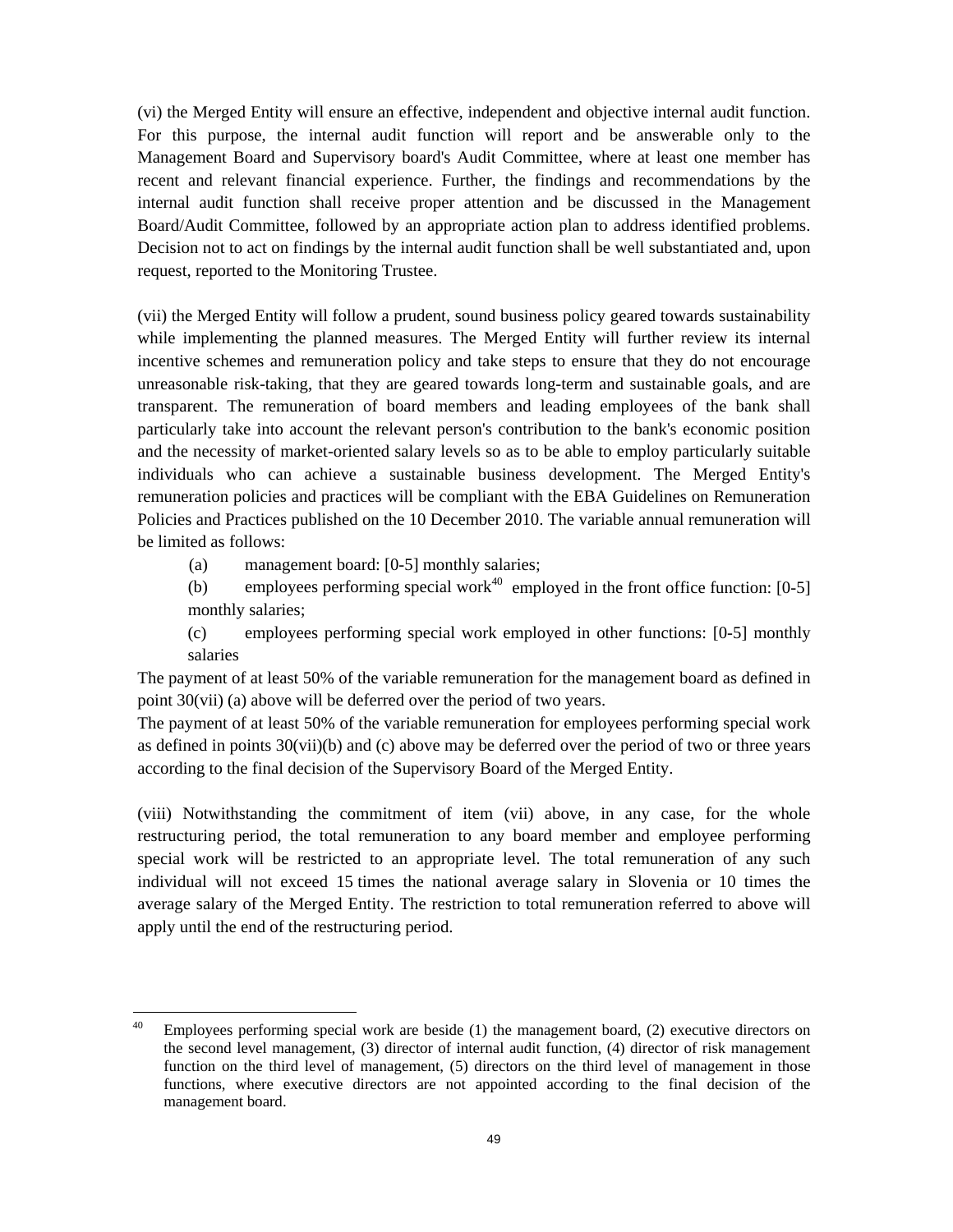(vi) the Merged Entity will ensure an effective, independent and objective internal audit function. For this purpose, the internal audit function will report and be answerable only to the Management Board and Supervisory board's Audit Committee, where at least one member has recent and relevant financial experience. Further, the findings and recommendations by the internal audit function shall receive proper attention and be discussed in the Management Board/Audit Committee, followed by an appropriate action plan to address identified problems. Decision not to act on findings by the internal audit function shall be well substantiated and, upon request, reported to the Monitoring Trustee.

(vii) the Merged Entity will follow a prudent, sound business policy geared towards sustainability while implementing the planned measures. The Merged Entity will further review its internal incentive schemes and remuneration policy and take steps to ensure that they do not encourage unreasonable risk-taking, that they are geared towards long-term and sustainable goals, and are transparent. The remuneration of board members and leading employees of the bank shall particularly take into account the relevant person's contribution to the bank's economic position and the necessity of market-oriented salary levels so as to be able to employ particularly suitable individuals who can achieve a sustainable business development. The Merged Entity's remuneration policies and practices will be compliant with the EBA Guidelines on Remuneration Policies and Practices published on the 10 December 2010. The variable annual remuneration will be limited as follows:

(a) management board: [0-5] monthly salaries;

(b) employees performing special work[40] employed in the front office function: [0-5] monthly salaries;

(c) employees performing special work employed in other functions: [0-5] monthly salaries

The payment of at least 50% of the variable remuneration for the management board as defined in point 30(vii) (a) above will be deferred over the period of two years.

The payment of at least 50% of the variable remuneration for employees performing special work as defined in points 30(vii)(b) and (c) above may be deferred over the period of two or three years according to the final decision of the Supervisory Board of the Merged Entity.

(viii) Notwithstanding the commitment of item (vii) above, in any case, for the whole restructuring period, the total remuneration to any board member and employee performing special work will be restricted to an appropriate level. The total remuneration of any such individual will not exceed 15 times the national average salary in Slovenia or 10 times the average salary of the Merged Entity. The restriction to total remuneration referred to above will apply until the end of the restructuring period.

[40] Employees performing special work are beside (1) the management board, (2) executive directors on the second level management, (3) director of internal audit function, (4) director of risk management function on the third level of management, (5) directors on the third level of management in those functions, where executive directors are not appointed according to the final decision of the management board.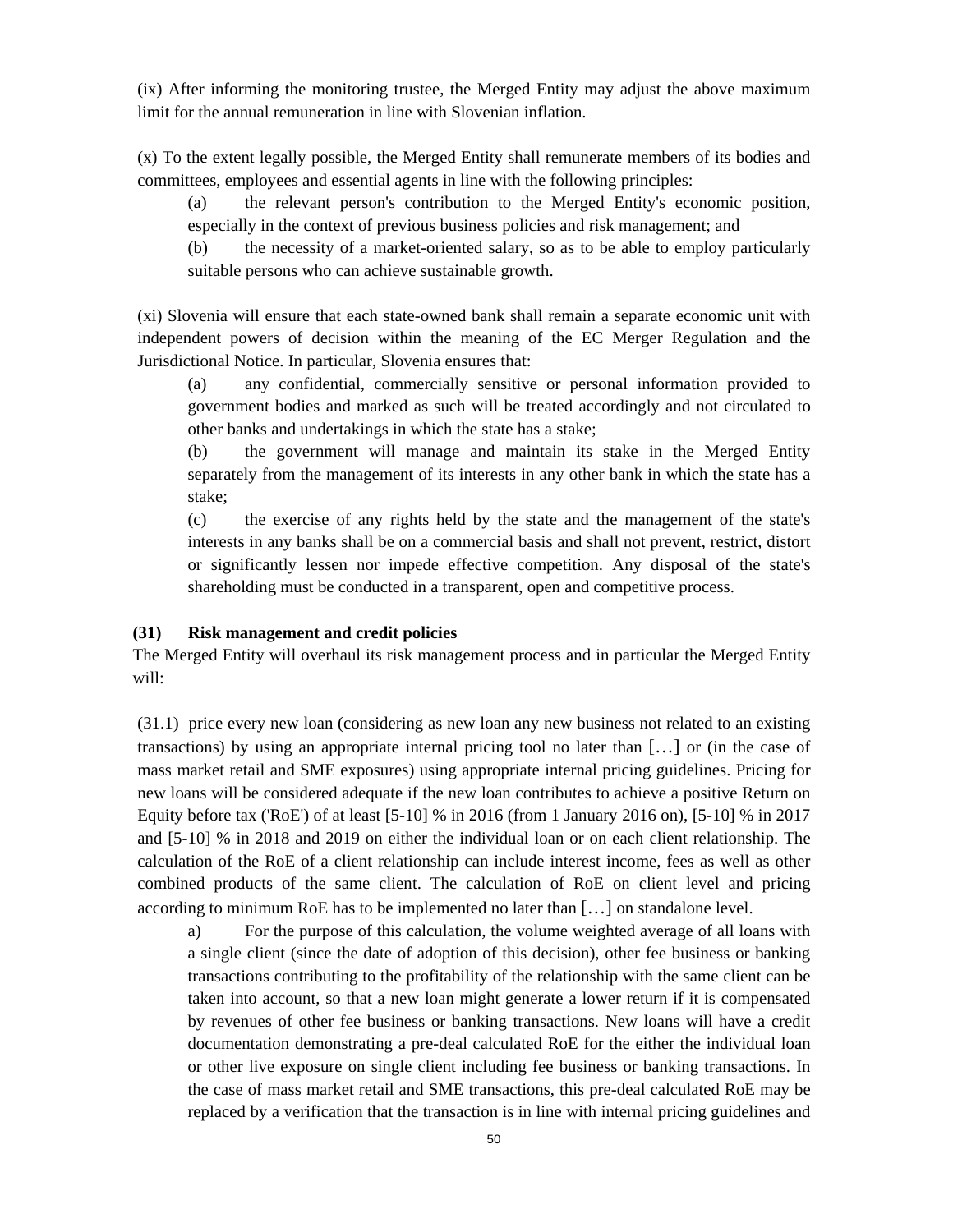(ix) After informing the monitoring trustee, the Merged Entity may adjust the above maximum limit for the annual remuneration in line with Slovenian inflation.

(x) To the extent legally possible, the Merged Entity shall remunerate members of its bodies and committees, employees and essential agents in line with the following principles:

(a) the relevant person's contribution to the Merged Entity's economic position, especially in the context of previous business policies and risk management; and

(b) the necessity of a market-oriented salary, so as to be able to employ particularly suitable persons who can achieve sustainable growth.

(xi) Slovenia will ensure that each state-owned bank shall remain a separate economic unit with independent powers of decision within the meaning of the EC Merger Regulation and the Jurisdictional Notice. In particular, Slovenia ensures that:

(a) any confidential, commercially sensitive or personal information provided to government bodies and marked as such will be treated accordingly and not circulated to other banks and undertakings in which the state has a stake;

(b) the government will manage and maintain its stake in the Merged Entity separately from the management of its interests in any other bank in which the state has a stake;

(c) the exercise of any rights held by the state and the management of the state's interests in any banks shall be on a commercial basis and shall not prevent, restrict, distort or significantly lessen nor impede effective competition. Any disposal of the state's shareholding must be conducted in a transparent, open and competitive process.

**(31) Risk management and credit policies**

The Merged Entity will overhaul its risk management process and in particular the Merged Entity will:

(31.1) price every new loan (considering as new loan any new business not related to an existing transactions) by using an appropriate internal pricing tool no later than […] or (in the case of mass market retail and SME exposures) using appropriate internal pricing guidelines. Pricing for new loans will be considered adequate if the new loan contributes to achieve a positive Return on Equity before tax ('RoE') of at least [5-10] % in 2016 (from 1 January 2016 on), [5-10] % in 2017 and [5-10] % in 2018 and 2019 on either the individual loan or on each client relationship. The calculation of the RoE of a client relationship can include interest income, fees as well as other combined products of the same client. The calculation of RoE on client level and pricing according to minimum RoE has to be implemented no later than […] on standalone level.

a) For the purpose of this calculation, the volume weighted average of all loans with a single client (since the date of adoption of this decision), other fee business or banking transactions contributing to the profitability of the relationship with the same client can be taken into account, so that a new loan might generate a lower return if it is compensated by revenues of other fee business or banking transactions. New loans will have a credit documentation demonstrating a pre-deal calculated RoE for the either the individual loan or other live exposure on single client including fee business or banking transactions. In the case of mass market retail and SME transactions, this pre-deal calculated RoE may be replaced by a verification that the transaction is in line with internal pricing guidelines and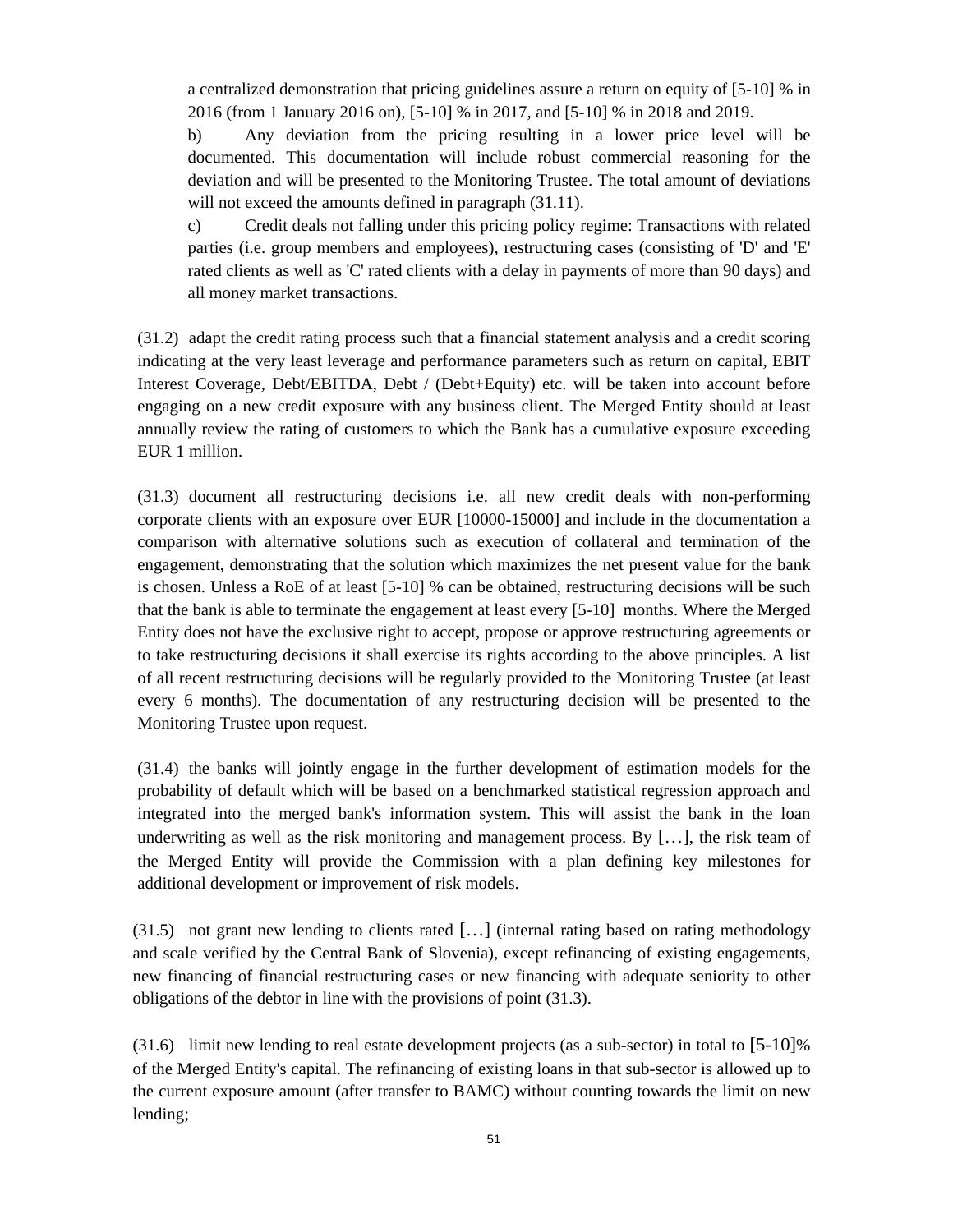a centralized demonstration that pricing guidelines assure a return on equity of [5-10] % in 2016 (from 1 January 2016 on), [5-10] % in 2017, and [5-10] % in 2018 and 2019.

b) Any deviation from the pricing resulting in a lower price level will be documented. This documentation will include robust commercial reasoning for the deviation and will be presented to the Monitoring Trustee. The total amount of deviations will not exceed the amounts defined in paragraph (31.11).

c) Credit deals not falling under this pricing policy regime: Transactions with related parties (i.e. group members and employees), restructuring cases (consisting of 'D' and 'E' rated clients as well as 'C' rated clients with a delay in payments of more than 90 days) and all money market transactions.

(31.2) adapt the credit rating process such that a financial statement analysis and a credit scoring indicating at the very least leverage and performance parameters such as return on capital, EBIT Interest Coverage, Debt/EBITDA, Debt / (Debt+Equity) etc. will be taken into account before engaging on a new credit exposure with any business client. The Merged Entity should at least annually review the rating of customers to which the Bank has a cumulative exposure exceeding EUR 1 million.

(31.3) document all restructuring decisions i.e. all new credit deals with non-performing corporate clients with an exposure over EUR [10000-15000] and include in the documentation a comparison with alternative solutions such as execution of collateral and termination of the engagement, demonstrating that the solution which maximizes the net present value for the bank is chosen. Unless a RoE of at least [5-10] % can be obtained, restructuring decisions will be such that the bank is able to terminate the engagement at least every [5-10] months. Where the Merged Entity does not have the exclusive right to accept, propose or approve restructuring agreements or to take restructuring decisions it shall exercise its rights according to the above principles. A list of all recent restructuring decisions will be regularly provided to the Monitoring Trustee (at least every 6 months). The documentation of any restructuring decision will be presented to the Monitoring Trustee upon request.

(31.4) the banks will jointly engage in the further development of estimation models for the probability of default which will be based on a benchmarked statistical regression approach and integrated into the merged bank's information system. This will assist the bank in the loan underwriting as well as the risk monitoring and management process. By […], the risk team of the Merged Entity will provide the Commission with a plan defining key milestones for additional development or improvement of risk models.

(31.5) not grant new lending to clients rated […] (internal rating based on rating methodology and scale verified by the Central Bank of Slovenia), except refinancing of existing engagements, new financing of financial restructuring cases or new financing with adequate seniority to other obligations of the debtor in line with the provisions of point (31.3).

(31.6) limit new lending to real estate development projects (as a sub-sector) in total to [5-10]% of the Merged Entity's capital. The refinancing of existing loans in that sub-sector is allowed up to the current exposure amount (after transfer to BAMC) without counting towards the limit on new lending;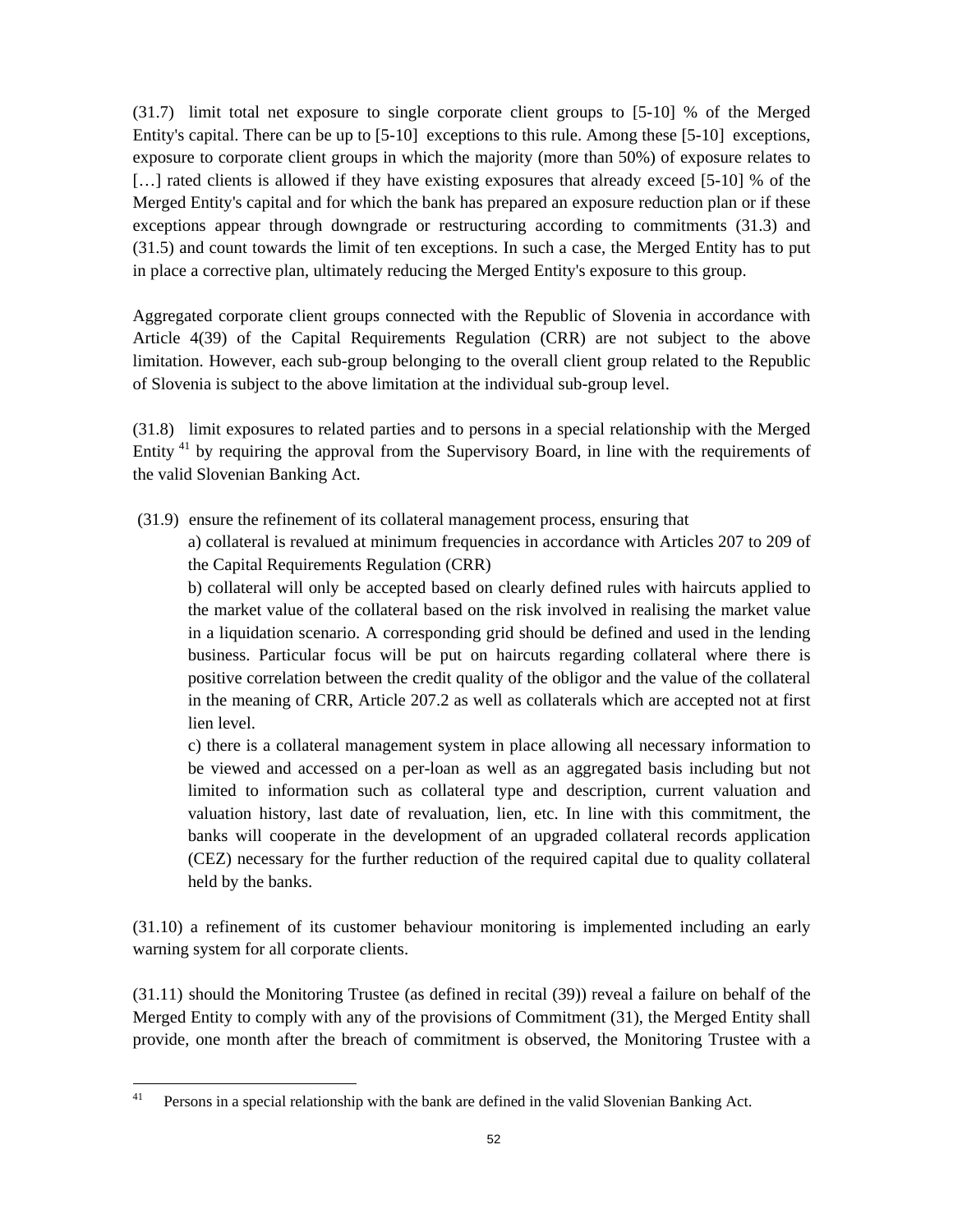(31.7) limit total net exposure to single corporate client groups to [5-10] % of the Merged Entity's capital. There can be up to [5-10] exceptions to this rule. Among these [5-10] exceptions, exposure to corporate client groups in which the majority (more than 50%) of exposure relates to […] rated clients is allowed if they have existing exposures that already exceed [5-10] % of the Merged Entity's capital and for which the bank has prepared an exposure reduction plan or if these exceptions appear through downgrade or restructuring according to commitments (31.3) and (31.5) and count towards the limit of ten exceptions. In such a case, the Merged Entity has to put in place a corrective plan, ultimately reducing the Merged Entity's exposure to this group.

Aggregated corporate client groups connected with the Republic of Slovenia in accordance with Article 4(39) of the Capital Requirements Regulation (CRR) are not subject to the above limitation. However, each sub-group belonging to the overall client group related to the Republic of Slovenia is subject to the above limitation at the individual sub-group level.

(31.8) limit exposures to related parties and to persons in a special relationship with the Merged Entity [41] by requiring the approval from the Supervisory Board, in line with the requirements of the valid Slovenian Banking Act.

(31.9) ensure the refinement of its collateral management process, ensuring that

a) collateral is revalued at minimum frequencies in accordance with Articles 207 to 209 of the Capital Requirements Regulation (CRR)

b) collateral will only be accepted based on clearly defined rules with haircuts applied to the market value of the collateral based on the risk involved in realising the market value in a liquidation scenario. A corresponding grid should be defined and used in the lending business. Particular focus will be put on haircuts regarding collateral where there is positive correlation between the credit quality of the obligor and the value of the collateral in the meaning of CRR, Article 207.2 as well as collaterals which are accepted not at first lien level.

c) there is a collateral management system in place allowing all necessary information to be viewed and accessed on a per-loan as well as an aggregated basis including but not limited to information such as collateral type and description, current valuation and valuation history, last date of revaluation, lien, etc. In line with this commitment, the banks will cooperate in the development of an upgraded collateral records application (CEZ) necessary for the further reduction of the required capital due to quality collateral held by the banks.

(31.10) a refinement of its customer behaviour monitoring is implemented including an early warning system for all corporate clients.

(31.11) should the Monitoring Trustee (as defined in recital (39)) reveal a failure on behalf of the Merged Entity to comply with any of the provisions of Commitment (31), the Merged Entity shall provide, one month after the breach of commitment is observed, the Monitoring Trustee with a

[41] Persons in a special relationship with the bank are defined in the valid Slovenian Banking Act.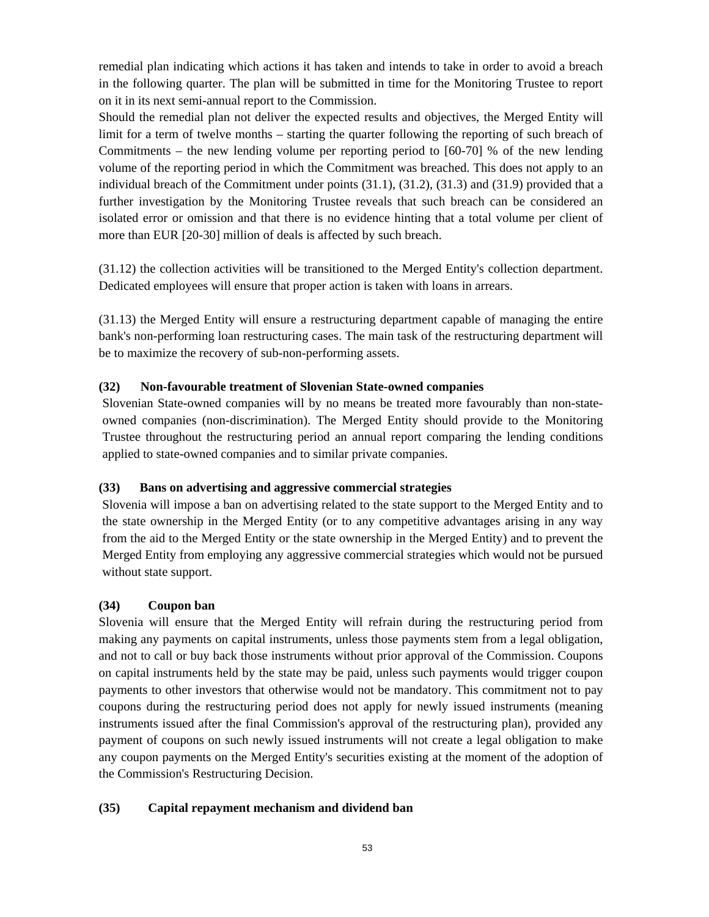remedial plan indicating which actions it has taken and intends to take in order to avoid a breach in the following quarter. The plan will be submitted in time for the Monitoring Trustee to report on it in its next semi-annual report to the Commission.

Should the remedial plan not deliver the expected results and objectives, the Merged Entity will limit for a term of twelve months – starting the quarter following the reporting of such breach of Commitments – the new lending volume per reporting period to [60-70] % of the new lending volume of the reporting period in which the Commitment was breached. This does not apply to an individual breach of the Commitment under points (31.1), (31.2), (31.3) and (31.9) provided that a further investigation by the Monitoring Trustee reveals that such breach can be considered an isolated error or omission and that there is no evidence hinting that a total volume per client of more than EUR [20-30] million of deals is affected by such breach.

(31.12) the collection activities will be transitioned to the Merged Entity's collection department. Dedicated employees will ensure that proper action is taken with loans in arrears.

(31.13) the Merged Entity will ensure a restructuring department capable of managing the entire bank's non-performing loan restructuring cases. The main task of the restructuring department will be to maximize the recovery of sub-non-performing assets.

**(32) Non-favourable treatment of Slovenian State-owned companies**

Slovenian State-owned companies will by no means be treated more favourably than non-state-owned companies (non-discrimination). The Merged Entity should provide to the Monitoring Trustee throughout the restructuring period an annual report comparing the lending conditions applied to state-owned companies and to similar private companies.

**(33) Bans on advertising and aggressive commercial strategies**

Slovenia will impose a ban on advertising related to the state support to the Merged Entity and to the state ownership in the Merged Entity (or to any competitive advantages arising in any way from the aid to the Merged Entity or the state ownership in the Merged Entity) and to prevent the Merged Entity from employing any aggressive commercial strategies which would not be pursued without state support.

**(34) Coupon ban**

Slovenia will ensure that the Merged Entity will refrain during the restructuring period from making any payments on capital instruments, unless those payments stem from a legal obligation, and not to call or buy back those instruments without prior approval of the Commission. Coupons on capital instruments held by the state may be paid, unless such payments would trigger coupon payments to other investors that otherwise would not be mandatory. This commitment not to pay coupons during the restructuring period does not apply for newly issued instruments (meaning instruments issued after the final Commission's approval of the restructuring plan), provided any payment of coupons on such newly issued instruments will not create a legal obligation to make any coupon payments on the Merged Entity's securities existing at the moment of the adoption of the Commission's Restructuring Decision.

**(35) Capital repayment mechanism and dividend ban**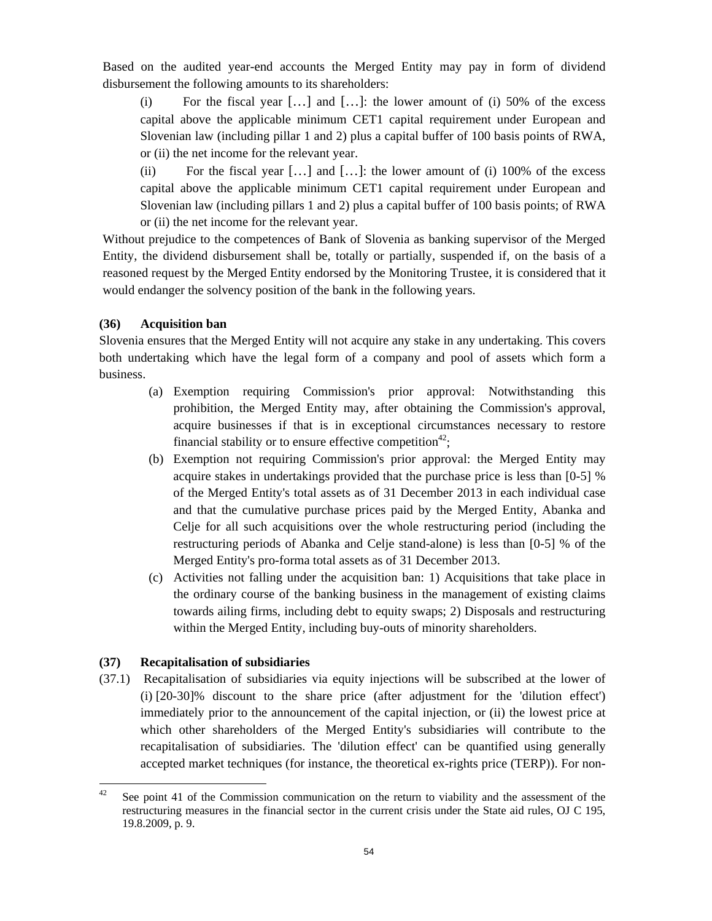Based on the audited year-end accounts the Merged Entity may pay in form of dividend disbursement the following amounts to its shareholders:

(i) For the fiscal year […] and […]: the lower amount of (i) 50% of the excess capital above the applicable minimum CET1 capital requirement under European and Slovenian law (including pillar 1 and 2) plus a capital buffer of 100 basis points of RWA, or (ii) the net income for the relevant year.

(ii) For the fiscal year […] and […]: the lower amount of (i) 100% of the excess capital above the applicable minimum CET1 capital requirement under European and Slovenian law (including pillars 1 and 2) plus a capital buffer of 100 basis points; of RWA or (ii) the net income for the relevant year.

Without prejudice to the competences of Bank of Slovenia as banking supervisor of the Merged Entity, the dividend disbursement shall be, totally or partially, suspended if, on the basis of a reasoned request by the Merged Entity endorsed by the Monitoring Trustee, it is considered that it would endanger the solvency position of the bank in the following years.

**(36) Acquisition ban**

Slovenia ensures that the Merged Entity will not acquire any stake in any undertaking. This covers both undertaking which have the legal form of a company and pool of assets which form a business.

(a) Exemption requiring Commission's prior approval: Notwithstanding this prohibition, the Merged Entity may, after obtaining the Commission's approval, acquire businesses if that is in exceptional circumstances necessary to restore financial stability or to ensure effective competition[42];

(b) Exemption not requiring Commission's prior approval: the Merged Entity may acquire stakes in undertakings provided that the purchase price is less than [0-5] % of the Merged Entity's total assets as of 31 December 2013 in each individual case and that the cumulative purchase prices paid by the Merged Entity, Abanka and Celje for all such acquisitions over the whole restructuring period (including the restructuring periods of Abanka and Celje stand-alone) is less than [0-5] % of the Merged Entity's pro-forma total assets as of 31 December 2013.

(c) Activities not falling under the acquisition ban: 1) Acquisitions that take place in the ordinary course of the banking business in the management of existing claims towards ailing firms, including debt to equity swaps; 2) Disposals and restructuring within the Merged Entity, including buy-outs of minority shareholders.

**(37) Recapitalisation of subsidiaries**

(37.1) Recapitalisation of subsidiaries via equity injections will be subscribed at the lower of (i) [20-30]% discount to the share price (after adjustment for the 'dilution effect') immediately prior to the announcement of the capital injection, or (ii) the lowest price at which other shareholders of the Merged Entity's subsidiaries will contribute to the recapitalisation of subsidiaries. The 'dilution effect' can be quantified using generally accepted market techniques (for instance, the theoretical ex-rights price (TERP)). For non-

[42] See point 41 of the Commission communication on the return to viability and the assessment of the restructuring measures in the financial sector in the current crisis under the State aid rules, OJ C 195, 19.8.2009, p. 9.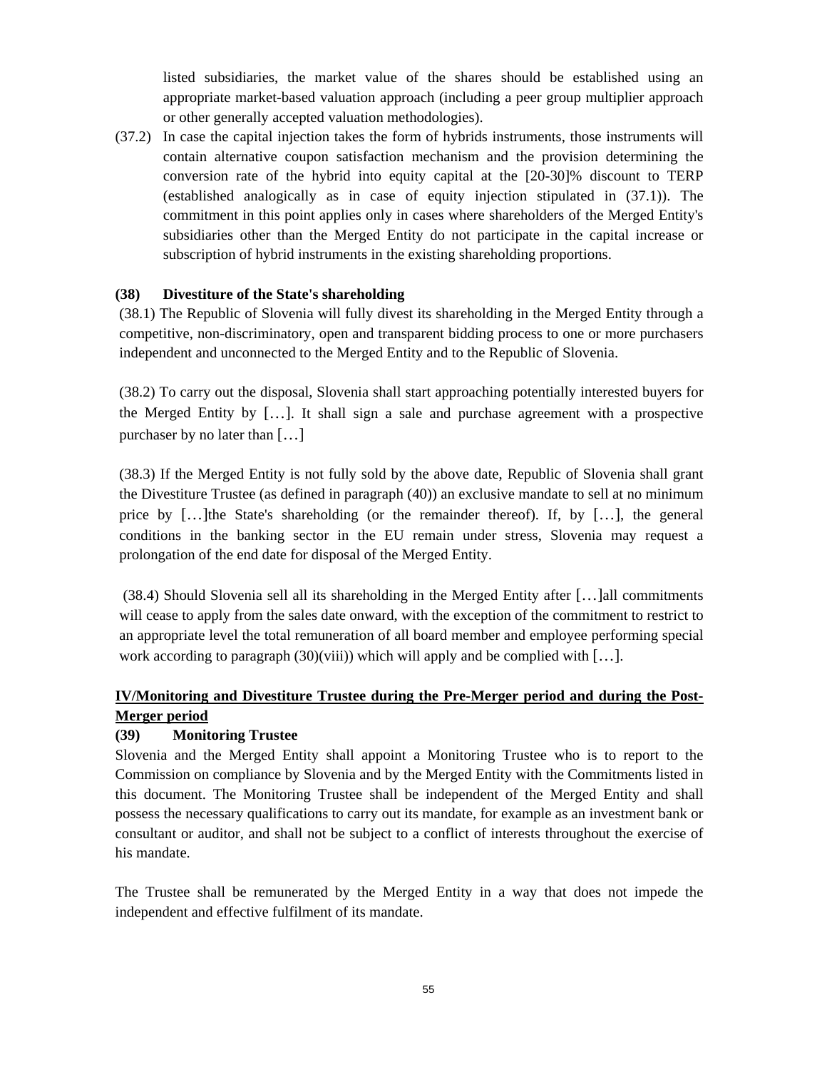listed subsidiaries, the market value of the shares should be established using an appropriate market-based valuation approach (including a peer group multiplier approach or other generally accepted valuation methodologies).

(37.2) In case the capital injection takes the form of hybrids instruments, those instruments will contain alternative coupon satisfaction mechanism and the provision determining the conversion rate of the hybrid into equity capital at the [20-30]% discount to TERP (established analogically as in case of equity injection stipulated in (37.1)). The commitment in this point applies only in cases where shareholders of the Merged Entity's subsidiaries other than the Merged Entity do not participate in the capital increase or subscription of hybrid instruments in the existing shareholding proportions.

**(38) Divestiture of the State's shareholding**

(38.1) The Republic of Slovenia will fully divest its shareholding in the Merged Entity through a competitive, non-discriminatory, open and transparent bidding process to one or more purchasers independent and unconnected to the Merged Entity and to the Republic of Slovenia.

(38.2) To carry out the disposal, Slovenia shall start approaching potentially interested buyers for the Merged Entity by […]. It shall sign a sale and purchase agreement with a prospective purchaser by no later than […]

(38.3) If the Merged Entity is not fully sold by the above date, Republic of Slovenia shall grant the Divestiture Trustee (as defined in paragraph (40)) an exclusive mandate to sell at no minimum price by […]the State's shareholding (or the remainder thereof). If, by […], the general conditions in the banking sector in the EU remain under stress, Slovenia may request a prolongation of the end date for disposal of the Merged Entity.

(38.4) Should Slovenia sell all its shareholding in the Merged Entity after […]all commitments will cease to apply from the sales date onward, with the exception of the commitment to restrict to an appropriate level the total remuneration of all board member and employee performing special work according to paragraph (30)(viii)) which will apply and be complied with […].

## IV/Monitoring and Divestiture Trustee during the Pre-Merger period and during the Post-Merger period

**(39) Monitoring Trustee**

Slovenia and the Merged Entity shall appoint a Monitoring Trustee who is to report to the Commission on compliance by Slovenia and by the Merged Entity with the Commitments listed in this document. The Monitoring Trustee shall be independent of the Merged Entity and shall possess the necessary qualifications to carry out its mandate, for example as an investment bank or consultant or auditor, and shall not be subject to a conflict of interests throughout the exercise of his mandate.

The Trustee shall be remunerated by the Merged Entity in a way that does not impede the independent and effective fulfilment of its mandate.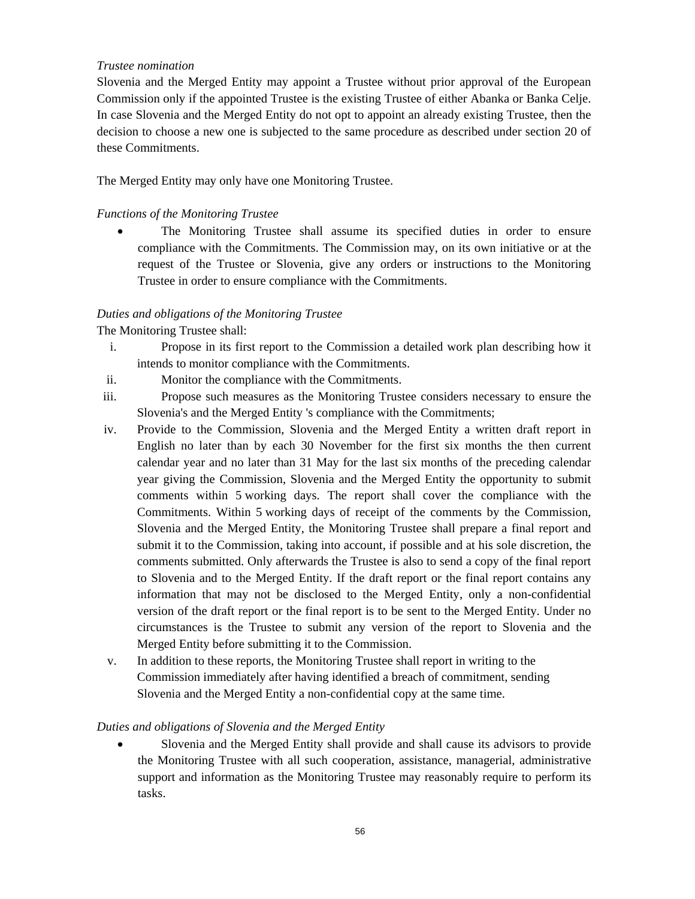*Trustee nomination*

Slovenia and the Merged Entity may appoint a Trustee without prior approval of the European Commission only if the appointed Trustee is the existing Trustee of either Abanka or Banka Celje. In case Slovenia and the Merged Entity do not opt to appoint an already existing Trustee, then the decision to choose a new one is subjected to the same procedure as described under section 20 of these Commitments.

The Merged Entity may only have one Monitoring Trustee.

*Functions of the Monitoring Trustee*

- The Monitoring Trustee shall assume its specified duties in order to ensure compliance with the Commitments. The Commission may, on its own initiative or at the request of the Trustee or Slovenia, give any orders or instructions to the Monitoring Trustee in order to ensure compliance with the Commitments.

*Duties and obligations of the Monitoring Trustee*

The Monitoring Trustee shall:

i. Propose in its first report to the Commission a detailed work plan describing how it intends to monitor compliance with the Commitments.

ii. Monitor the compliance with the Commitments.

iii. Propose such measures as the Monitoring Trustee considers necessary to ensure the Slovenia's and the Merged Entity 's compliance with the Commitments;

iv. Provide to the Commission, Slovenia and the Merged Entity a written draft report in English no later than by each 30 November for the first six months the then current calendar year and no later than 31 May for the last six months of the preceding calendar year giving the Commission, Slovenia and the Merged Entity the opportunity to submit comments within 5 working days. The report shall cover the compliance with the Commitments. Within 5 working days of receipt of the comments by the Commission, Slovenia and the Merged Entity, the Monitoring Trustee shall prepare a final report and submit it to the Commission, taking into account, if possible and at his sole discretion, the comments submitted. Only afterwards the Trustee is also to send a copy of the final report to Slovenia and to the Merged Entity. If the draft report or the final report contains any information that may not be disclosed to the Merged Entity, only a non-confidential version of the draft report or the final report is to be sent to the Merged Entity. Under no circumstances is the Trustee to submit any version of the report to Slovenia and the Merged Entity before submitting it to the Commission.

v. In addition to these reports, the Monitoring Trustee shall report in writing to the Commission immediately after having identified a breach of commitment, sending Slovenia and the Merged Entity a non-confidential copy at the same time.

*Duties and obligations of Slovenia and the Merged Entity*

- Slovenia and the Merged Entity shall provide and shall cause its advisors to provide the Monitoring Trustee with all such cooperation, assistance, managerial, administrative support and information as the Monitoring Trustee may reasonably require to perform its tasks.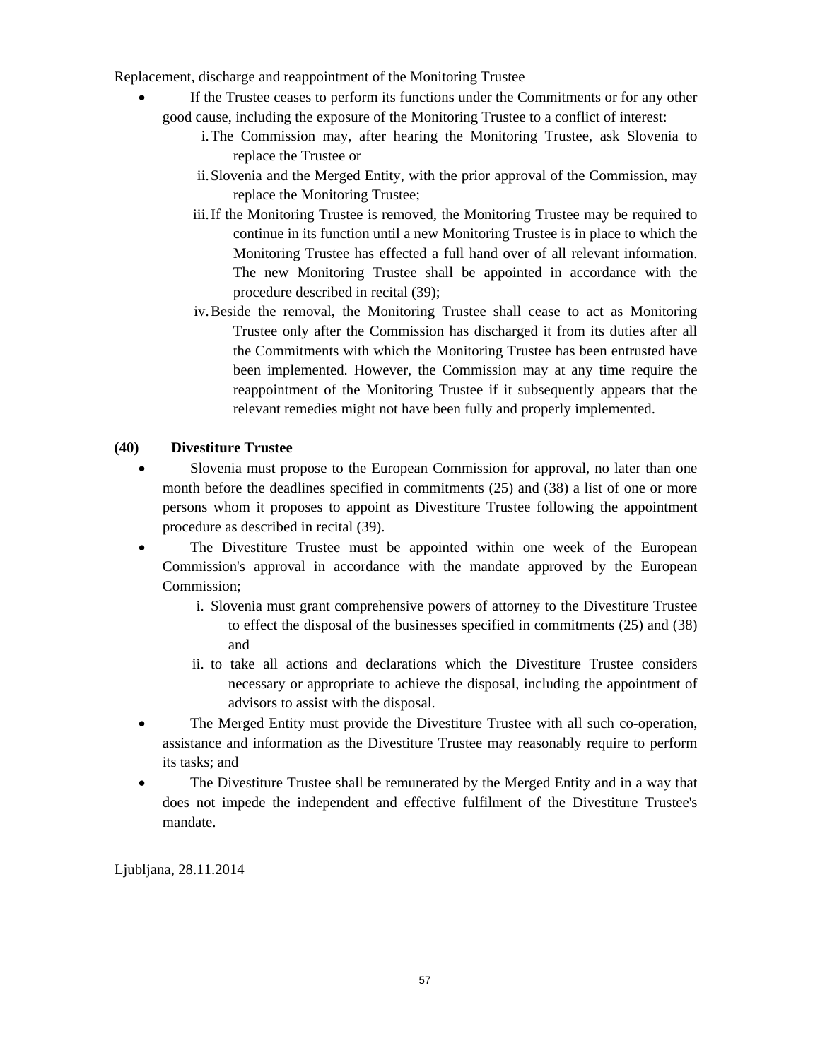Replacement, discharge and reappointment of the Monitoring Trustee

- If the Trustee ceases to perform its functions under the Commitments or for any other good cause, including the exposure of the Monitoring Trustee to a conflict of interest:
    1. The Commission may, after hearing the Monitoring Trustee, ask Slovenia to replace the Trustee or
    2. Slovenia and the Merged Entity, with the prior approval of the Commission, may replace the Monitoring Trustee;
    3. If the Monitoring Trustee is removed, the Monitoring Trustee may be required to continue in its function until a new Monitoring Trustee is in place to which the Monitoring Trustee has effected a full hand over of all relevant information. The new Monitoring Trustee shall be appointed in accordance with the procedure described in recital (39);
    4. Beside the removal, the Monitoring Trustee shall cease to act as Monitoring Trustee only after the Commission has discharged it from its duties after all the Commitments with which the Monitoring Trustee has been entrusted have been implemented. However, the Commission may at any time require the reappointment of the Monitoring Trustee if it subsequently appears that the relevant remedies might not have been fully and properly implemented.

**(40) Divestiture Trustee**

- Slovenia must propose to the European Commission for approval, no later than one month before the deadlines specified in commitments (25) and (38) a list of one or more persons whom it proposes to appoint as Divestiture Trustee following the appointment procedure as described in recital (39).
- The Divestiture Trustee must be appointed within one week of the European Commission's approval in accordance with the mandate approved by the European Commission;
    1. Slovenia must grant comprehensive powers of attorney to the Divestiture Trustee to effect the disposal of the businesses specified in commitments (25) and (38) and
    2. to take all actions and declarations which the Divestiture Trustee considers necessary or appropriate to achieve the disposal, including the appointment of advisors to assist with the disposal.
- The Merged Entity must provide the Divestiture Trustee with all such co-operation, assistance and information as the Divestiture Trustee may reasonably require to perform its tasks; and
- The Divestiture Trustee shall be remunerated by the Merged Entity and in a way that does not impede the independent and effective fulfilment of the Divestiture Trustee's mandate.

Ljubljana, 28.11.2014